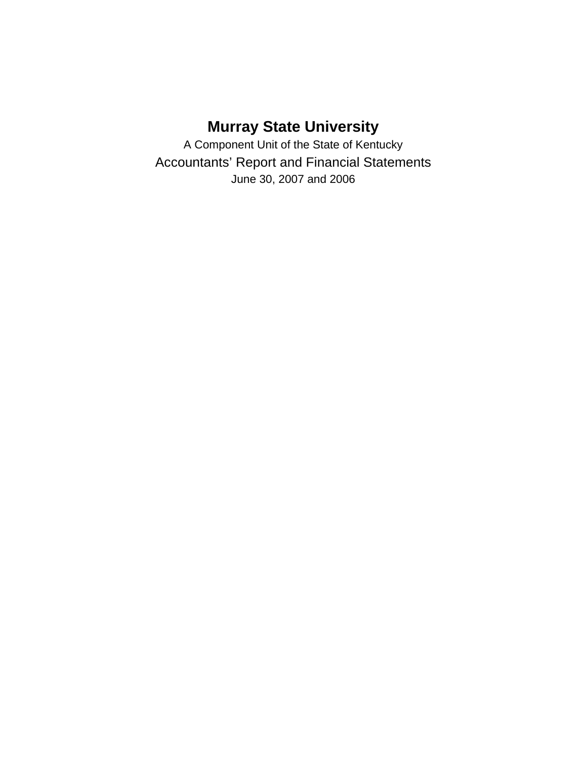# Murray State University

A Component Unit of the State of Kentucky

Accountants' Report and Financial Statements

June 30, 2007 and 2006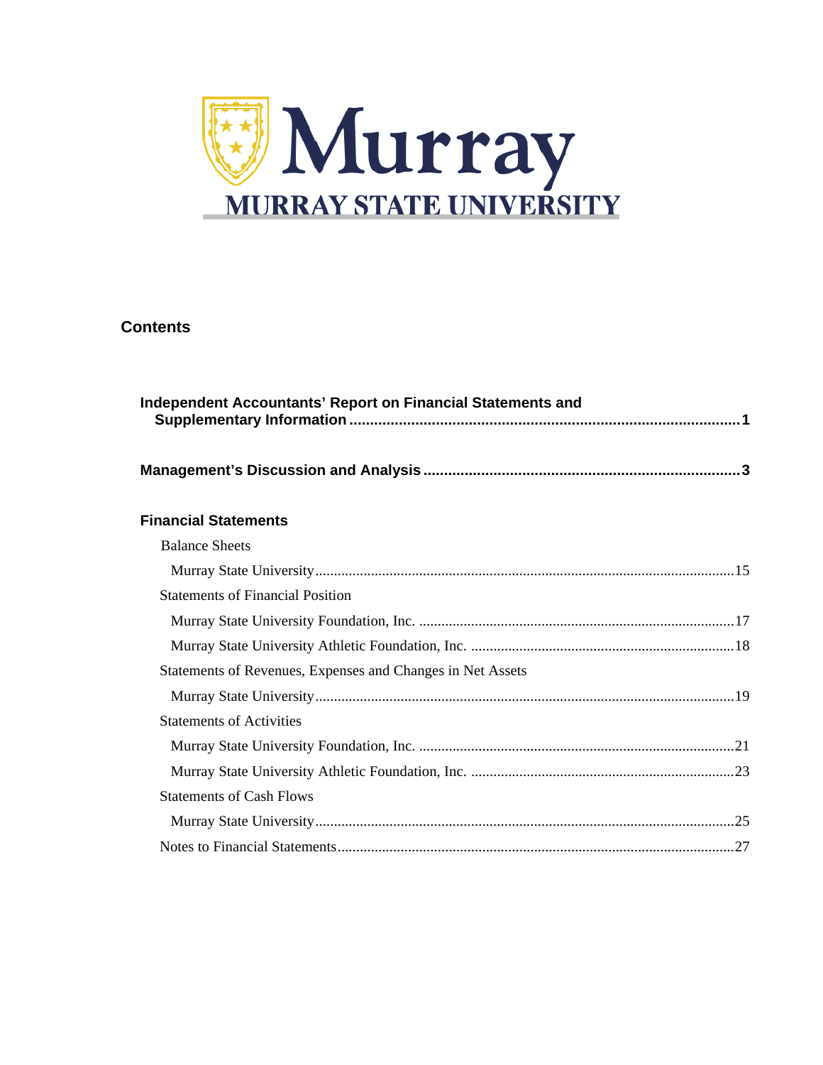Murray

MURRAY STATE UNIVERSITY

## Contents

**Independent Accountants' Report on Financial Statements and Supplementary Information** .......... 1

**Management's Discussion and Analysis** .......... 3

**Financial Statements**

Balance Sheets

- Murray State University .......... 15

Statements of Financial Position

- Murray State University Foundation, Inc. .......... 17
- Murray State University Athletic Foundation, Inc. .......... 18

Statements of Revenues, Expenses and Changes in Net Assets

- Murray State University .......... 19

Statements of Activities

- Murray State University Foundation, Inc. .......... 21
- Murray State University Athletic Foundation, Inc. .......... 23

Statements of Cash Flows

- Murray State University .......... 25

Notes to Financial Statements .......... 27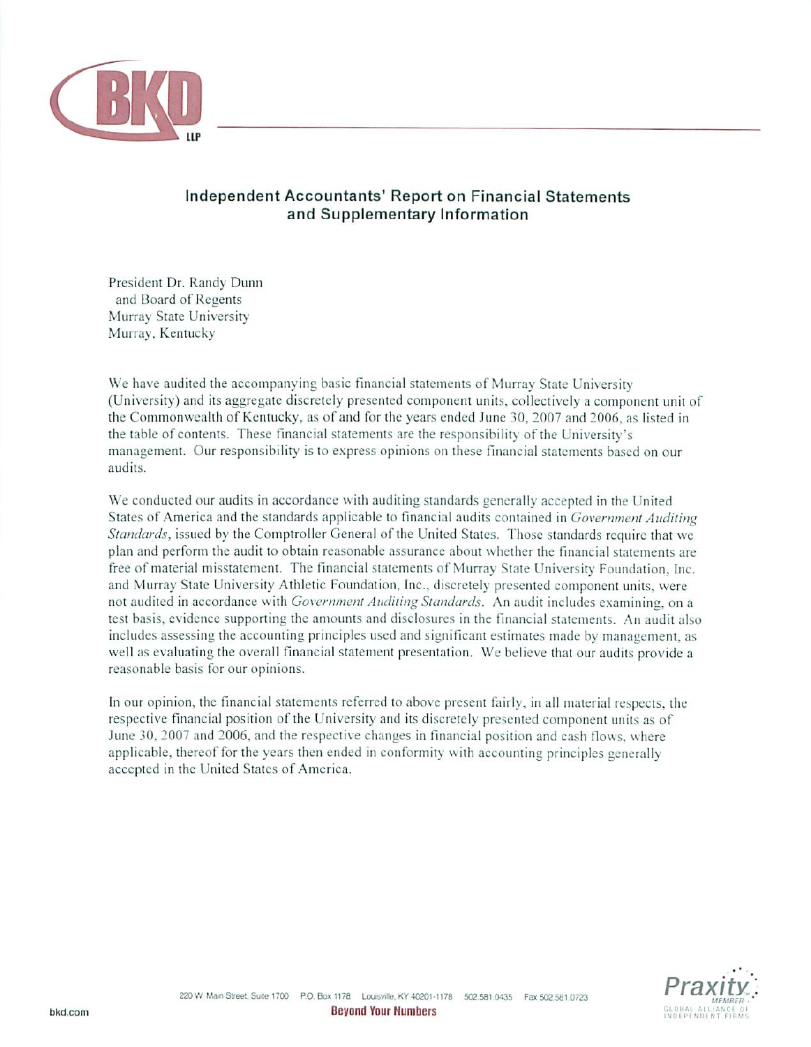## Independent Accountants' Report on Financial Statements and Supplementary Information

President Dr. Randy Dunn
and Board of Regents
Murray State University
Murray, Kentucky

We have audited the accompanying basic financial statements of Murray State University (University) and its aggregate discretely presented component units, collectively a component unit of the Commonwealth of Kentucky, as of and for the years ended June 30, 2007 and 2006, as listed in the table of contents. These financial statements are the responsibility of the University's management. Our responsibility is to express opinions on these financial statements based on our audits.

We conducted our audits in accordance with auditing standards generally accepted in the United States of America and the standards applicable to financial audits contained in *Government Auditing Standards*, issued by the Comptroller General of the United States. Those standards require that we plan and perform the audit to obtain reasonable assurance about whether the financial statements are free of material misstatement. The financial statements of Murray State University Foundation, Inc. and Murray State University Athletic Foundation, Inc., discretely presented component units, were not audited in accordance with *Government Auditing Standards*. An audit includes examining, on a test basis, evidence supporting the amounts and disclosures in the financial statements. An audit also includes assessing the accounting principles used and significant estimates made by management, as well as evaluating the overall financial statement presentation. We believe that our audits provide a reasonable basis for our opinions.

In our opinion, the financial statements referred to above present fairly, in all material respects, the respective financial position of the University and its discretely presented component units as of June 30, 2007 and 2006, and the respective changes in financial position and cash flows, where applicable, thereof for the years then ended in conformity with accounting principles generally accepted in the United States of America.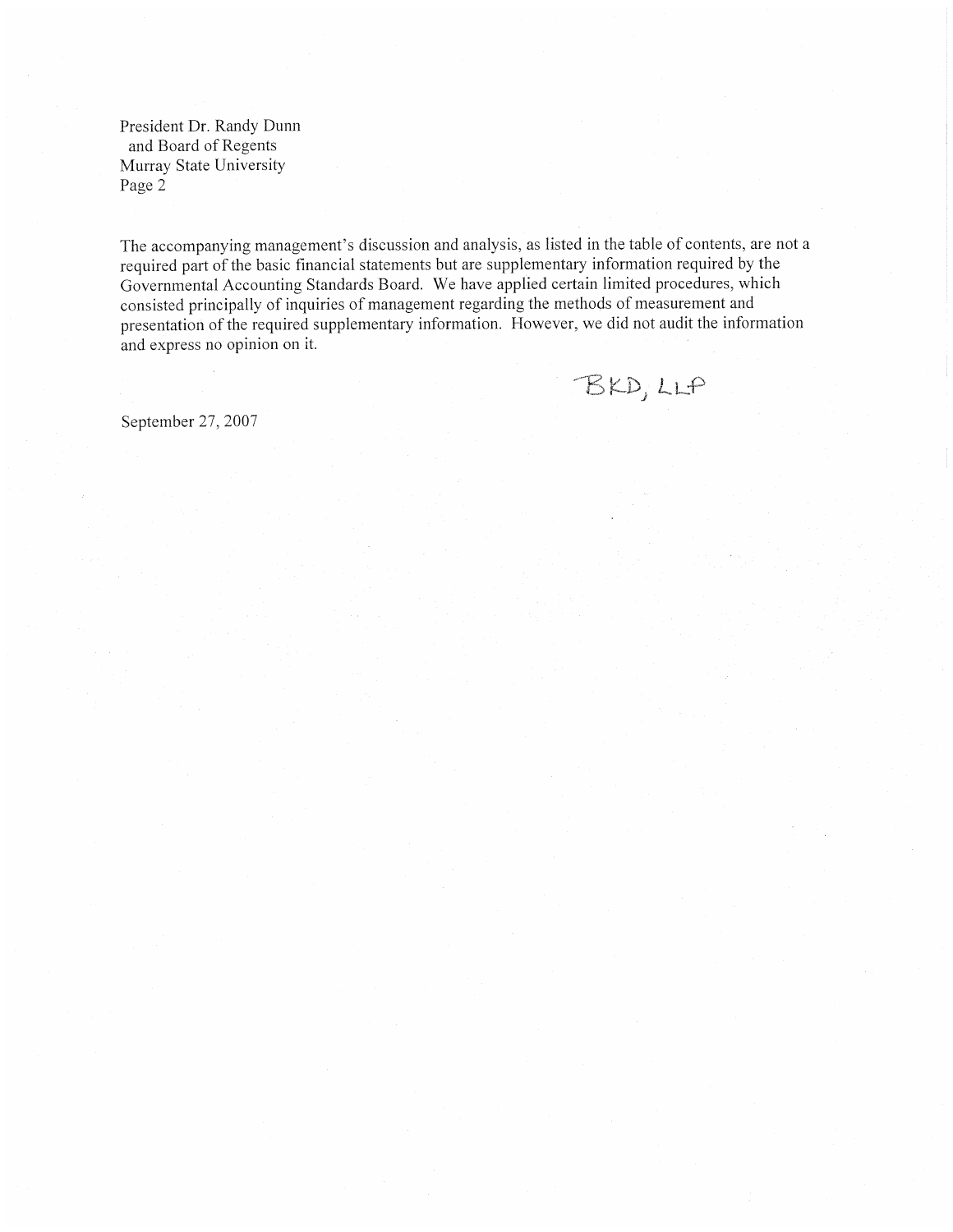President Dr. Randy Dunn
and Board of Regents
Murray State University

The accompanying management's discussion and analysis, as listed in the table of contents, are not a required part of the basic financial statements but are supplementary information required by the Governmental Accounting Standards Board. We have applied certain limited procedures, which consisted principally of inquiries of management regarding the methods of measurement and presentation of the required supplementary information. However, we did not audit the information and express no opinion on it.

BKD, LLP

September 27, 2007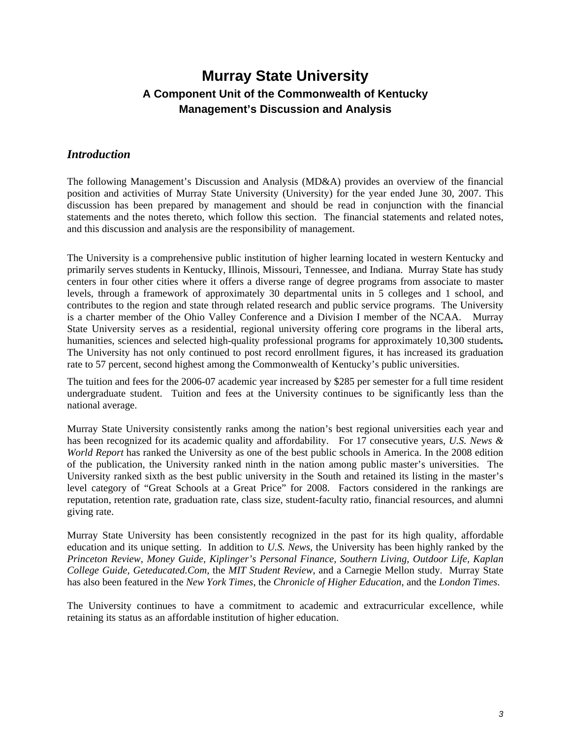# Murray State University

## A Component Unit of the Commonwealth of Kentucky

## Management's Discussion and Analysis

### *Introduction*

The following Management's Discussion and Analysis (MD&A) provides an overview of the financial position and activities of Murray State University (University) for the year ended June 30, 2007. This discussion has been prepared by management and should be read in conjunction with the financial statements and the notes thereto, which follow this section. The financial statements and related notes, and this discussion and analysis are the responsibility of management.

The University is a comprehensive public institution of higher learning located in western Kentucky and primarily serves students in Kentucky, Illinois, Missouri, Tennessee, and Indiana. Murray State has study centers in four other cities where it offers a diverse range of degree programs from associate to master levels, through a framework of approximately 30 departmental units in 5 colleges and 1 school, and contributes to the region and state through related research and public service programs. The University is a charter member of the Ohio Valley Conference and a Division I member of the NCAA. Murray State University serves as a residential, regional university offering core programs in the liberal arts, humanities, sciences and selected high-quality professional programs for approximately 10,300 students**.** The University has not only continued to post record enrollment figures, it has increased its graduation rate to 57 percent, second highest among the Commonwealth of Kentucky's public universities.

The tuition and fees for the 2006-07 academic year increased by $285 per semester for a full time resident undergraduate student. Tuition and fees at the University continues to be significantly less than the national average.

Murray State University consistently ranks among the nation's best regional universities each year and has been recognized for its academic quality and affordability. For 17 consecutive years, *U.S. News & World Report* has ranked the University as one of the best public schools in America. In the 2008 edition of the publication, the University ranked ninth in the nation among public master's universities. The University ranked sixth as the best public university in the South and retained its listing in the master's level category of "Great Schools at a Great Price" for 2008. Factors considered in the rankings are reputation, retention rate, graduation rate, class size, student-faculty ratio, financial resources, and alumni giving rate.

Murray State University has been consistently recognized in the past for its high quality, affordable education and its unique setting. In addition to *U.S. News*, the University has been highly ranked by the *Princeton Review, Money Guide, Kiplinger's Personal Finance, Southern Living, Outdoor Life, Kaplan College Guide, Geteducated.Com,* the *MIT Student Review*, and a Carnegie Mellon study. Murray State has also been featured in the *New York Times*, the *Chronicle of Higher Education*, and the *London Times*.

The University continues to have a commitment to academic and extracurricular excellence, while retaining its status as an affordable institution of higher education.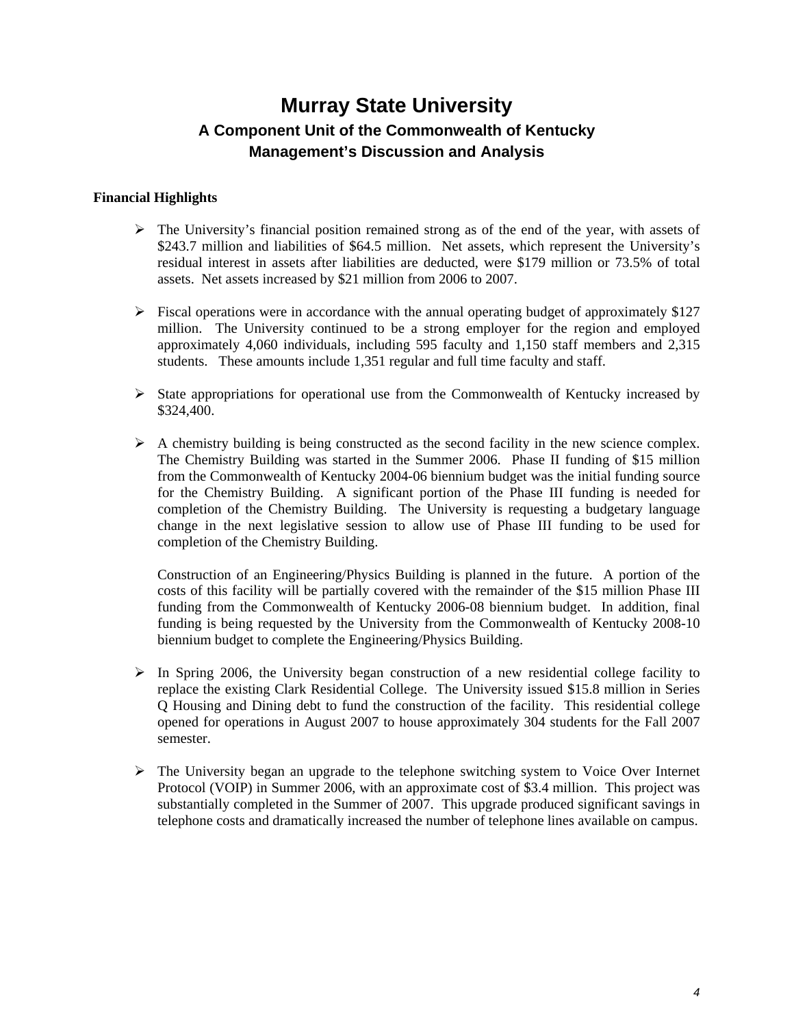# Murray State University

## A Component Unit of the Commonwealth of Kentucky

## Management's Discussion and Analysis

**Financial Highlights**

- The University's financial position remained strong as of the end of the year, with assets of \$243.7 million and liabilities of \$64.5 million. Net assets, which represent the University's residual interest in assets after liabilities are deducted, were \$179 million or 73.5% of total assets. Net assets increased by \$21 million from 2006 to 2007.

- Fiscal operations were in accordance with the annual operating budget of approximately \$127 million. The University continued to be a strong employer for the region and employed approximately 4,060 individuals, including 595 faculty and 1,150 staff members and 2,315 students. These amounts include 1,351 regular and full time faculty and staff.

- State appropriations for operational use from the Commonwealth of Kentucky increased by \$324,400.

- A chemistry building is being constructed as the second facility in the new science complex. The Chemistry Building was started in the Summer 2006. Phase II funding of \$15 million from the Commonwealth of Kentucky 2004-06 biennium budget was the initial funding source for the Chemistry Building. A significant portion of the Phase III funding is needed for completion of the Chemistry Building. The University is requesting a budgetary language change in the next legislative session to allow use of Phase III funding to be used for completion of the Chemistry Building.

  Construction of an Engineering/Physics Building is planned in the future. A portion of the costs of this facility will be partially covered with the remainder of the \$15 million Phase III funding from the Commonwealth of Kentucky 2006-08 biennium budget. In addition, final funding is being requested by the University from the Commonwealth of Kentucky 2008-10 biennium budget to complete the Engineering/Physics Building.

- In Spring 2006, the University began construction of a new residential college facility to replace the existing Clark Residential College. The University issued \$15.8 million in Series Q Housing and Dining debt to fund the construction of the facility. This residential college opened for operations in August 2007 to house approximately 304 students for the Fall 2007 semester.

- The University began an upgrade to the telephone switching system to Voice Over Internet Protocol (VOIP) in Summer 2006, with an approximate cost of \$3.4 million. This project was substantially completed in the Summer of 2007. This upgrade produced significant savings in telephone costs and dramatically increased the number of telephone lines available on campus.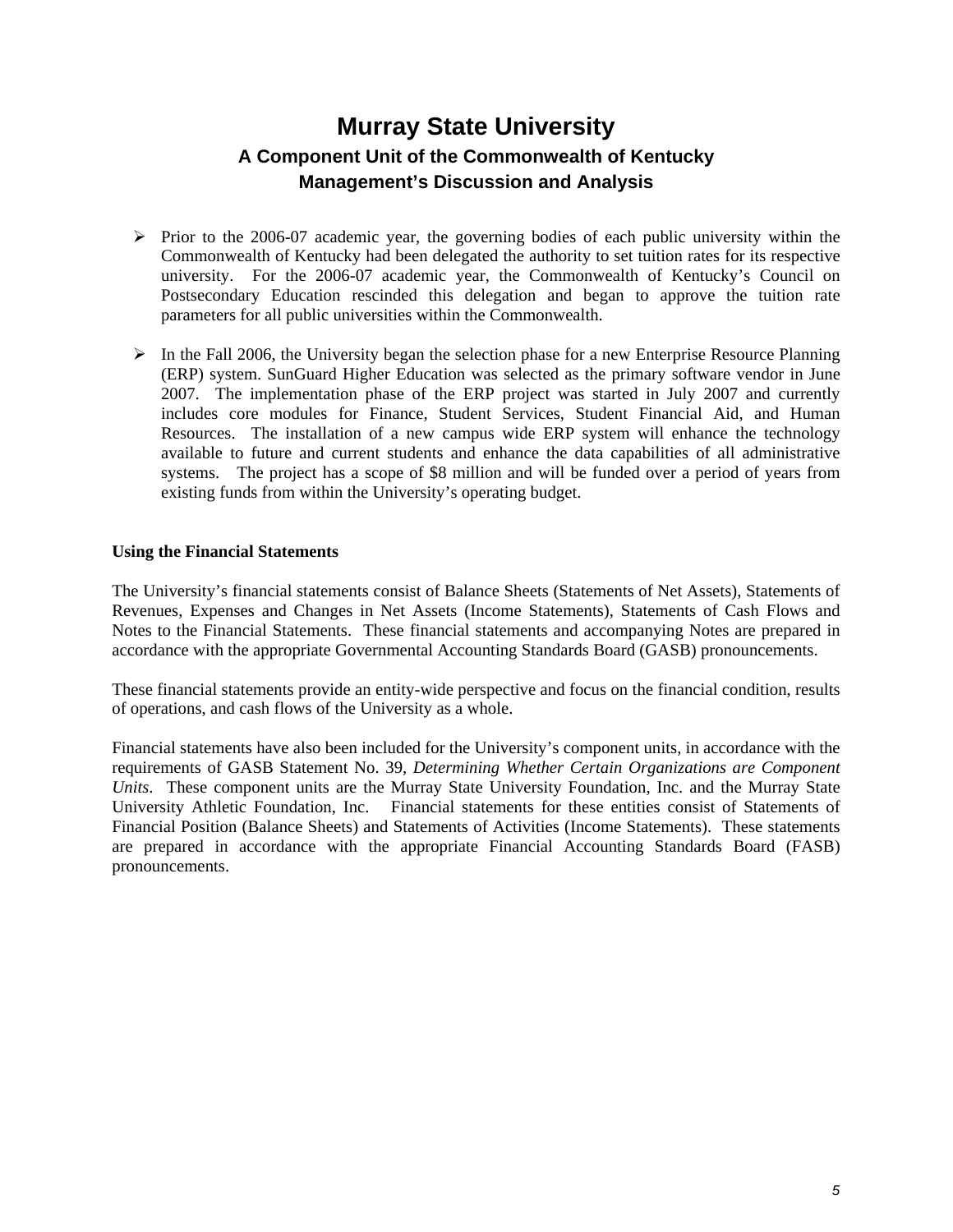# Murray State University

## A Component Unit of the Commonwealth of Kentucky

## Management's Discussion and Analysis

- Prior to the 2006-07 academic year, the governing bodies of each public university within the Commonwealth of Kentucky had been delegated the authority to set tuition rates for its respective university. For the 2006-07 academic year, the Commonwealth of Kentucky's Council on Postsecondary Education rescinded this delegation and began to approve the tuition rate parameters for all public universities within the Commonwealth.

- In the Fall 2006, the University began the selection phase for a new Enterprise Resource Planning (ERP) system. SunGuard Higher Education was selected as the primary software vendor in June 2007. The implementation phase of the ERP project was started in July 2007 and currently includes core modules for Finance, Student Services, Student Financial Aid, and Human Resources. The installation of a new campus wide ERP system will enhance the technology available to future and current students and enhance the data capabilities of all administrative systems. The project has a scope of $8 million and will be funded over a period of years from existing funds from within the University's operating budget.

**Using the Financial Statements**

The University's financial statements consist of Balance Sheets (Statements of Net Assets), Statements of Revenues, Expenses and Changes in Net Assets (Income Statements), Statements of Cash Flows and Notes to the Financial Statements. These financial statements and accompanying Notes are prepared in accordance with the appropriate Governmental Accounting Standards Board (GASB) pronouncements.

These financial statements provide an entity-wide perspective and focus on the financial condition, results of operations, and cash flows of the University as a whole.

Financial statements have also been included for the University's component units, in accordance with the requirements of GASB Statement No. 39, *Determining Whether Certain Organizations are Component Units*. These component units are the Murray State University Foundation, Inc. and the Murray State University Athletic Foundation, Inc. Financial statements for these entities consist of Statements of Financial Position (Balance Sheets) and Statements of Activities (Income Statements). These statements are prepared in accordance with the appropriate Financial Accounting Standards Board (FASB) pronouncements.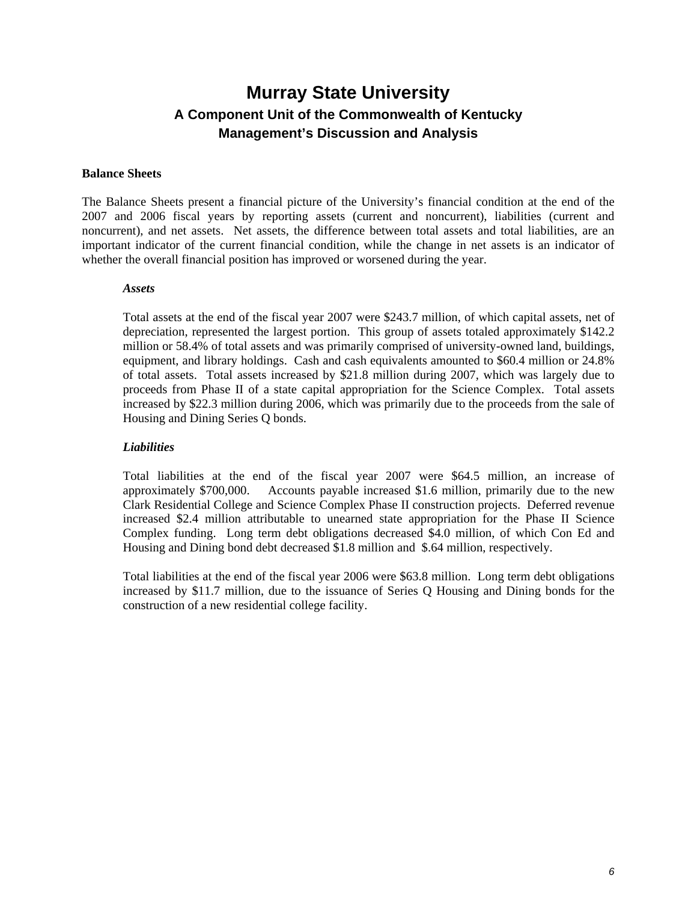# Murray State University

## A Component Unit of the Commonwealth of Kentucky

## Management's Discussion and Analysis

**Balance Sheets**

The Balance Sheets present a financial picture of the University's financial condition at the end of the 2007 and 2006 fiscal years by reporting assets (current and noncurrent), liabilities (current and noncurrent), and net assets. Net assets, the difference between total assets and total liabilities, are an important indicator of the current financial condition, while the change in net assets is an indicator of whether the overall financial position has improved or worsened during the year.

***Assets***

Total assets at the end of the fiscal year 2007 were $243.7 million, of which capital assets, net of depreciation, represented the largest portion. This group of assets totaled approximately $142.2 million or 58.4% of total assets and was primarily comprised of university-owned land, buildings, equipment, and library holdings. Cash and cash equivalents amounted to $60.4 million or 24.8% of total assets. Total assets increased by $21.8 million during 2007, which was largely due to proceeds from Phase II of a state capital appropriation for the Science Complex. Total assets increased by $22.3 million during 2006, which was primarily due to the proceeds from the sale of Housing and Dining Series Q bonds.

***Liabilities***

Total liabilities at the end of the fiscal year 2007 were $64.5 million, an increase of approximately $700,000. Accounts payable increased $1.6 million, primarily due to the new Clark Residential College and Science Complex Phase II construction projects. Deferred revenue increased $2.4 million attributable to unearned state appropriation for the Phase II Science Complex funding. Long term debt obligations decreased $4.0 million, of which Con Ed and Housing and Dining bond debt decreased $1.8 million and $.64 million, respectively.

Total liabilities at the end of the fiscal year 2006 were $63.8 million. Long term debt obligations increased by $11.7 million, due to the issuance of Series Q Housing and Dining bonds for the construction of a new residential college facility.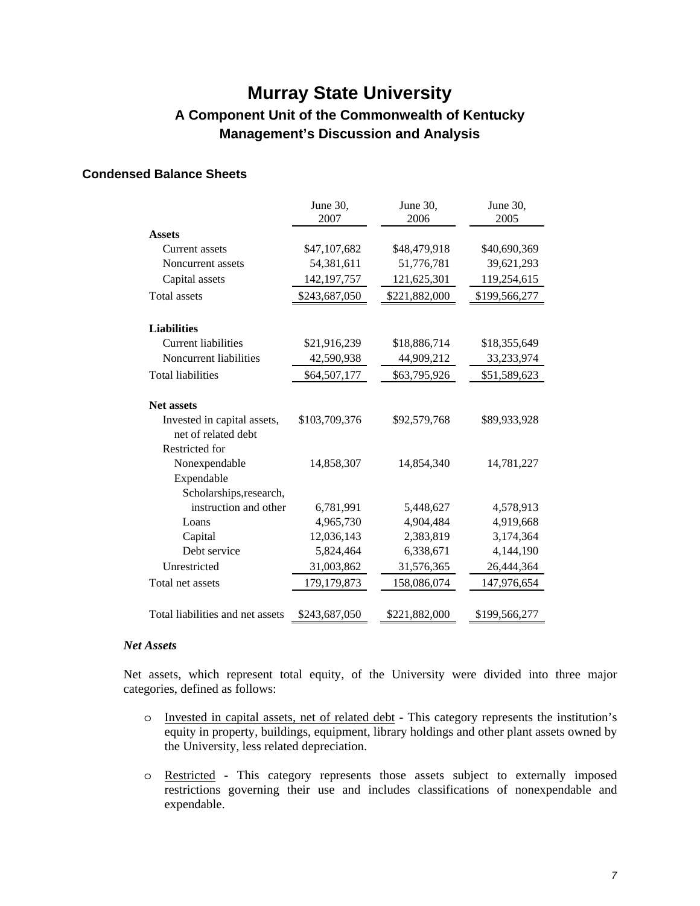# Murray State University

## A Component Unit of the Commonwealth of Kentucky

## Management's Discussion and Analysis

### Condensed Balance Sheets

| | June 30, 2007 | June 30, 2006 | June 30, 2005 |
|---|---|---|---|
| **Assets** | | | |
| Current assets | $47,107,682 | $48,479,918 | $40,690,369 |
| Noncurrent assets | 54,381,611 | 51,776,781 | 39,621,293 |
| Capital assets | 142,197,757 | 121,625,301 | 119,254,615 |
| Total assets | $243,687,050 | $221,882,000 | $199,566,277 |
| **Liabilities** | | | |
| Current liabilities | $21,916,239 | $18,886,714 | $18,355,649 |
| Noncurrent liabilities | 42,590,938 | 44,909,212 | 33,233,974 |
| Total liabilities | $64,507,177 | $63,795,926 | $51,589,623 |
| **Net assets** | | | |
| Invested in capital assets, net of related debt | $103,709,376 | $92,579,768 | $89,933,928 |
| Restricted for | | | |
| Nonexpendable | 14,858,307 | 14,854,340 | 14,781,227 |
| Expendable | | | |
| Scholarships,research, instruction and other | 6,781,991 | 5,448,627 | 4,578,913 |
| Loans | 4,965,730 | 4,904,484 | 4,919,668 |
| Capital | 12,036,143 | 2,383,819 | 3,174,364 |
| Debt service | 5,824,464 | 6,338,671 | 4,144,190 |
| Unrestricted | 31,003,862 | 31,576,365 | 26,444,364 |
| Total net assets | 179,179,873 | 158,086,074 | 147,976,654 |
| Total liabilities and net assets | $243,687,050 | $221,882,000 | $199,566,277 |

***Net Assets***

Net assets, which represent total equity, of the University were divided into three major categories, defined as follows:

- Invested in capital assets, net of related debt - This category represents the institution's equity in property, buildings, equipment, library holdings and other plant assets owned by the University, less related depreciation.
- Restricted - This category represents those assets subject to externally imposed restrictions governing their use and includes classifications of nonexpendable and expendable.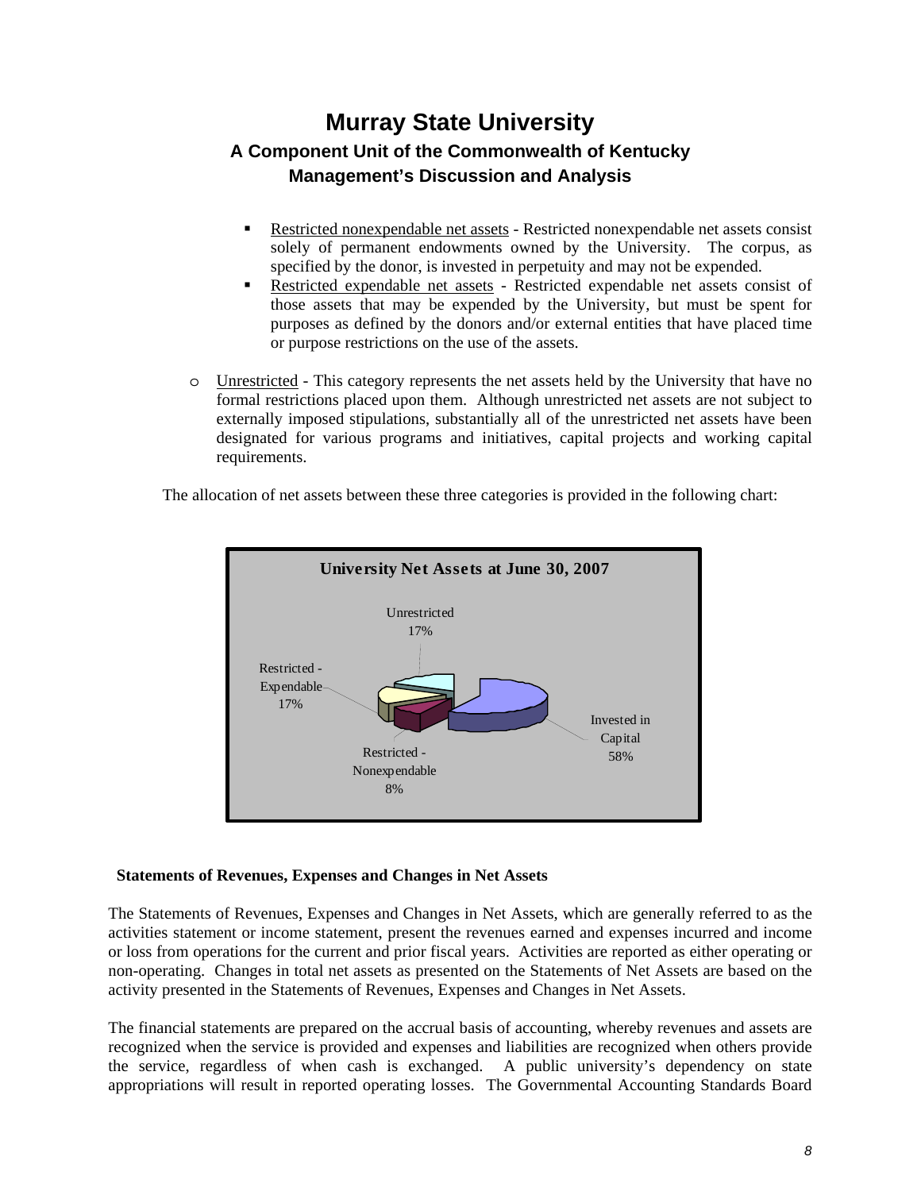- Restricted nonexpendable net assets - Restricted nonexpendable net assets consist solely of permanent endowments owned by the University. The corpus, as specified by the donor, is invested in perpetuity and may not be expended.
- Restricted expendable net assets - Restricted expendable net assets consist of those assets that may be expended by the University, but must be spent for purposes as defined by the donors and/or external entities that have placed time or purpose restrictions on the use of the assets.

o Unrestricted - This category represents the net assets held by the University that have no formal restrictions placed upon them. Although unrestricted net assets are not subject to externally imposed stipulations, substantially all of the unrestricted net assets have been designated for various programs and initiatives, capital projects and working capital requirements.

The allocation of net assets between these three categories is provided in the following chart:

**University Net Assets at June 30, 2007**

| Category | Percentage |
|---|---|
| Invested in Capital | 58% |
| Restricted - Nonexpendable | 8% |
| Restricted - Expendable | 17% |
| Unrestricted | 17% |

### Statements of Revenues, Expenses and Changes in Net Assets

The Statements of Revenues, Expenses and Changes in Net Assets, which are generally referred to as the activities statement or income statement, present the revenues earned and expenses incurred and income or loss from operations for the current and prior fiscal years. Activities are reported as either operating or non-operating. Changes in total net assets as presented on the Statements of Net Assets are based on the activity presented in the Statements of Revenues, Expenses and Changes in Net Assets.

The financial statements are prepared on the accrual basis of accounting, whereby revenues and assets are recognized when the service is provided and expenses and liabilities are recognized when others provide the service, regardless of when cash is exchanged. A public university's dependency on state appropriations will result in reported operating losses. The Governmental Accounting Standards Board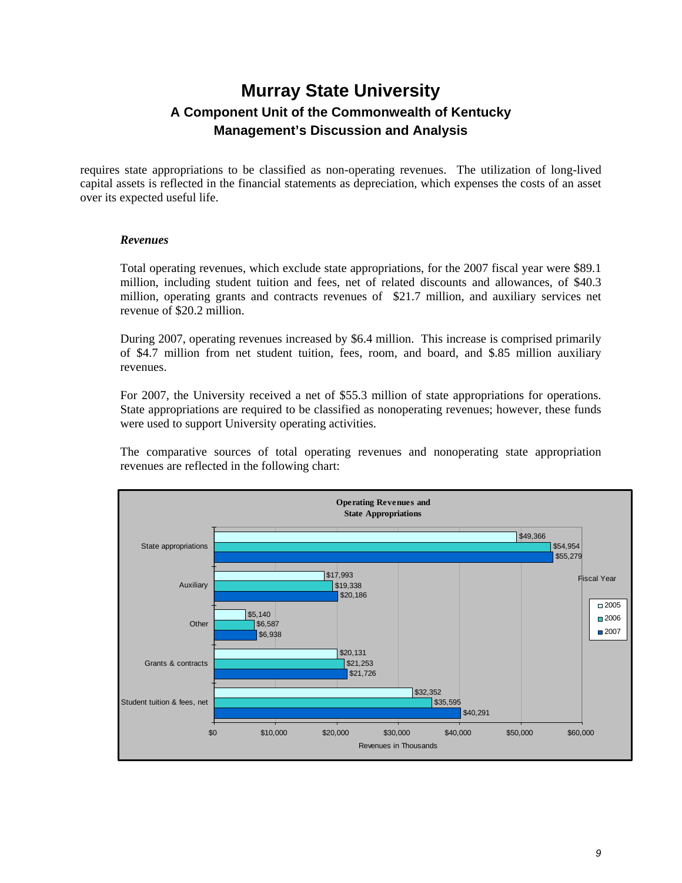requires state appropriations to be classified as non-operating revenues. The utilization of long-lived capital assets is reflected in the financial statements as depreciation, which expenses the costs of an asset over its expected useful life.

### *Revenues*

Total operating revenues, which exclude state appropriations, for the 2007 fiscal year were $89.1 million, including student tuition and fees, net of related discounts and allowances, of $40.3 million, operating grants and contracts revenues of $21.7 million, and auxiliary services net revenue of $20.2 million.

During 2007, operating revenues increased by $6.4 million. This increase is comprised primarily of $4.7 million from net student tuition, fees, room, and board, and $.85 million auxiliary revenues.

For 2007, the University received a net of $55.3 million of state appropriations for operations. State appropriations are required to be classified as nonoperating revenues; however, these funds were used to support University operating activities.

The comparative sources of total operating revenues and nonoperating state appropriation revenues are reflected in the following chart:

**Operating Revenues and State Appropriations**

(Revenues in Thousands)

| Fiscal Year | 2005 | 2006 | 2007 |
|---|---|---|---|
| State appropriations | $49,366 | $54,954 | $55,279 |
| Auxiliary | $17,993 | $19,338 | $20,186 |
| Other | $5,140 | $6,587 | $6,938 |
| Grants & contracts | $20,131 | $21,253 | $21,726 |
| Student tuition & fees, net | $32,352 | $35,595 | $40,291 |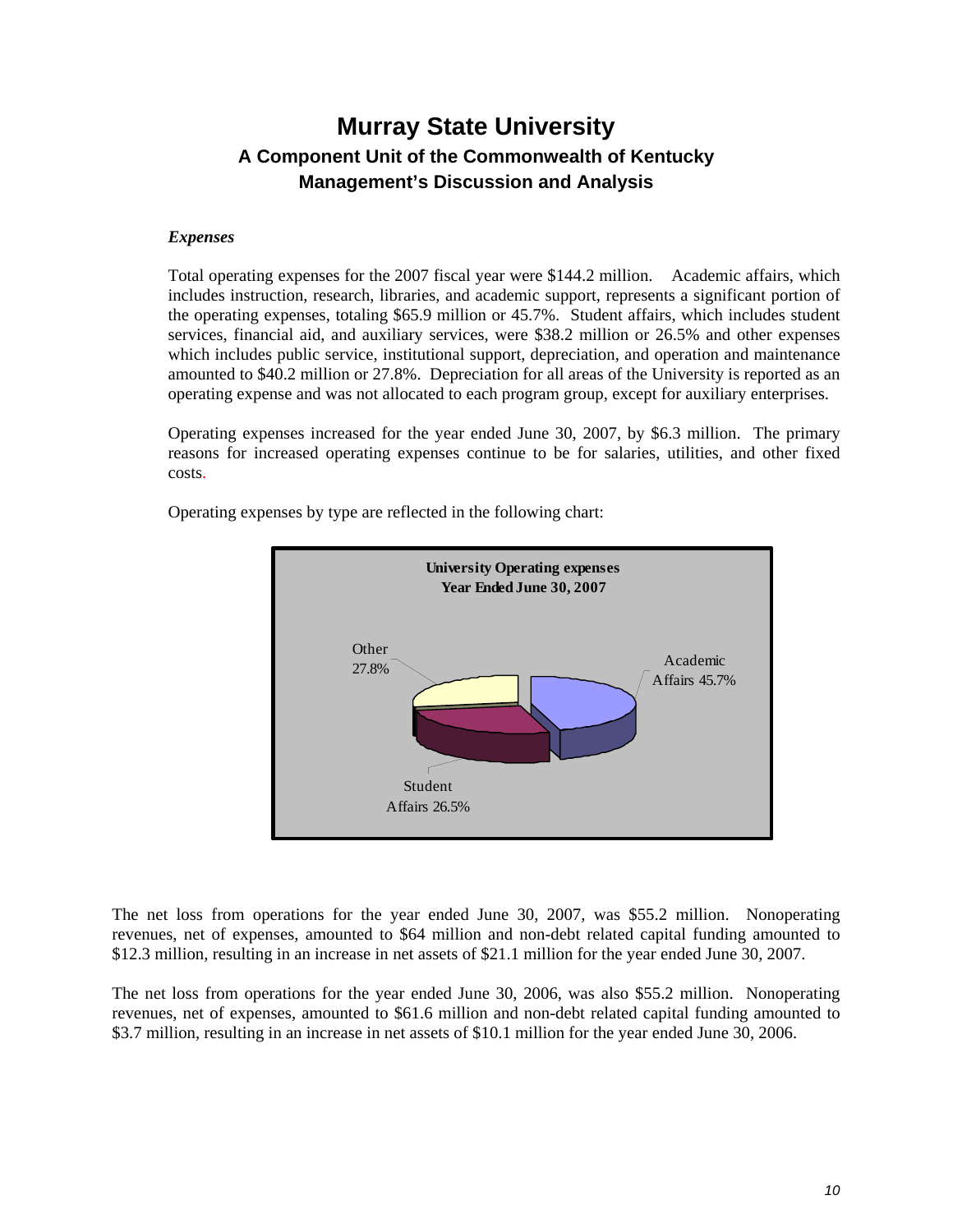# Murray State University

## A Component Unit of the Commonwealth of Kentucky

## Management's Discussion and Analysis

### *Expenses*

Total operating expenses for the 2007 fiscal year were $144.2 million. Academic affairs, which includes instruction, research, libraries, and academic support, represents a significant portion of the operating expenses, totaling $65.9 million or 45.7%. Student affairs, which includes student services, financial aid, and auxiliary services, were $38.2 million or 26.5% and other expenses which includes public service, institutional support, depreciation, and operation and maintenance amounted to $40.2 million or 27.8%. Depreciation for all areas of the University is reported as an operating expense and was not allocated to each program group, except for auxiliary enterprises.

Operating expenses increased for the year ended June 30, 2007, by $6.3 million. The primary reasons for increased operating expenses continue to be for salaries, utilities, and other fixed costs.

Operating expenses by type are reflected in the following chart:

**University Operating expenses**
**Year Ended June 30, 2007**

| Category | Percentage |
|---|---|
| Academic Affairs | 45.7% |
| Student Affairs | 26.5% |
| Other | 27.8% |

The net loss from operations for the year ended June 30, 2007, was $55.2 million. Nonoperating revenues, net of expenses, amounted to $64 million and non-debt related capital funding amounted to $12.3 million, resulting in an increase in net assets of $21.1 million for the year ended June 30, 2007.

The net loss from operations for the year ended June 30, 2006, was also $55.2 million. Nonoperating revenues, net of expenses, amounted to $61.6 million and non-debt related capital funding amounted to $3.7 million, resulting in an increase in net assets of $10.1 million for the year ended June 30, 2006.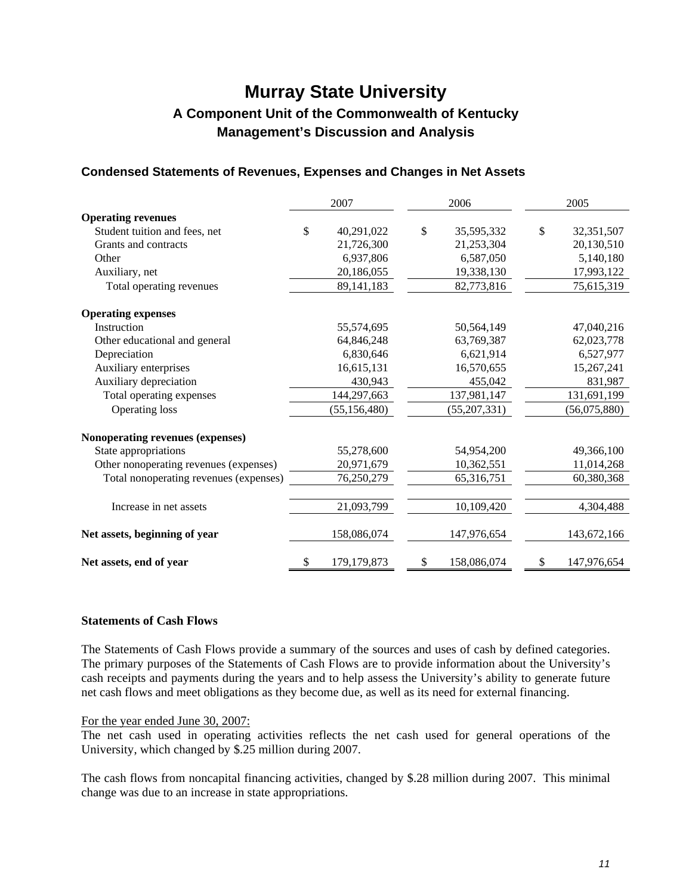# Murray State University

## A Component Unit of the Commonwealth of Kentucky

## Management's Discussion and Analysis

### Condensed Statements of Revenues, Expenses and Changes in Net Assets

| | 2007 | 2006 | 2005 |
|---|---|---|---|
| **Operating revenues** | | | |
| Student tuition and fees, net | $ 40,291,022 | $ 35,595,332 | $ 32,351,507 |
| Grants and contracts | 21,726,300 | 21,253,304 | 20,130,510 |
| Other | 6,937,806 | 6,587,050 | 5,140,180 |
| Auxiliary, net | 20,186,055 | 19,338,130 | 17,993,122 |
| Total operating revenues | 89,141,183 | 82,773,816 | 75,615,319 |
| **Operating expenses** | | | |
| Instruction | 55,574,695 | 50,564,149 | 47,040,216 |
| Other educational and general | 64,846,248 | 63,769,387 | 62,023,778 |
| Depreciation | 6,830,646 | 6,621,914 | 6,527,977 |
| Auxiliary enterprises | 16,615,131 | 16,570,655 | 15,267,241 |
| Auxiliary depreciation | 430,943 | 455,042 | 831,987 |
| Total operating expenses | 144,297,663 | 137,981,147 | 131,691,199 |
| Operating loss | (55,156,480) | (55,207,331) | (56,075,880) |
| **Nonoperating revenues (expenses)** | | | |
| State appropriations | 55,278,600 | 54,954,200 | 49,366,100 |
| Other nonoperating revenues (expenses) | 20,971,679 | 10,362,551 | 11,014,268 |
| Total nonoperating revenues (expenses) | 76,250,279 | 65,316,751 | 60,380,368 |
| Increase in net assets | 21,093,799 | 10,109,420 | 4,304,488 |
| **Net assets, beginning of year** | 158,086,074 | 147,976,654 | 143,672,166 |
| **Net assets, end of year** | $ 179,179,873 | $ 158,086,074 | $ 147,976,654 |

**Statements of Cash Flows**

The Statements of Cash Flows provide a summary of the sources and uses of cash by defined categories. The primary purposes of the Statements of Cash Flows are to provide information about the University's cash receipts and payments during the years and to help assess the University's ability to generate future net cash flows and meet obligations as they become due, as well as its need for external financing.

For the year ended June 30, 2007:

The net cash used in operating activities reflects the net cash used for general operations of the University, which changed by $.25 million during 2007.

The cash flows from noncapital financing activities, changed by $.28 million during 2007. This minimal change was due to an increase in state appropriations.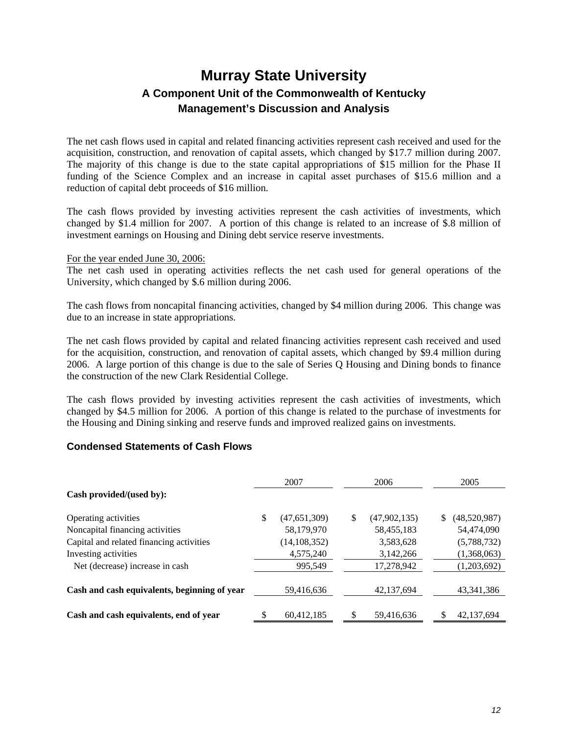# Murray State University

## A Component Unit of the Commonwealth of Kentucky

## Management's Discussion and Analysis

The net cash flows used in capital and related financing activities represent cash received and used for the acquisition, construction, and renovation of capital assets, which changed by $17.7 million during 2007. The majority of this change is due to the state capital appropriations of $15 million for the Phase II funding of the Science Complex and an increase in capital asset purchases of $15.6 million and a reduction of capital debt proceeds of $16 million.

The cash flows provided by investing activities represent the cash activities of investments, which changed by $1.4 million for 2007. A portion of this change is related to an increase of $.8 million of investment earnings on Housing and Dining debt service reserve investments.

For the year ended June 30, 2006:

The net cash used in operating activities reflects the net cash used for general operations of the University, which changed by $.6 million during 2006.

The cash flows from noncapital financing activities, changed by $4 million during 2006. This change was due to an increase in state appropriations.

The net cash flows provided by capital and related financing activities represent cash received and used for the acquisition, construction, and renovation of capital assets, which changed by $9.4 million during 2006. A large portion of this change is due to the sale of Series Q Housing and Dining bonds to finance the construction of the new Clark Residential College.

The cash flows provided by investing activities represent the cash activities of investments, which changed by $4.5 million for 2006. A portion of this change is related to the purchase of investments for the Housing and Dining sinking and reserve funds and improved realized gains on investments.

### Condensed Statements of Cash Flows

| | 2007 | 2006 | 2005 |
|---|---|---|---|
| **Cash provided/(used by):** | | | |
| Operating activities | $ (47,651,309) | $ (47,902,135) | $ (48,520,987) |
| Noncapital financing activities | 58,179,970 | 58,455,183 | 54,474,090 |
| Capital and related financing activities | (14,108,352) | 3,583,628 | (5,788,732) |
| Investing activities | 4,575,240 | 3,142,266 | (1,368,063) |
| Net (decrease) increase in cash | 995,549 | 17,278,942 | (1,203,692) |
| **Cash and cash equivalents, beginning of year** | 59,416,636 | 42,137,694 | 43,341,386 |
| **Cash and cash equivalents, end of year** | $ 60,412,185 | $ 59,416,636 | $ 42,137,694 |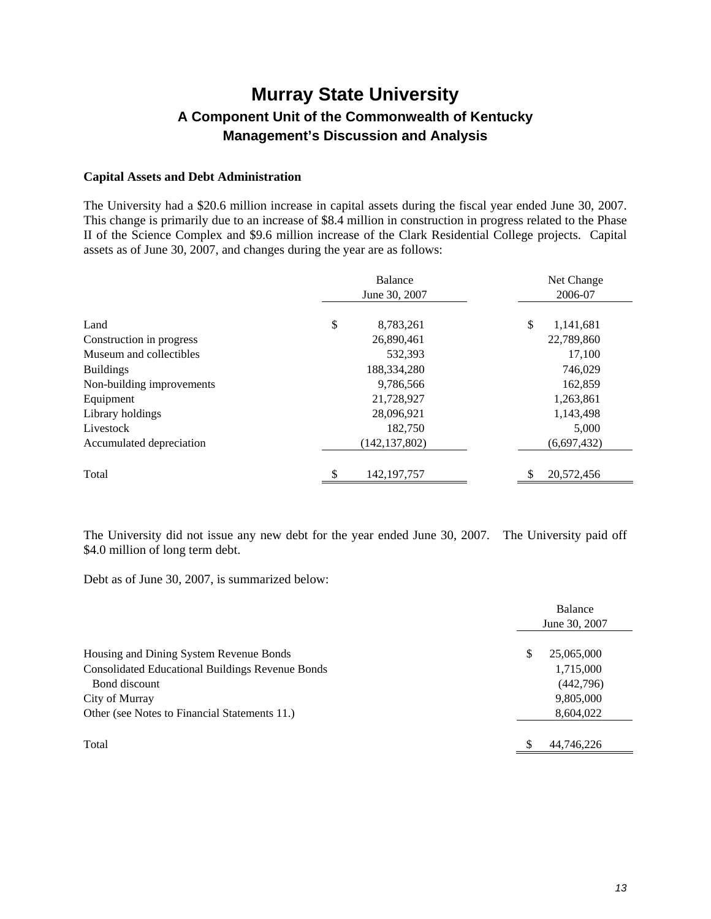# Murray State University

## A Component Unit of the Commonwealth of Kentucky

## Management's Discussion and Analysis

**Capital Assets and Debt Administration**

The University had a $20.6 million increase in capital assets during the fiscal year ended June 30, 2007. This change is primarily due to an increase of $8.4 million in construction in progress related to the Phase II of the Science Complex and $9.6 million increase of the Clark Residential College projects. Capital assets as of June 30, 2007, and changes during the year are as follows:

| | Balance June 30, 2007 | Net Change 2006-07 |
|---|---|---|
| Land | $ 8,783,261 | $ 1,141,681 |
| Construction in progress | 26,890,461 | 22,789,860 |
| Museum and collectibles | 532,393 | 17,100 |
| Buildings | 188,334,280 | 746,029 |
| Non-building improvements | 9,786,566 | 162,859 |
| Equipment | 21,728,927 | 1,263,861 |
| Library holdings | 28,096,921 | 1,143,498 |
| Livestock | 182,750 | 5,000 |
| Accumulated depreciation | (142,137,802) | (6,697,432) |
| Total | $ 142,197,757 | $ 20,572,456 |

The University did not issue any new debt for the year ended June 30, 2007. The University paid off $4.0 million of long term debt.

Debt as of June 30, 2007, is summarized below:

| | Balance June 30, 2007 |
|---|---|
| Housing and Dining System Revenue Bonds | $ 25,065,000 |
| Consolidated Educational Buildings Revenue Bonds | 1,715,000 |
| Bond discount | (442,796) |
| City of Murray | 9,805,000 |
| Other (see Notes to Financial Statements 11.) | 8,604,022 |
| Total | $ 44,746,226 |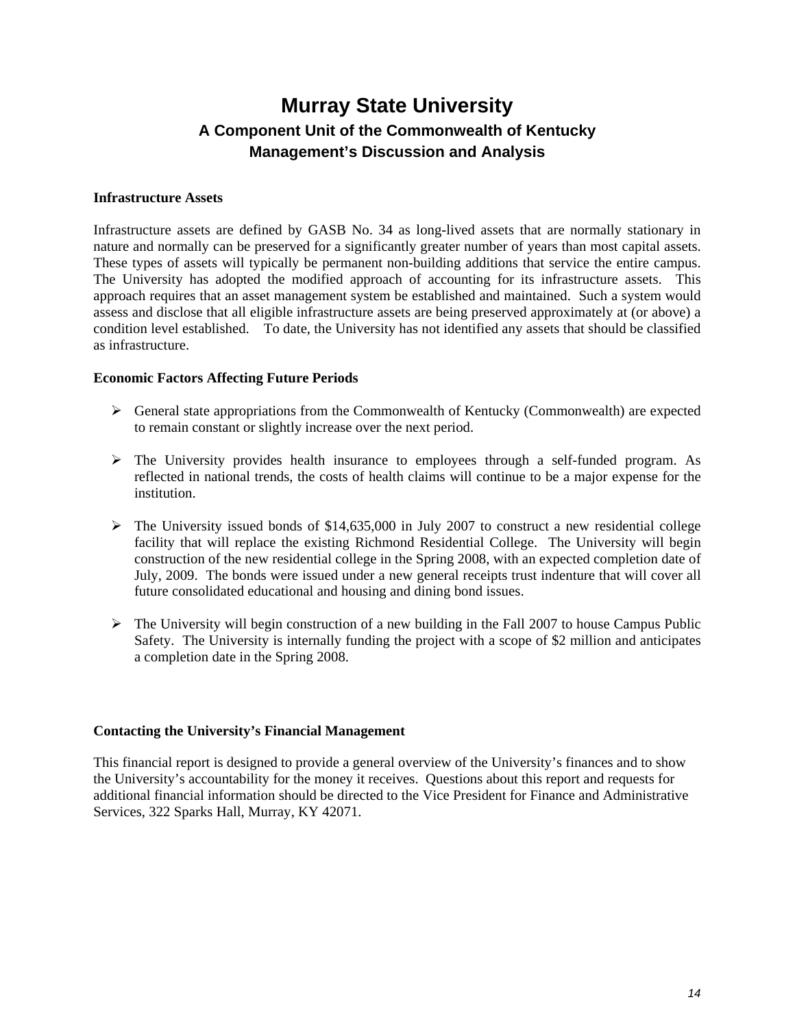# Murray State University

## A Component Unit of the Commonwealth of Kentucky

## Management's Discussion and Analysis

**Infrastructure Assets**

Infrastructure assets are defined by GASB No. 34 as long-lived assets that are normally stationary in nature and normally can be preserved for a significantly greater number of years than most capital assets. These types of assets will typically be permanent non-building additions that service the entire campus. The University has adopted the modified approach of accounting for its infrastructure assets. This approach requires that an asset management system be established and maintained. Such a system would assess and disclose that all eligible infrastructure assets are being preserved approximately at (or above) a condition level established. To date, the University has not identified any assets that should be classified as infrastructure.

**Economic Factors Affecting Future Periods**

- General state appropriations from the Commonwealth of Kentucky (Commonwealth) are expected to remain constant or slightly increase over the next period.
- The University provides health insurance to employees through a self-funded program. As reflected in national trends, the costs of health claims will continue to be a major expense for the institution.
- The University issued bonds of $14,635,000 in July 2007 to construct a new residential college facility that will replace the existing Richmond Residential College. The University will begin construction of the new residential college in the Spring 2008, with an expected completion date of July, 2009. The bonds were issued under a new general receipts trust indenture that will cover all future consolidated educational and housing and dining bond issues.
- The University will begin construction of a new building in the Fall 2007 to house Campus Public Safety. The University is internally funding the project with a scope of $2 million and anticipates a completion date in the Spring 2008.

**Contacting the University's Financial Management**

This financial report is designed to provide a general overview of the University's finances and to show the University's accountability for the money it receives. Questions about this report and requests for additional financial information should be directed to the Vice President for Finance and Administrative Services, 322 Sparks Hall, Murray, KY 42071.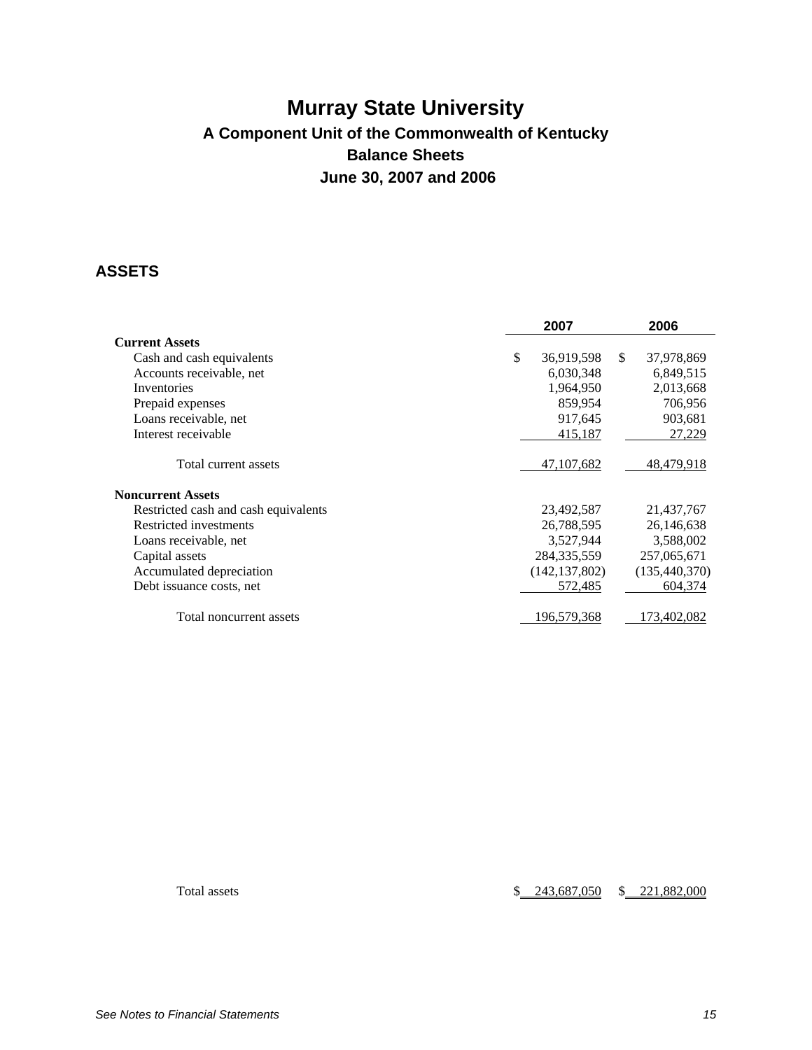# Murray State University

## A Component Unit of the Commonwealth of Kentucky

## Balance Sheets

## June 30, 2007 and 2006

### ASSETS

| | 2007 | 2006 |
|---|---|---|
| **Current Assets** | | |
| Cash and cash equivalents | $ 36,919,598 | $ 37,978,869 |
| Accounts receivable, net | 6,030,348 | 6,849,515 |
| Inventories | 1,964,950 | 2,013,668 |
| Prepaid expenses | 859,954 | 706,956 |
| Loans receivable, net | 917,645 | 903,681 |
| Interest receivable | 415,187 | 27,229 |
| Total current assets | 47,107,682 | 48,479,918 |
| **Noncurrent Assets** | | |
| Restricted cash and cash equivalents | 23,492,587 | 21,437,767 |
| Restricted investments | 26,788,595 | 26,146,638 |
| Loans receivable, net | 3,527,944 | 3,588,002 |
| Capital assets | 284,335,559 | 257,065,671 |
| Accumulated depreciation | (142,137,802) | (135,440,370) |
| Debt issuance costs, net | 572,485 | 604,374 |
| Total noncurrent assets | 196,579,368 | 173,402,082 |
| Total assets | $ 243,687,050 | $ 221,882,000 |

*See Notes to Financial Statements*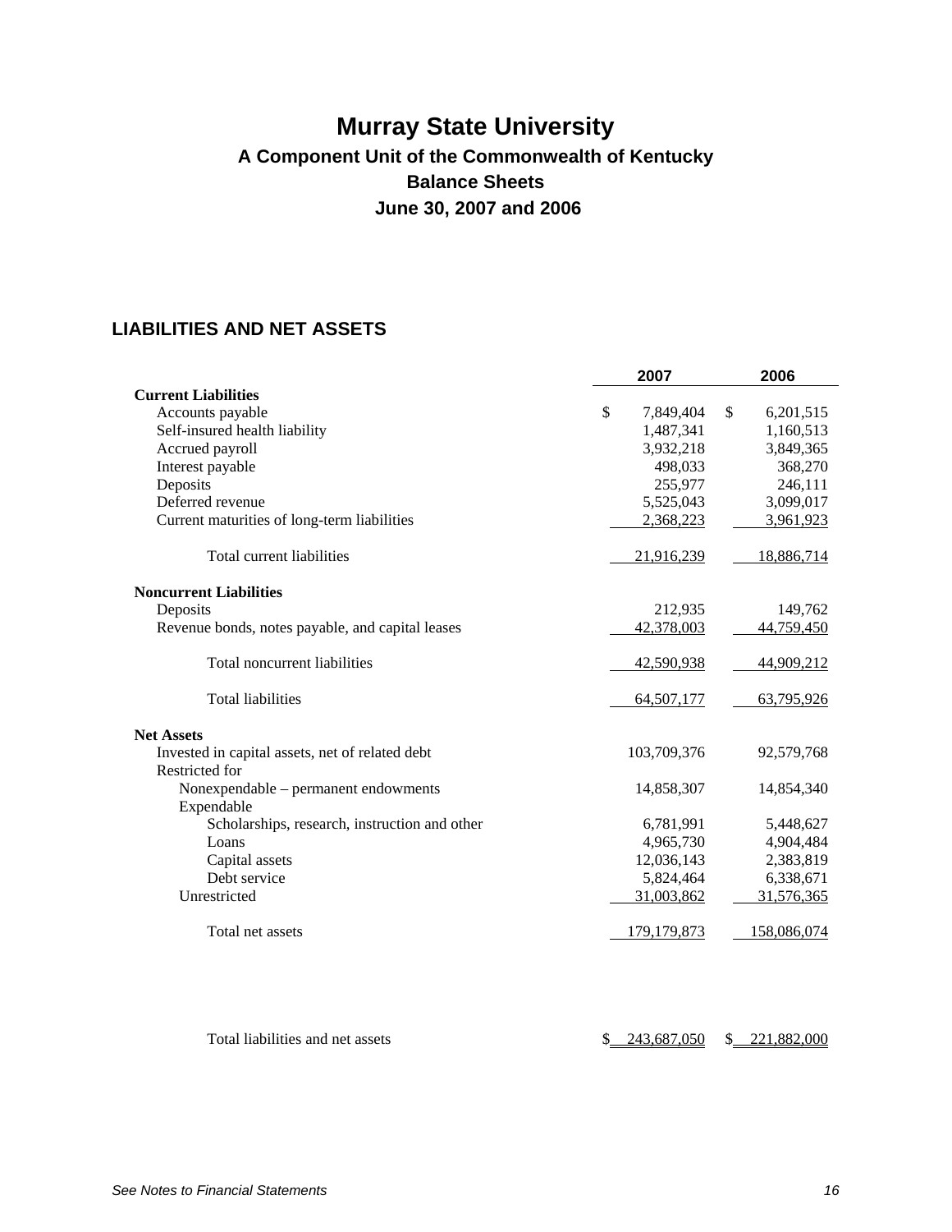# Murray State University

## A Component Unit of the Commonwealth of Kentucky

## Balance Sheets

## June 30, 2007 and 2006

### LIABILITIES AND NET ASSETS

| | 2007 | 2006 |
|---|---|---|
| **Current Liabilities** | | |
| Accounts payable | $ 7,849,404 | $ 6,201,515 |
| Self-insured health liability | 1,487,341 | 1,160,513 |
| Accrued payroll | 3,932,218 | 3,849,365 |
| Interest payable | 498,033 | 368,270 |
| Deposits | 255,977 | 246,111 |
| Deferred revenue | 5,525,043 | 3,099,017 |
| Current maturities of long-term liabilities | 2,368,223 | 3,961,923 |
| Total current liabilities | 21,916,239 | 18,886,714 |
| **Noncurrent Liabilities** | | |
| Deposits | 212,935 | 149,762 |
| Revenue bonds, notes payable, and capital leases | 42,378,003 | 44,759,450 |
| Total noncurrent liabilities | 42,590,938 | 44,909,212 |
| Total liabilities | 64,507,177 | 63,795,926 |
| **Net Assets** | | |
| Invested in capital assets, net of related debt | 103,709,376 | 92,579,768 |
| Restricted for | | |
| Nonexpendable – permanent endowments | 14,858,307 | 14,854,340 |
| Expendable | | |
| Scholarships, research, instruction and other | 6,781,991 | 5,448,627 |
| Loans | 4,965,730 | 4,904,484 |
| Capital assets | 12,036,143 | 2,383,819 |
| Debt service | 5,824,464 | 6,338,671 |
| Unrestricted | 31,003,862 | 31,576,365 |
| Total net assets | 179,179,873 | 158,086,074 |
| Total liabilities and net assets | $ 243,687,050 | $ 221,882,000 |

*See Notes to Financial Statements*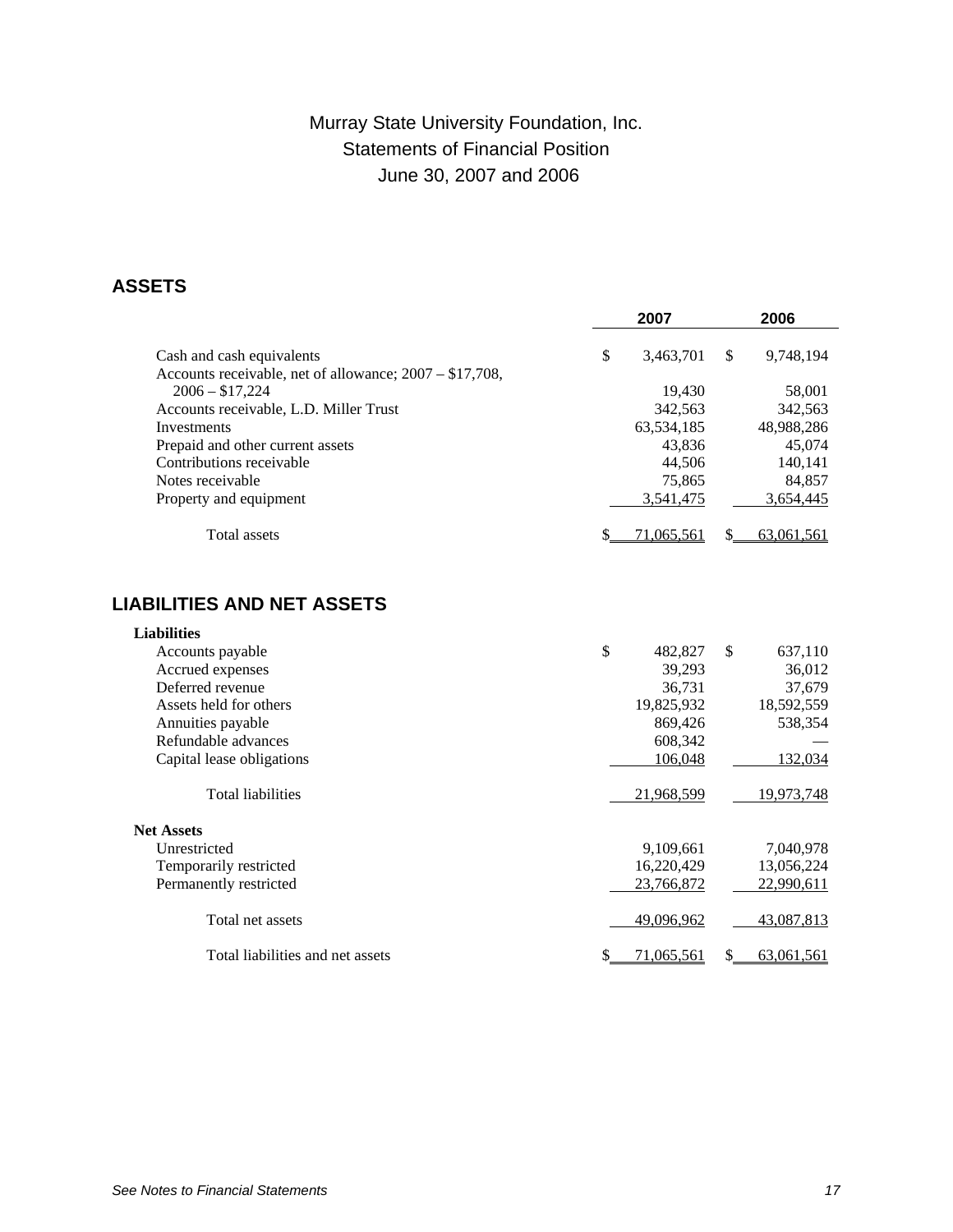# Murray State University Foundation, Inc.
## Statements of Financial Position
## June 30, 2007 and 2006

## ASSETS

| | 2007 | 2006 |
|---|---|---|
| Cash and cash equivalents | $ 3,463,701 | $ 9,748,194 |
| Accounts receivable, net of allowance; 2007 – $17,708, 2006 – $17,224 | 19,430 | 58,001 |
| Accounts receivable, L.D. Miller Trust | 342,563 | 342,563 |
| Investments | 63,534,185 | 48,988,286 |
| Prepaid and other current assets | 43,836 | 45,074 |
| Contributions receivable | 44,506 | 140,141 |
| Notes receivable | 75,865 | 84,857 |
| Property and equipment | 3,541,475 | 3,654,445 |
| Total assets | $ 71,065,561 | $ 63,061,561 |

## LIABILITIES AND NET ASSETS

| | 2007 | 2006 |
|---|---|---|
| **Liabilities** | | |
| Accounts payable | $ 482,827 | $ 637,110 |
| Accrued expenses | 39,293 | 36,012 |
| Deferred revenue | 36,731 | 37,679 |
| Assets held for others | 19,825,932 | 18,592,559 |
| Annuities payable | 869,426 | 538,354 |
| Refundable advances | 608,342 | — |
| Capital lease obligations | 106,048 | 132,034 |
| Total liabilities | 21,968,599 | 19,973,748 |
| **Net Assets** | | |
| Unrestricted | 9,109,661 | 7,040,978 |
| Temporarily restricted | 16,220,429 | 13,056,224 |
| Permanently restricted | 23,766,872 | 22,990,611 |
| Total net assets | 49,096,962 | 43,087,813 |
| Total liabilities and net assets | $ 71,065,561 | $ 63,061,561 |

*See Notes to Financial Statements*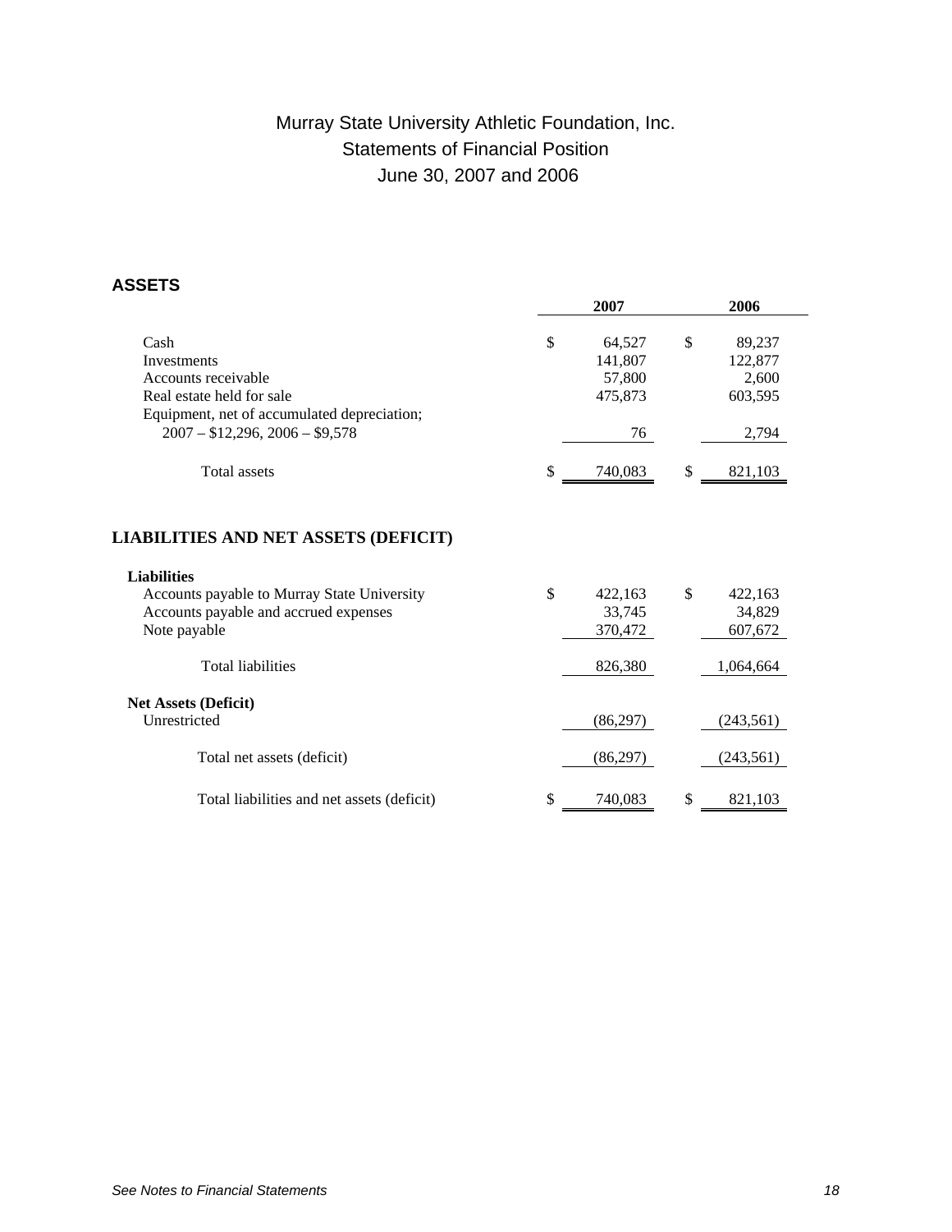# Murray State University Athletic Foundation, Inc.
## Statements of Financial Position
## June 30, 2007 and 2006

### ASSETS

| | 2007 | 2006 |
|---|---|---|
| Cash | $ 64,527 | $ 89,237 |
| Investments | 141,807 | 122,877 |
| Accounts receivable | 57,800 | 2,600 |
| Real estate held for sale | 475,873 | 603,595 |
| Equipment, net of accumulated depreciation; 2007 – $12,296, 2006 – $9,578 | 76 | 2,794 |
| Total assets | $ 740,083 | $ 821,103 |

### LIABILITIES AND NET ASSETS (DEFICIT)

| | 2007 | 2006 |
|---|---|---|
| **Liabilities** | | |
| Accounts payable to Murray State University | $ 422,163 | $ 422,163 |
| Accounts payable and accrued expenses | 33,745 | 34,829 |
| Note payable | 370,472 | 607,672 |
| Total liabilities | 826,380 | 1,064,664 |
| **Net Assets (Deficit)** | | |
| Unrestricted | (86,297) | (243,561) |
| Total net assets (deficit) | (86,297) | (243,561) |
| Total liabilities and net assets (deficit) | $ 740,083 | $ 821,103 |

*See Notes to Financial Statements*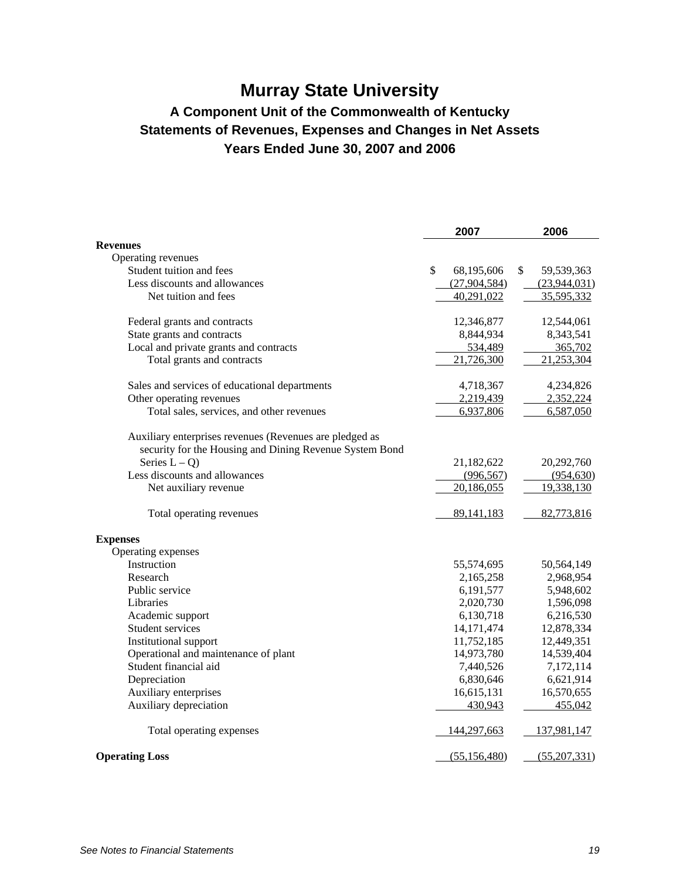# Murray State University

## A Component Unit of the Commonwealth of Kentucky
## Statements of Revenues, Expenses and Changes in Net Assets
## Years Ended June 30, 2007 and 2006

| | 2007 | 2006 |
|---|---|---|
| **Revenues** | | |
| Operating revenues | | |
| Student tuition and fees | $ 68,195,606 | $ 59,539,363 |
| Less discounts and allowances | (27,904,584) | (23,944,031) |
| Net tuition and fees | 40,291,022 | 35,595,332 |
| | | |
| Federal grants and contracts | 12,346,877 | 12,544,061 |
| State grants and contracts | 8,844,934 | 8,343,541 |
| Local and private grants and contracts | 534,489 | 365,702 |
| Total grants and contracts | 21,726,300 | 21,253,304 |
| | | |
| Sales and services of educational departments | 4,718,367 | 4,234,826 |
| Other operating revenues | 2,219,439 | 2,352,224 |
| Total sales, services, and other revenues | 6,937,806 | 6,587,050 |
| | | |
| Auxiliary enterprises revenues (Revenues are pledged as security for the Housing and Dining Revenue System Bond Series L – Q) | 21,182,622 | 20,292,760 |
| Less discounts and allowances | (996,567) | (954,630) |
| Net auxiliary revenue | 20,186,055 | 19,338,130 |
| | | |
| Total operating revenues | 89,141,183 | 82,773,816 |
| | | |
| **Expenses** | | |
| Operating expenses | | |
| Instruction | 55,574,695 | 50,564,149 |
| Research | 2,165,258 | 2,968,954 |
| Public service | 6,191,577 | 5,948,602 |
| Libraries | 2,020,730 | 1,596,098 |
| Academic support | 6,130,718 | 6,216,530 |
| Student services | 14,171,474 | 12,878,334 |
| Institutional support | 11,752,185 | 12,449,351 |
| Operational and maintenance of plant | 14,973,780 | 14,539,404 |
| Student financial aid | 7,440,526 | 7,172,114 |
| Depreciation | 6,830,646 | 6,621,914 |
| Auxiliary enterprises | 16,615,131 | 16,570,655 |
| Auxiliary depreciation | 430,943 | 455,042 |
| | | |
| Total operating expenses | 144,297,663 | 137,981,147 |
| | | |
| **Operating Loss** | (55,156,480) | (55,207,331) |

*See Notes to Financial Statements*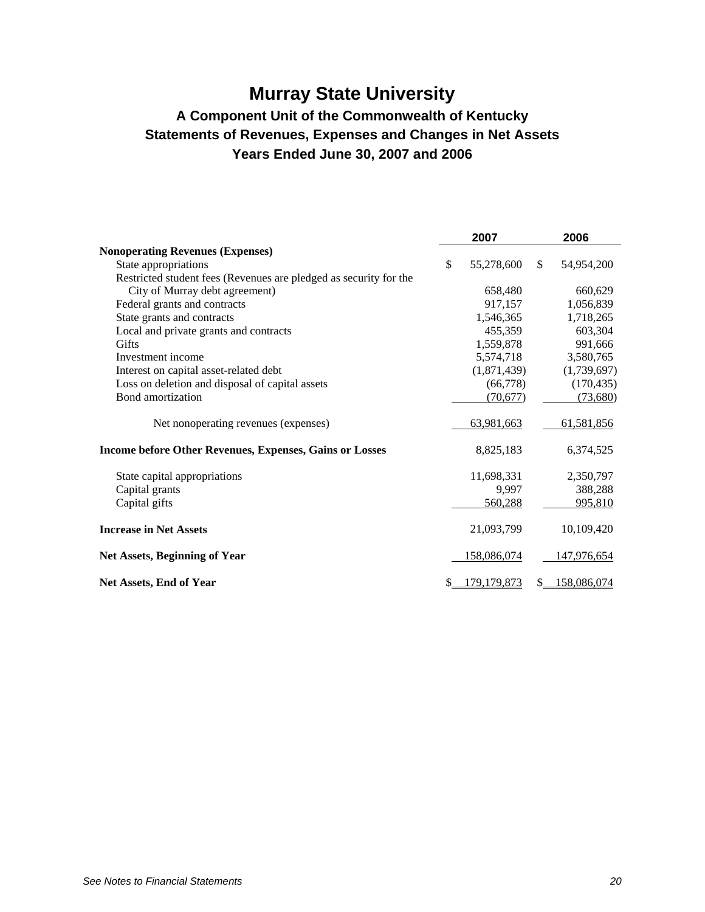# Murray State University

## A Component Unit of the Commonwealth of Kentucky
## Statements of Revenues, Expenses and Changes in Net Assets
## Years Ended June 30, 2007 and 2006

| | 2007 | 2006 |
|---|---|---|
| **Nonoperating Revenues (Expenses)** | | |
| State appropriations | $ 55,278,600 | $ 54,954,200 |
| Restricted student fees (Revenues are pledged as security for the City of Murray debt agreement) | 658,480 | 660,629 |
| Federal grants and contracts | 917,157 | 1,056,839 |
| State grants and contracts | 1,546,365 | 1,718,265 |
| Local and private grants and contracts | 455,359 | 603,304 |
| Gifts | 1,559,878 | 991,666 |
| Investment income | 5,574,718 | 3,580,765 |
| Interest on capital asset-related debt | (1,871,439) | (1,739,697) |
| Loss on deletion and disposal of capital assets | (66,778) | (170,435) |
| Bond amortization | (70,677) | (73,680) |
| Net nonoperating revenues (expenses) | 63,981,663 | 61,581,856 |
| **Income before Other Revenues, Expenses, Gains or Losses** | 8,825,183 | 6,374,525 |
| State capital appropriations | 11,698,331 | 2,350,797 |
| Capital grants | 9,997 | 388,288 |
| Capital gifts | 560,288 | 995,810 |
| **Increase in Net Assets** | 21,093,799 | 10,109,420 |
| **Net Assets, Beginning of Year** | 158,086,074 | 147,976,654 |
| **Net Assets, End of Year** | $ 179,179,873 | $ 158,086,074 |

*See Notes to Financial Statements*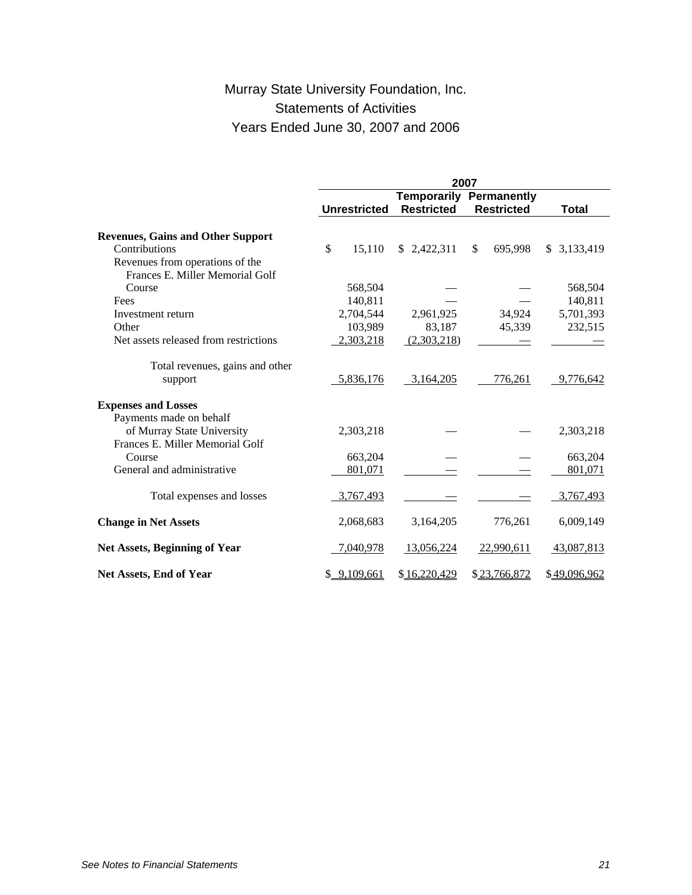# Murray State University Foundation, Inc.
## Statements of Activities
## Years Ended June 30, 2007 and 2006

| | 2007 | | | |
|---|---|---|---|---|
| | Unrestricted | Temporarily Restricted | Permanently Restricted | Total |
| **Revenues, Gains and Other Support** | | | | |
| Contributions | $ 15,110 | $ 2,422,311 | $ 695,998 | $ 3,133,419 |
| Revenues from operations of the Frances E. Miller Memorial Golf Course | 568,504 | — | — | 568,504 |
| Fees | 140,811 | — | — | 140,811 |
| Investment return | 2,704,544 | 2,961,925 | 34,924 | 5,701,393 |
| Other | 103,989 | 83,187 | 45,339 | 232,515 |
| Net assets released from restrictions | 2,303,218 | (2,303,218) | — | — |
| Total revenues, gains and other support | 5,836,176 | 3,164,205 | 776,261 | 9,776,642 |
| **Expenses and Losses** | | | | |
| Payments made on behalf of Murray State University | 2,303,218 | — | — | 2,303,218 |
| Frances E. Miller Memorial Golf Course | 663,204 | — | — | 663,204 |
| General and administrative | 801,071 | — | — | 801,071 |
| Total expenses and losses | 3,767,493 | — | — | 3,767,493 |
| **Change in Net Assets** | 2,068,683 | 3,164,205 | 776,261 | 6,009,149 |
| **Net Assets, Beginning of Year** | 7,040,978 | 13,056,224 | 22,990,611 | 43,087,813 |
| **Net Assets, End of Year** | $ 9,109,661 | $ 16,220,429 | $ 23,766,872 | $ 49,096,962 |

*See Notes to Financial Statements*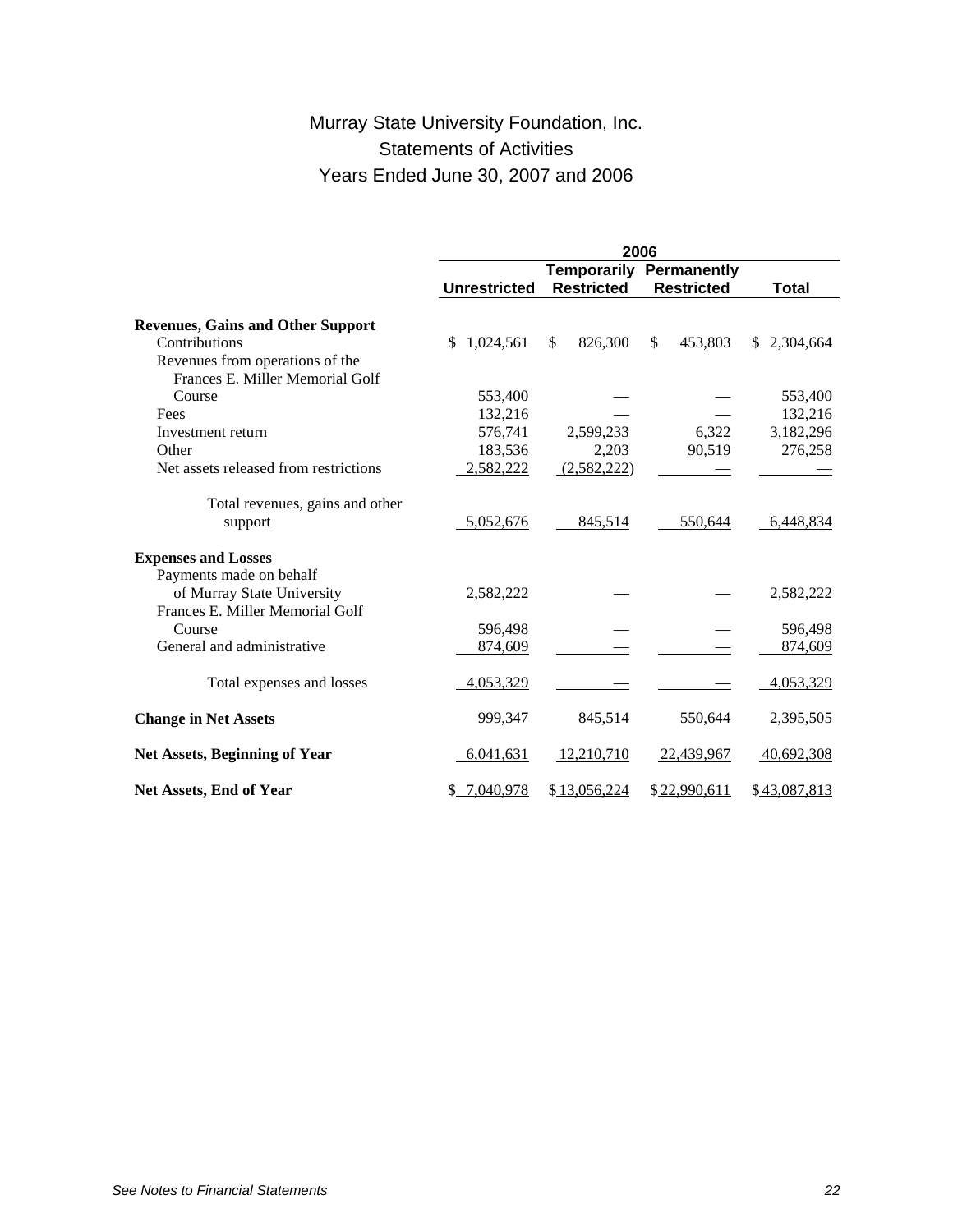# Murray State University Foundation, Inc.
## Statements of Activities
## Years Ended June 30, 2007 and 2006

| | 2006 | | | |
|---|---|---|---|---|
| | Unrestricted | Temporarily Restricted | Permanently Restricted | Total |
| **Revenues, Gains and Other Support** | | | | |
| Contributions | $ 1,024,561 | $ 826,300 | $ 453,803 | $ 2,304,664 |
| Revenues from operations of the Frances E. Miller Memorial Golf Course | 553,400 | — | — | 553,400 |
| Fees | 132,216 | — | — | 132,216 |
| Investment return | 576,741 | 2,599,233 | 6,322 | 3,182,296 |
| Other | 183,536 | 2,203 | 90,519 | 276,258 |
| Net assets released from restrictions | 2,582,222 | (2,582,222) | — | — |
| Total revenues, gains and other support | 5,052,676 | 845,514 | 550,644 | 6,448,834 |
| **Expenses and Losses** | | | | |
| Payments made on behalf of Murray State University | 2,582,222 | — | — | 2,582,222 |
| Frances E. Miller Memorial Golf Course | 596,498 | — | — | 596,498 |
| General and administrative | 874,609 | — | — | 874,609 |
| Total expenses and losses | 4,053,329 | — | — | 4,053,329 |
| **Change in Net Assets** | 999,347 | 845,514 | 550,644 | 2,395,505 |
| **Net Assets, Beginning of Year** | 6,041,631 | 12,210,710 | 22,439,967 | 40,692,308 |
| **Net Assets, End of Year** | $ 7,040,978 | $ 13,056,224 | $ 22,990,611 | $ 43,087,813 |

*See Notes to Financial Statements*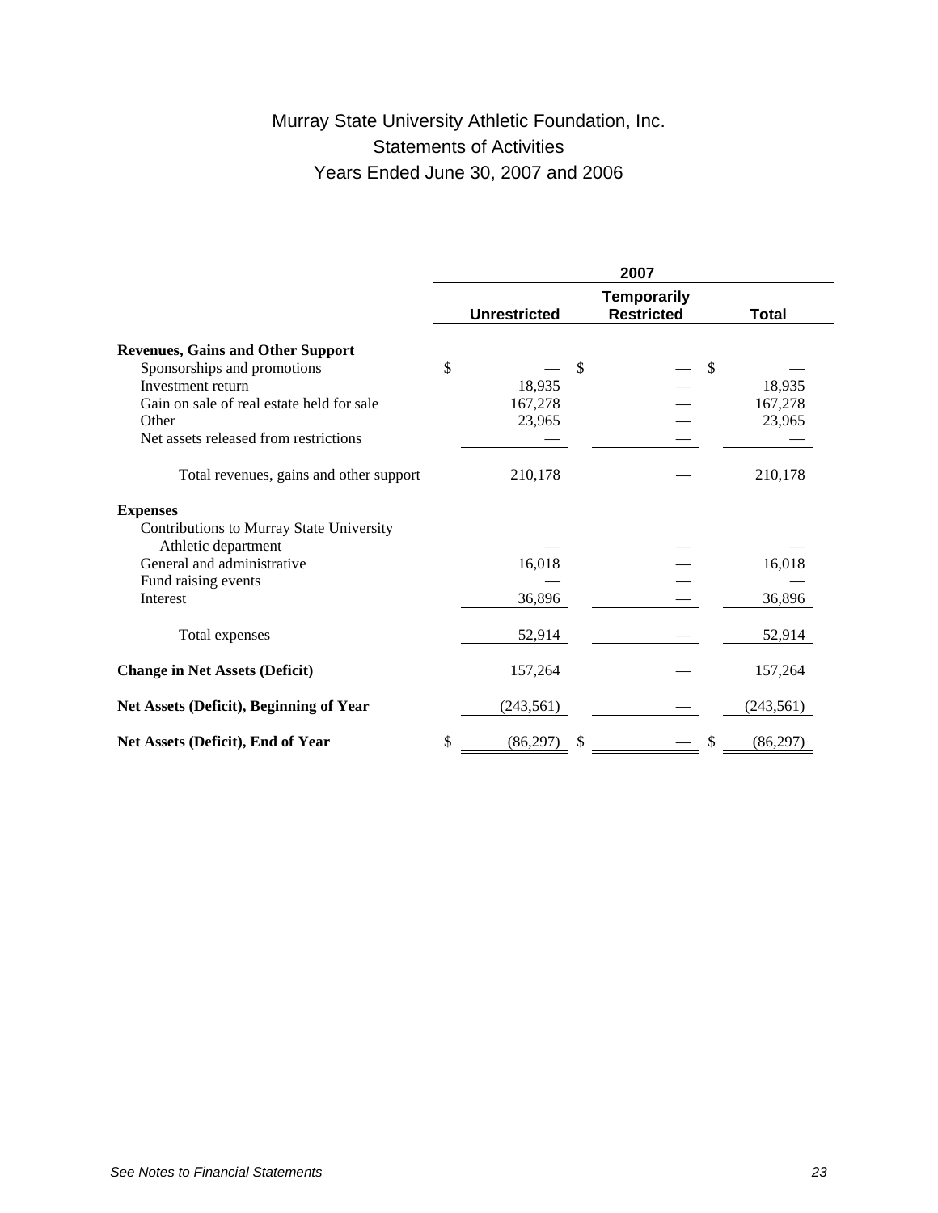# Murray State University Athletic Foundation, Inc.
## Statements of Activities
## Years Ended June 30, 2007 and 2006

| | 2007 | | |
|---|---|---|---|
| | Unrestricted | Temporarily Restricted | Total |
| **Revenues, Gains and Other Support** | | | |
| Sponsorships and promotions | $ — | $ — | $ — |
| Investment return | 18,935 | — | 18,935 |
| Gain on sale of real estate held for sale | 167,278 | — | 167,278 |
| Other | 23,965 | — | 23,965 |
| Net assets released from restrictions | — | — | — |
| Total revenues, gains and other support | 210,178 | — | 210,178 |
| **Expenses** | | | |
| Contributions to Murray State University Athletic department | — | — | — |
| General and administrative | 16,018 | — | 16,018 |
| Fund raising events | — | — | — |
| Interest | 36,896 | — | 36,896 |
| Total expenses | 52,914 | — | 52,914 |
| **Change in Net Assets (Deficit)** | 157,264 | — | 157,264 |
| **Net Assets (Deficit), Beginning of Year** | (243,561) | — | (243,561) |
| **Net Assets (Deficit), End of Year** | $ (86,297) | $ — | $ (86,297) |

*See Notes to Financial Statements*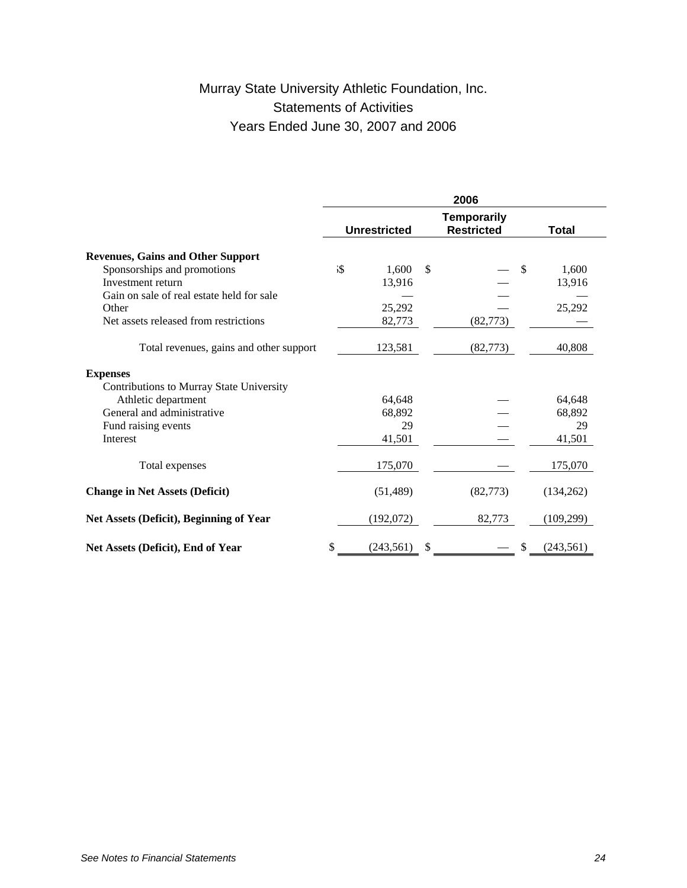# Murray State University Athletic Foundation, Inc.
## Statements of Activities
## Years Ended June 30, 2007 and 2006

| | 2006 | | |
|---|---|---|---|
| | **Unrestricted** | **Temporarily Restricted** | **Total** |
| **Revenues, Gains and Other Support** | | | |
| Sponsorships and promotions | $ 1,600 | $ — | $ 1,600 |
| Investment return | 13,916 | — | 13,916 |
| Gain on sale of real estate held for sale | — | — | — |
| Other | 25,292 | — | 25,292 |
| Net assets released from restrictions | 82,773 | (82,773) | — |
| Total revenues, gains and other support | 123,581 | (82,773) | 40,808 |
| **Expenses** | | | |
| Contributions to Murray State University Athletic department | 64,648 | — | 64,648 |
| General and administrative | 68,892 | — | 68,892 |
| Fund raising events | 29 | — | 29 |
| Interest | 41,501 | — | 41,501 |
| Total expenses | 175,070 | — | 175,070 |
| **Change in Net Assets (Deficit)** | (51,489) | (82,773) | (134,262) |
| **Net Assets (Deficit), Beginning of Year** | (192,072) | 82,773 | (109,299) |
| **Net Assets (Deficit), End of Year** | $ (243,561) | $ — | $ (243,561) |

*See Notes to Financial Statements*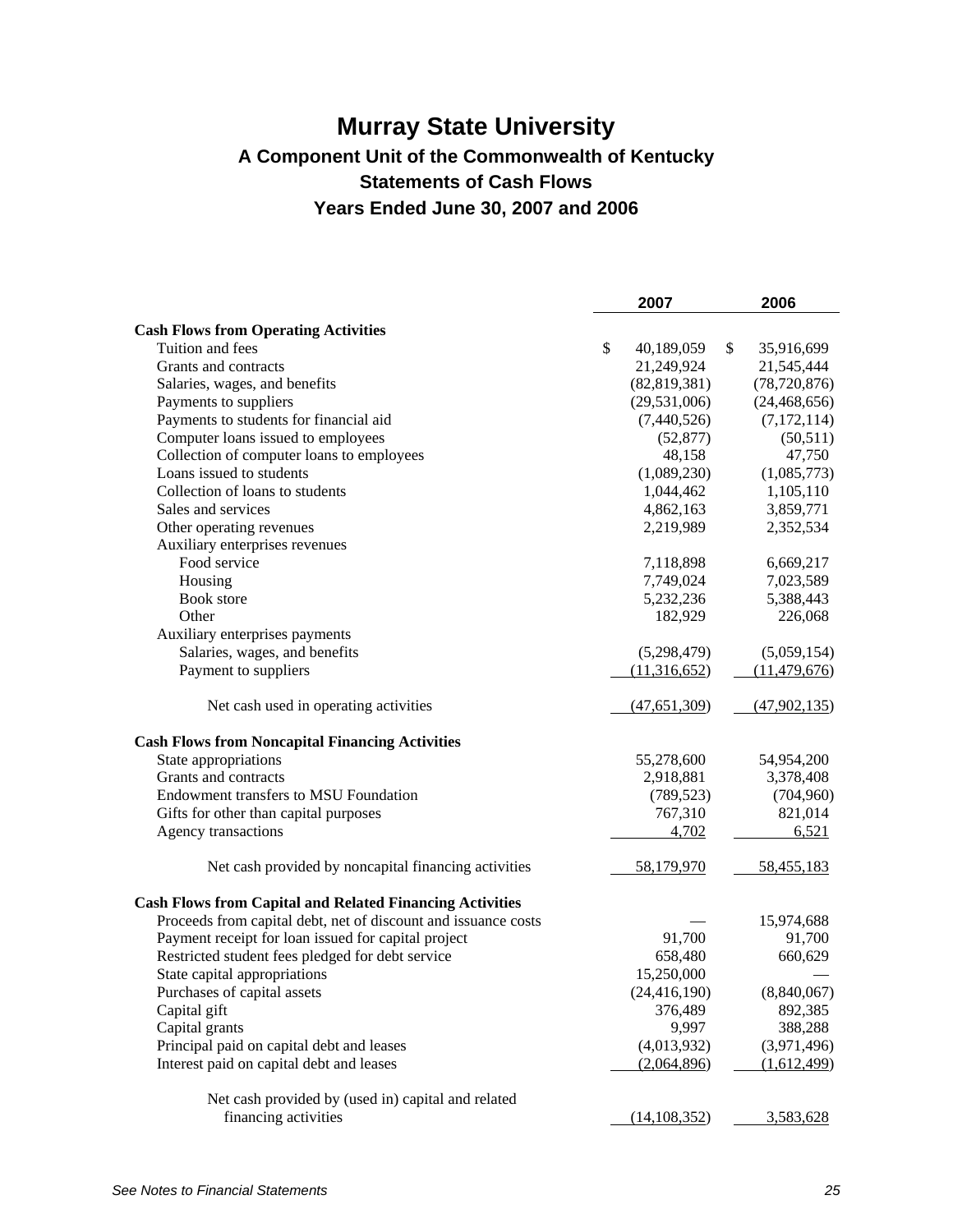# Murray State University

## A Component Unit of the Commonwealth of Kentucky

## Statements of Cash Flows

## Years Ended June 30, 2007 and 2006

| | 2007 | 2006 |
|---|---|---|
| **Cash Flows from Operating Activities** | | |
| Tuition and fees | $ 40,189,059 | $ 35,916,699 |
| Grants and contracts | 21,249,924 | 21,545,444 |
| Salaries, wages, and benefits | (82,819,381) | (78,720,876) |
| Payments to suppliers | (29,531,006) | (24,468,656) |
| Payments to students for financial aid | (7,440,526) | (7,172,114) |
| Computer loans issued to employees | (52,877) | (50,511) |
| Collection of computer loans to employees | 48,158 | 47,750 |
| Loans issued to students | (1,089,230) | (1,085,773) |
| Collection of loans to students | 1,044,462 | 1,105,110 |
| Sales and services | 4,862,163 | 3,859,771 |
| Other operating revenues | 2,219,989 | 2,352,534 |
| Auxiliary enterprises revenues | | |
| Food service | 7,118,898 | 6,669,217 |
| Housing | 7,749,024 | 7,023,589 |
| Book store | 5,232,236 | 5,388,443 |
| Other | 182,929 | 226,068 |
| Auxiliary enterprises payments | | |
| Salaries, wages, and benefits | (5,298,479) | (5,059,154) |
| Payment to suppliers | (11,316,652) | (11,479,676) |
| Net cash used in operating activities | (47,651,309) | (47,902,135) |
| **Cash Flows from Noncapital Financing Activities** | | |
| State appropriations | 55,278,600 | 54,954,200 |
| Grants and contracts | 2,918,881 | 3,378,408 |
| Endowment transfers to MSU Foundation | (789,523) | (704,960) |
| Gifts for other than capital purposes | 767,310 | 821,014 |
| Agency transactions | 4,702 | 6,521 |
| Net cash provided by noncapital financing activities | 58,179,970 | 58,455,183 |
| **Cash Flows from Capital and Related Financing Activities** | | |
| Proceeds from capital debt, net of discount and issuance costs | — | 15,974,688 |
| Payment receipt for loan issued for capital project | 91,700 | 91,700 |
| Restricted student fees pledged for debt service | 658,480 | 660,629 |
| State capital appropriations | 15,250,000 | — |
| Purchases of capital assets | (24,416,190) | (8,840,067) |
| Capital gift | 376,489 | 892,385 |
| Capital grants | 9,997 | 388,288 |
| Principal paid on capital debt and leases | (4,013,932) | (3,971,496) |
| Interest paid on capital debt and leases | (2,064,896) | (1,612,499) |
| Net cash provided by (used in) capital and related financing activities | (14,108,352) | 3,583,628 |

*See Notes to Financial Statements*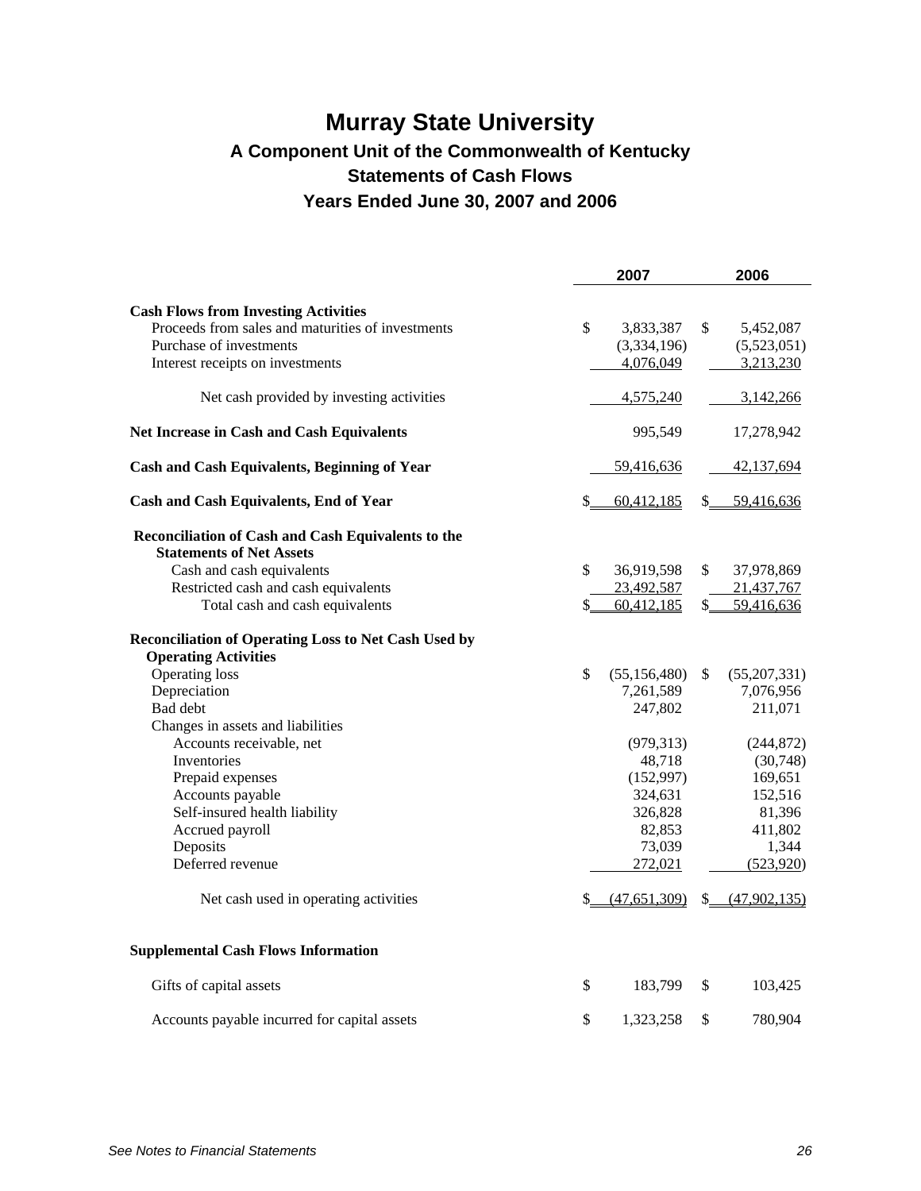# Murray State University

## A Component Unit of the Commonwealth of Kentucky

## Statements of Cash Flows

## Years Ended June 30, 2007 and 2006

| | 2007 | 2006 |
|---|---|---|
| **Cash Flows from Investing Activities** | | |
| Proceeds from sales and maturities of investments | $ 3,833,387 | $ 5,452,087 |
| Purchase of investments | (3,334,196) | (5,523,051) |
| Interest receipts on investments | 4,076,049 | 3,213,230 |
| Net cash provided by investing activities | 4,575,240 | 3,142,266 |
| **Net Increase in Cash and Cash Equivalents** | 995,549 | 17,278,942 |
| **Cash and Cash Equivalents, Beginning of Year** | 59,416,636 | 42,137,694 |
| **Cash and Cash Equivalents, End of Year** | $ 60,412,185 | $ 59,416,636 |
| **Reconciliation of Cash and Cash Equivalents to the Statements of Net Assets** | | |
| Cash and cash equivalents | $ 36,919,598 | $ 37,978,869 |
| Restricted cash and cash equivalents | 23,492,587 | 21,437,767 |
| Total cash and cash equivalents | $ 60,412,185 | $ 59,416,636 |
| **Reconciliation of Operating Loss to Net Cash Used by Operating Activities** | | |
| Operating loss | $ (55,156,480) | $ (55,207,331) |
| Depreciation | 7,261,589 | 7,076,956 |
| Bad debt | 247,802 | 211,071 |
| Changes in assets and liabilities | | |
| Accounts receivable, net | (979,313) | (244,872) |
| Inventories | 48,718 | (30,748) |
| Prepaid expenses | (152,997) | 169,651 |
| Accounts payable | 324,631 | 152,516 |
| Self-insured health liability | 326,828 | 81,396 |
| Accrued payroll | 82,853 | 411,802 |
| Deposits | 73,039 | 1,344 |
| Deferred revenue | 272,021 | (523,920) |
| Net cash used in operating activities | $ (47,651,309) | $ (47,902,135) |
| **Supplemental Cash Flows Information** | | |
| Gifts of capital assets | $ 183,799 | $ 103,425 |
| Accounts payable incurred for capital assets | $ 1,323,258 | $ 780,904 |

*See Notes to Financial Statements*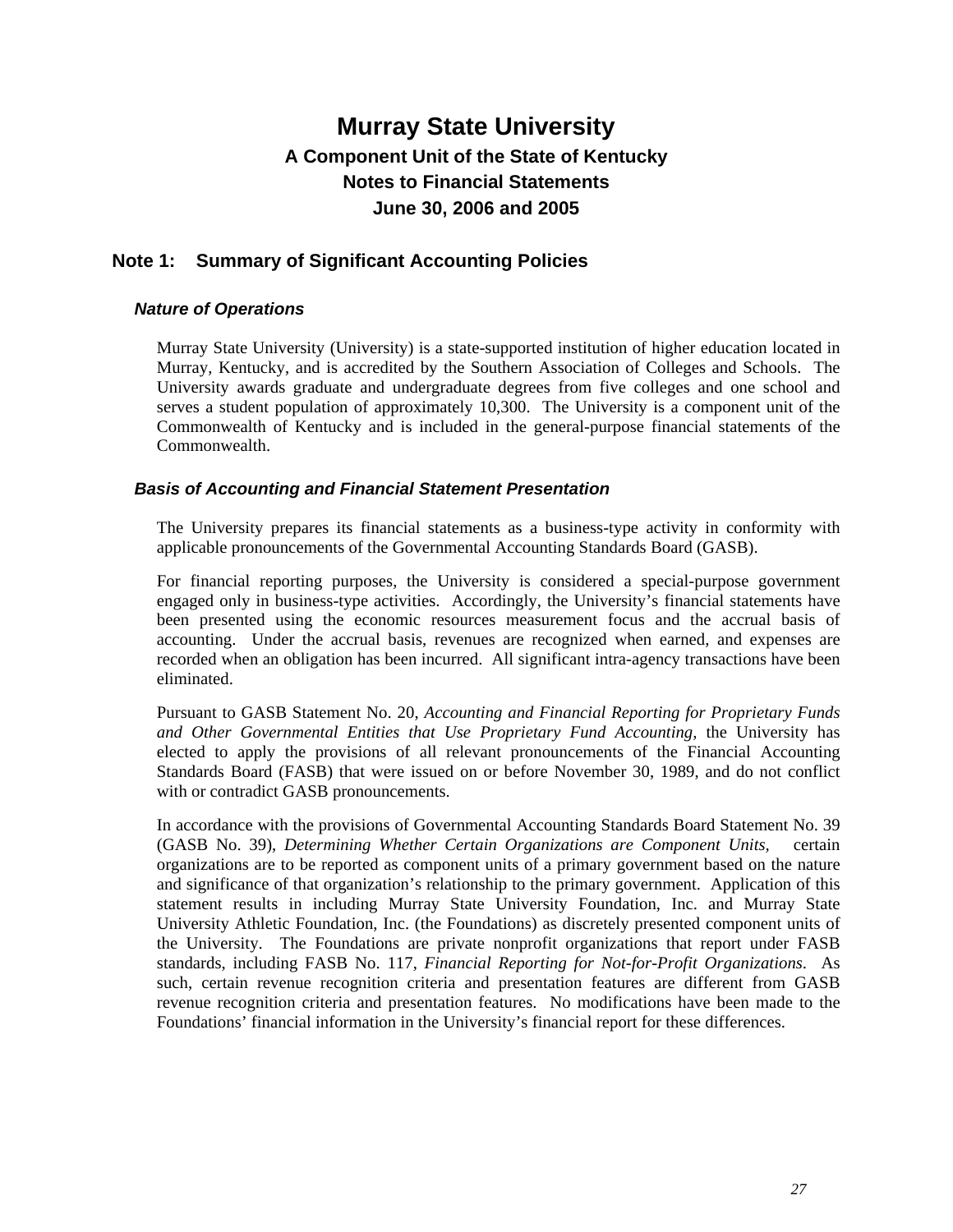# Murray State University

## A Component Unit of the State of Kentucky

## Notes to Financial Statements

## June 30, 2006 and 2005

### Note 1: Summary of Significant Accounting Policies

#### *Nature of Operations*

Murray State University (University) is a state-supported institution of higher education located in Murray, Kentucky, and is accredited by the Southern Association of Colleges and Schools. The University awards graduate and undergraduate degrees from five colleges and one school and serves a student population of approximately 10,300. The University is a component unit of the Commonwealth of Kentucky and is included in the general-purpose financial statements of the Commonwealth.

#### *Basis of Accounting and Financial Statement Presentation*

The University prepares its financial statements as a business-type activity in conformity with applicable pronouncements of the Governmental Accounting Standards Board (GASB).

For financial reporting purposes, the University is considered a special-purpose government engaged only in business-type activities. Accordingly, the University's financial statements have been presented using the economic resources measurement focus and the accrual basis of accounting. Under the accrual basis, revenues are recognized when earned, and expenses are recorded when an obligation has been incurred. All significant intra-agency transactions have been eliminated.

Pursuant to GASB Statement No. 20, *Accounting and Financial Reporting for Proprietary Funds and Other Governmental Entities that Use Proprietary Fund Accounting*, the University has elected to apply the provisions of all relevant pronouncements of the Financial Accounting Standards Board (FASB) that were issued on or before November 30, 1989, and do not conflict with or contradict GASB pronouncements.

In accordance with the provisions of Governmental Accounting Standards Board Statement No. 39 (GASB No. 39), *Determining Whether Certain Organizations are Component Units*, certain organizations are to be reported as component units of a primary government based on the nature and significance of that organization's relationship to the primary government. Application of this statement results in including Murray State University Foundation, Inc. and Murray State University Athletic Foundation, Inc. (the Foundations) as discretely presented component units of the University. The Foundations are private nonprofit organizations that report under FASB standards, including FASB No. 117, *Financial Reporting for Not-for-Profit Organizations*. As such, certain revenue recognition criteria and presentation features are different from GASB revenue recognition criteria and presentation features. No modifications have been made to the Foundations' financial information in the University's financial report for these differences.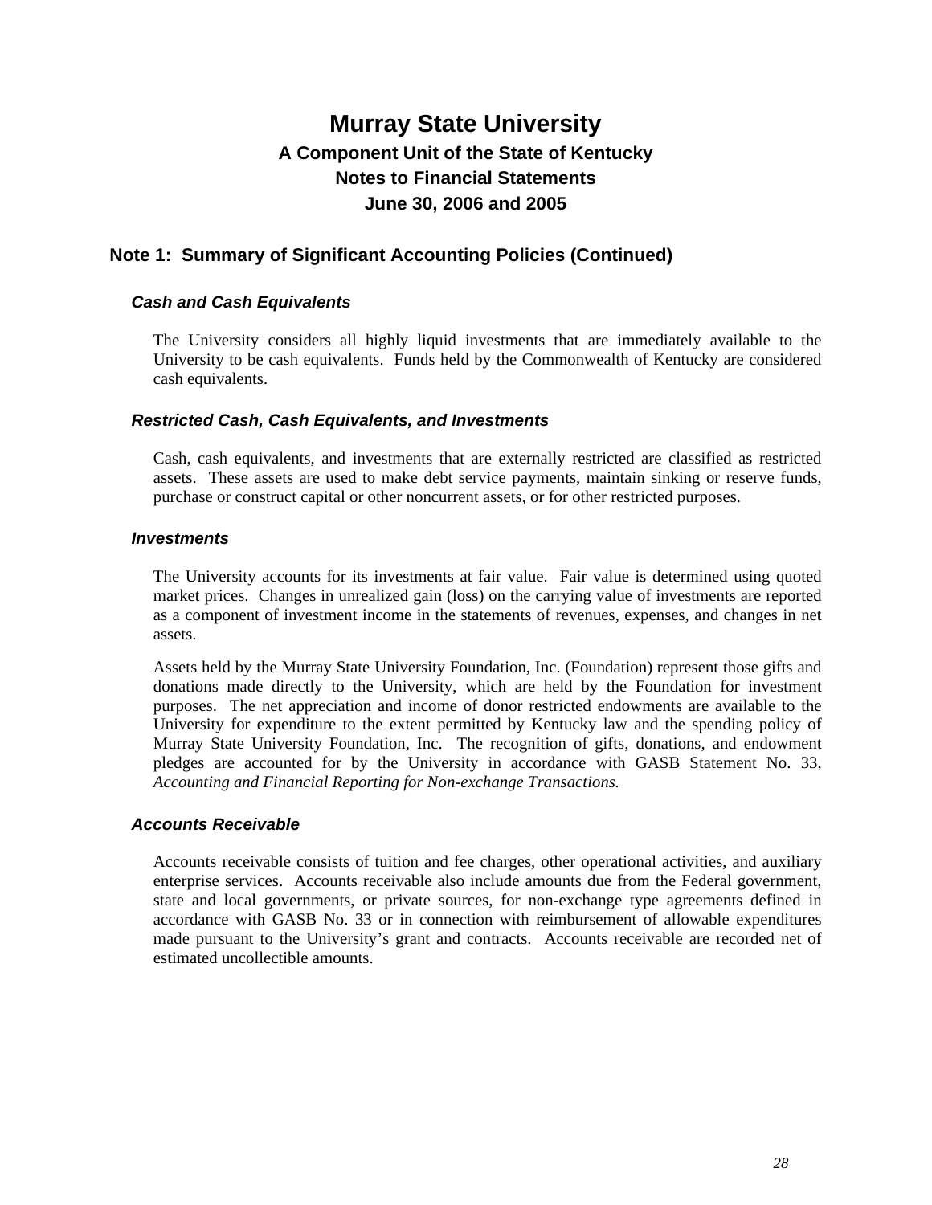# Murray State University

## A Component Unit of the State of Kentucky

## Notes to Financial Statements

## June 30, 2006 and 2005

## Note 1: Summary of Significant Accounting Policies (Continued)

### *Cash and Cash Equivalents*

The University considers all highly liquid investments that are immediately available to the University to be cash equivalents. Funds held by the Commonwealth of Kentucky are considered cash equivalents.

### *Restricted Cash, Cash Equivalents, and Investments*

Cash, cash equivalents, and investments that are externally restricted are classified as restricted assets. These assets are used to make debt service payments, maintain sinking or reserve funds, purchase or construct capital or other noncurrent assets, or for other restricted purposes.

### *Investments*

The University accounts for its investments at fair value. Fair value is determined using quoted market prices. Changes in unrealized gain (loss) on the carrying value of investments are reported as a component of investment income in the statements of revenues, expenses, and changes in net assets.

Assets held by the Murray State University Foundation, Inc. (Foundation) represent those gifts and donations made directly to the University, which are held by the Foundation for investment purposes. The net appreciation and income of donor restricted endowments are available to the University for expenditure to the extent permitted by Kentucky law and the spending policy of Murray State University Foundation, Inc. The recognition of gifts, donations, and endowment pledges are accounted for by the University in accordance with GASB Statement No. 33, *Accounting and Financial Reporting for Non-exchange Transactions.*

### *Accounts Receivable*

Accounts receivable consists of tuition and fee charges, other operational activities, and auxiliary enterprise services. Accounts receivable also include amounts due from the Federal government, state and local governments, or private sources, for non-exchange type agreements defined in accordance with GASB No. 33 or in connection with reimbursement of allowable expenditures made pursuant to the University's grant and contracts. Accounts receivable are recorded net of estimated uncollectible amounts.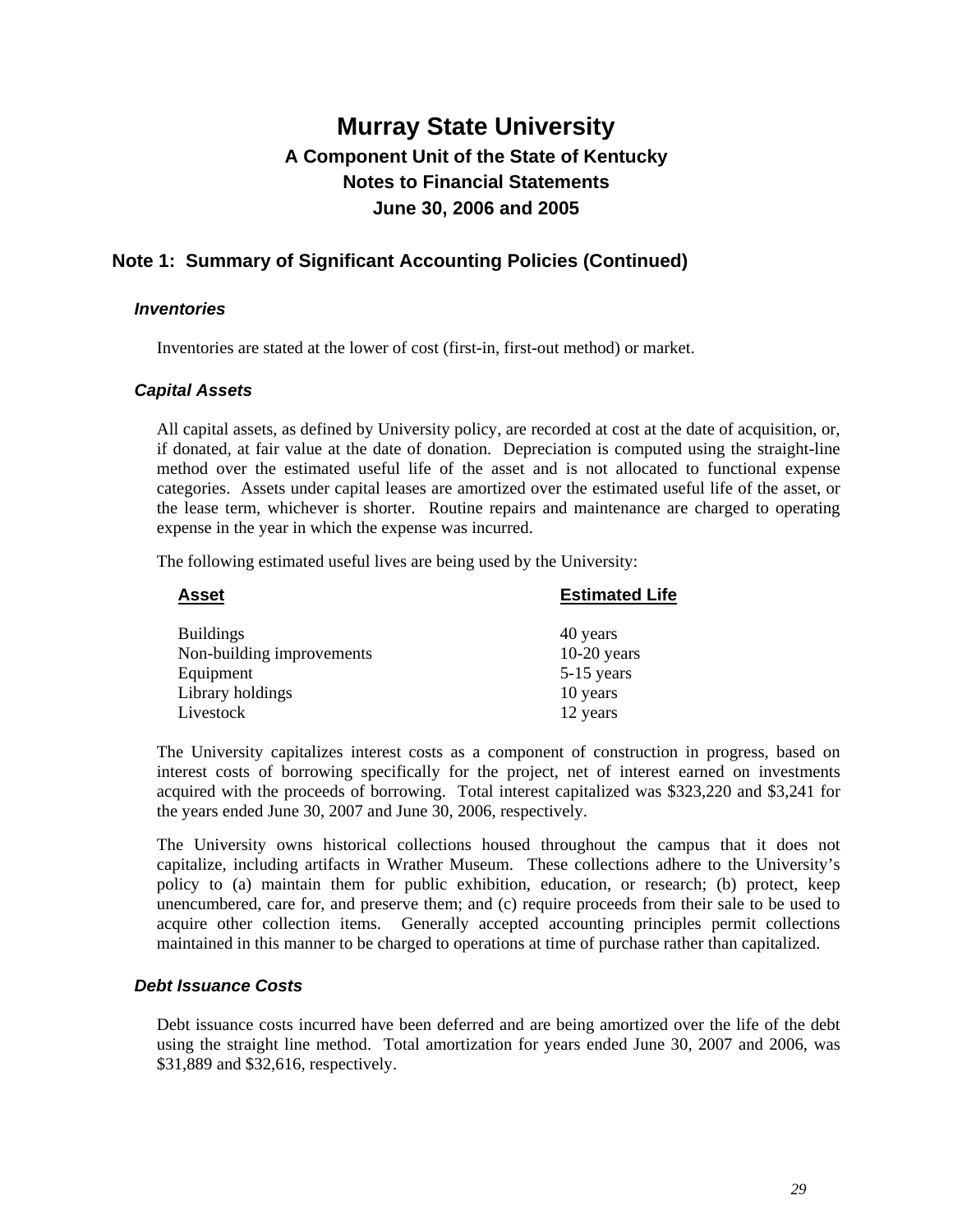# Murray State University

## A Component Unit of the State of Kentucky
## Notes to Financial Statements
## June 30, 2006 and 2005

## Note 1: Summary of Significant Accounting Policies (Continued)

### *Inventories*

Inventories are stated at the lower of cost (first-in, first-out method) or market.

### *Capital Assets*

All capital assets, as defined by University policy, are recorded at cost at the date of acquisition, or, if donated, at fair value at the date of donation. Depreciation is computed using the straight-line method over the estimated useful life of the asset and is not allocated to functional expense categories. Assets under capital leases are amortized over the estimated useful life of the asset, or the lease term, whichever is shorter. Routine repairs and maintenance are charged to operating expense in the year in which the expense was incurred.

The following estimated useful lives are being used by the University:

| Asset | Estimated Life |
| --- | --- |
| Buildings | 40 years |
| Non-building improvements | 10-20 years |
| Equipment | 5-15 years |
| Library holdings | 10 years |
| Livestock | 12 years |

The University capitalizes interest costs as a component of construction in progress, based on interest costs of borrowing specifically for the project, net of interest earned on investments acquired with the proceeds of borrowing. Total interest capitalized was $323,220 and $3,241 for the years ended June 30, 2007 and June 30, 2006, respectively.

The University owns historical collections housed throughout the campus that it does not capitalize, including artifacts in Wrather Museum. These collections adhere to the University's policy to (a) maintain them for public exhibition, education, or research; (b) protect, keep unencumbered, care for, and preserve them; and (c) require proceeds from their sale to be used to acquire other collection items. Generally accepted accounting principles permit collections maintained in this manner to be charged to operations at time of purchase rather than capitalized.

### *Debt Issuance Costs*

Debt issuance costs incurred have been deferred and are being amortized over the life of the debt using the straight line method. Total amortization for years ended June 30, 2007 and 2006, was $31,889 and $32,616, respectively.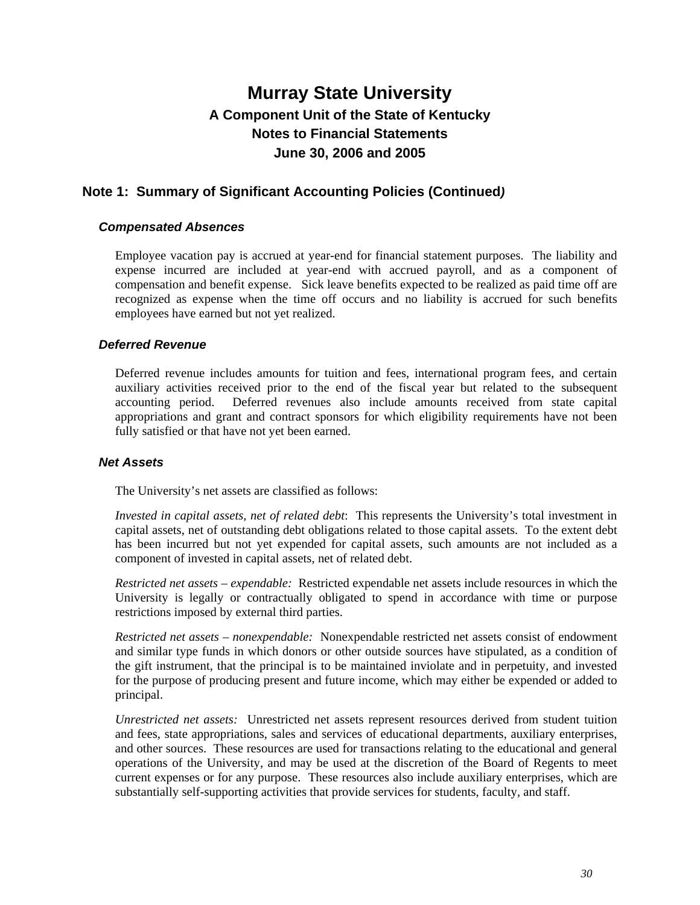# Murray State University

## A Component Unit of the State of Kentucky
## Notes to Financial Statements
## June 30, 2006 and 2005

## Note 1: Summary of Significant Accounting Policies (Continued)

### *Compensated Absences*

Employee vacation pay is accrued at year-end for financial statement purposes. The liability and expense incurred are included at year-end with accrued payroll, and as a component of compensation and benefit expense. Sick leave benefits expected to be realized as paid time off are recognized as expense when the time off occurs and no liability is accrued for such benefits employees have earned but not yet realized.

### *Deferred Revenue*

Deferred revenue includes amounts for tuition and fees, international program fees, and certain auxiliary activities received prior to the end of the fiscal year but related to the subsequent accounting period. Deferred revenues also include amounts received from state capital appropriations and grant and contract sponsors for which eligibility requirements have not been fully satisfied or that have not yet been earned.

### *Net Assets*

The University's net assets are classified as follows:

*Invested in capital assets, net of related debt*: This represents the University's total investment in capital assets, net of outstanding debt obligations related to those capital assets. To the extent debt has been incurred but not yet expended for capital assets, such amounts are not included as a component of invested in capital assets, net of related debt.

*Restricted net assets – expendable:* Restricted expendable net assets include resources in which the University is legally or contractually obligated to spend in accordance with time or purpose restrictions imposed by external third parties.

*Restricted net assets – nonexpendable:* Nonexpendable restricted net assets consist of endowment and similar type funds in which donors or other outside sources have stipulated, as a condition of the gift instrument, that the principal is to be maintained inviolate and in perpetuity, and invested for the purpose of producing present and future income, which may either be expended or added to principal.

*Unrestricted net assets:* Unrestricted net assets represent resources derived from student tuition and fees, state appropriations, sales and services of educational departments, auxiliary enterprises, and other sources. These resources are used for transactions relating to the educational and general operations of the University, and may be used at the discretion of the Board of Regents to meet current expenses or for any purpose. These resources also include auxiliary enterprises, which are substantially self-supporting activities that provide services for students, faculty, and staff.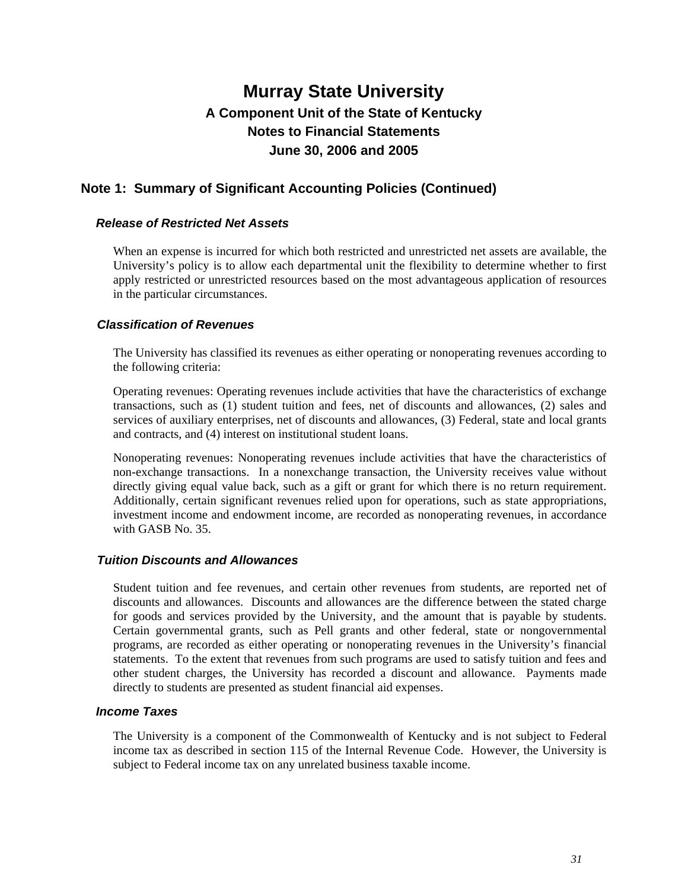# Murray State University

## A Component Unit of the State of Kentucky

## Notes to Financial Statements

## June 30, 2006 and 2005

## Note 1: Summary of Significant Accounting Policies (Continued)

### *Release of Restricted Net Assets*

When an expense is incurred for which both restricted and unrestricted net assets are available, the University's policy is to allow each departmental unit the flexibility to determine whether to first apply restricted or unrestricted resources based on the most advantageous application of resources in the particular circumstances.

### *Classification of Revenues*

The University has classified its revenues as either operating or nonoperating revenues according to the following criteria:

Operating revenues: Operating revenues include activities that have the characteristics of exchange transactions, such as (1) student tuition and fees, net of discounts and allowances, (2) sales and services of auxiliary enterprises, net of discounts and allowances, (3) Federal, state and local grants and contracts, and (4) interest on institutional student loans.

Nonoperating revenues: Nonoperating revenues include activities that have the characteristics of non-exchange transactions. In a nonexchange transaction, the University receives value without directly giving equal value back, such as a gift or grant for which there is no return requirement. Additionally, certain significant revenues relied upon for operations, such as state appropriations, investment income and endowment income, are recorded as nonoperating revenues, in accordance with GASB No. 35.

### *Tuition Discounts and Allowances*

Student tuition and fee revenues, and certain other revenues from students, are reported net of discounts and allowances. Discounts and allowances are the difference between the stated charge for goods and services provided by the University, and the amount that is payable by students. Certain governmental grants, such as Pell grants and other federal, state or nongovernmental programs, are recorded as either operating or nonoperating revenues in the University's financial statements. To the extent that revenues from such programs are used to satisfy tuition and fees and other student charges, the University has recorded a discount and allowance. Payments made directly to students are presented as student financial aid expenses.

### *Income Taxes*

The University is a component of the Commonwealth of Kentucky and is not subject to Federal income tax as described in section 115 of the Internal Revenue Code. However, the University is subject to Federal income tax on any unrelated business taxable income.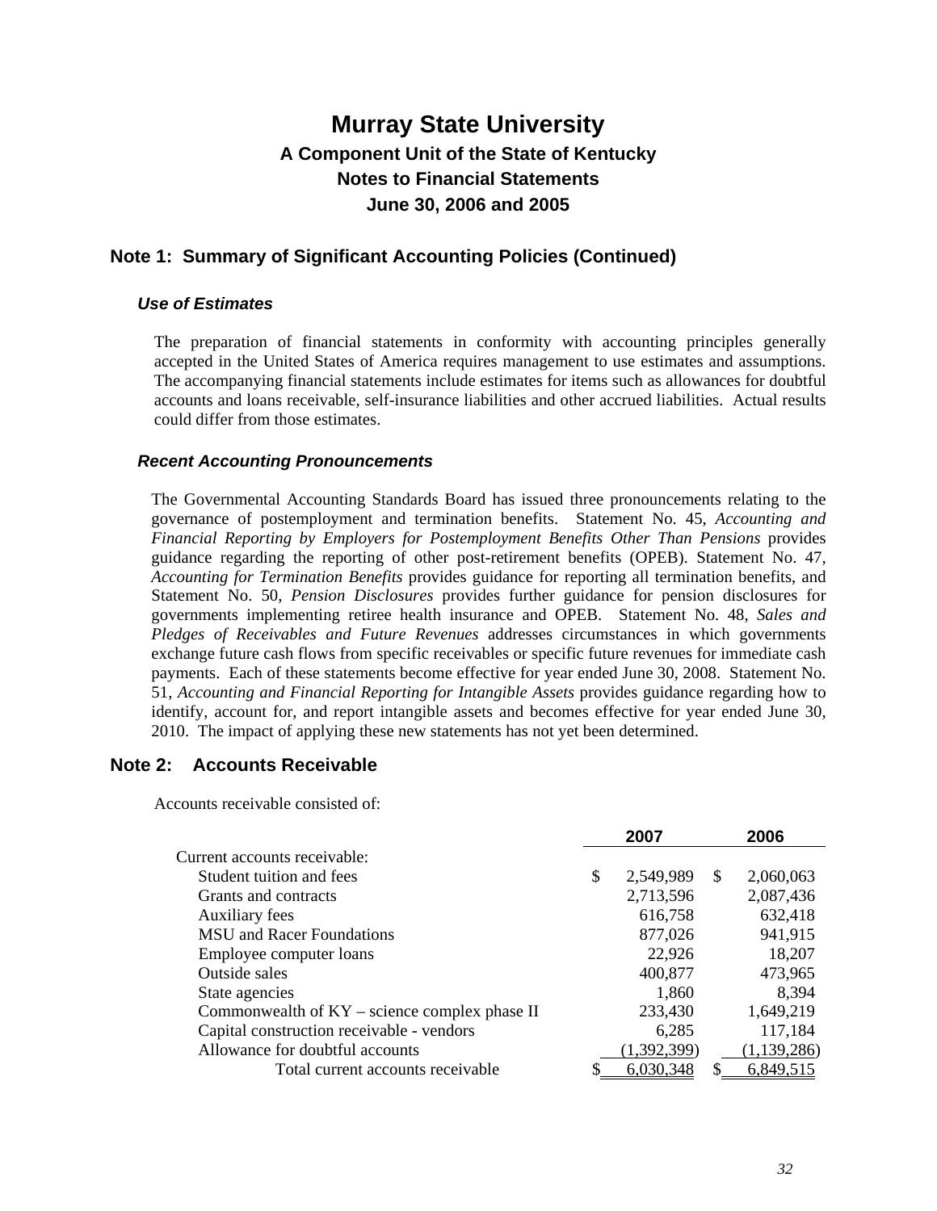# Murray State University

## A Component Unit of the State of Kentucky

## Notes to Financial Statements

## June 30, 2006 and 2005

## Note 1: Summary of Significant Accounting Policies (Continued)

### *Use of Estimates*

The preparation of financial statements in conformity with accounting principles generally accepted in the United States of America requires management to use estimates and assumptions. The accompanying financial statements include estimates for items such as allowances for doubtful accounts and loans receivable, self-insurance liabilities and other accrued liabilities. Actual results could differ from those estimates.

### *Recent Accounting Pronouncements*

The Governmental Accounting Standards Board has issued three pronouncements relating to the governance of postemployment and termination benefits. Statement No. 45, *Accounting and Financial Reporting by Employers for Postemployment Benefits Other Than Pensions* provides guidance regarding the reporting of other post-retirement benefits (OPEB). Statement No. 47, *Accounting for Termination Benefits* provides guidance for reporting all termination benefits, and Statement No. 50, *Pension Disclosures* provides further guidance for pension disclosures for governments implementing retiree health insurance and OPEB. Statement No. 48, *Sales and Pledges of Receivables and Future Revenues* addresses circumstances in which governments exchange future cash flows from specific receivables or specific future revenues for immediate cash payments. Each of these statements become effective for year ended June 30, 2008. Statement No. 51, *Accounting and Financial Reporting for Intangible Assets* provides guidance regarding how to identify, account for, and report intangible assets and becomes effective for year ended June 30, 2010. The impact of applying these new statements has not yet been determined.

## Note 2: Accounts Receivable

Accounts receivable consisted of:

| | 2007 | 2006 |
|---|---|---|
| Current accounts receivable: | | |
| Student tuition and fees | $ 2,549,989 | $ 2,060,063 |
| Grants and contracts | 2,713,596 | 2,087,436 |
| Auxiliary fees | 616,758 | 632,418 |
| MSU and Racer Foundations | 877,026 | 941,915 |
| Employee computer loans | 22,926 | 18,207 |
| Outside sales | 400,877 | 473,965 |
| State agencies | 1,860 | 8,394 |
| Commonwealth of KY – science complex phase II | 233,430 | 1,649,219 |
| Capital construction receivable - vendors | 6,285 | 117,184 |
| Allowance for doubtful accounts | (1,392,399) | (1,139,286) |
| Total current accounts receivable | $ 6,030,348 | $ 6,849,515 |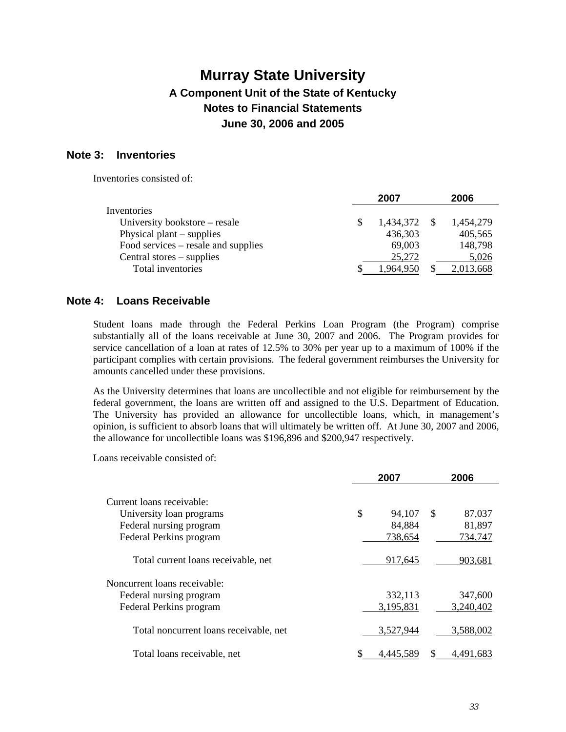# Murray State University

### A Component Unit of the State of Kentucky

### Notes to Financial Statements

### June 30, 2006 and 2005

## Note 3: Inventories

Inventories consisted of:

| | 2007 | 2006 |
|---|---|---|
| Inventories | | |
| University bookstore – resale | $ 1,434,372 | $ 1,454,279 |
| Physical plant – supplies | 436,303 | 405,565 |
| Food services – resale and supplies | 69,003 | 148,798 |
| Central stores – supplies | 25,272 | 5,026 |
| Total inventories | $ 1,964,950 | $ 2,013,668 |

## Note 4: Loans Receivable

Student loans made through the Federal Perkins Loan Program (the Program) comprise substantially all of the loans receivable at June 30, 2007 and 2006. The Program provides for service cancellation of a loan at rates of 12.5% to 30% per year up to a maximum of 100% if the participant complies with certain provisions. The federal government reimburses the University for amounts cancelled under these provisions.

As the University determines that loans are uncollectible and not eligible for reimbursement by the federal government, the loans are written off and assigned to the U.S. Department of Education. The University has provided an allowance for uncollectible loans, which, in management's opinion, is sufficient to absorb loans that will ultimately be written off. At June 30, 2007 and 2006, the allowance for uncollectible loans was $196,896 and $200,947 respectively.

Loans receivable consisted of:

| | 2007 | 2006 |
|---|---|---|
| Current loans receivable: | | |
| University loan programs | $ 94,107 | $ 87,037 |
| Federal nursing program | 84,884 | 81,897 |
| Federal Perkins program | 738,654 | 734,747 |
| Total current loans receivable, net | 917,645 | 903,681 |
| Noncurrent loans receivable: | | |
| Federal nursing program | 332,113 | 347,600 |
| Federal Perkins program | 3,195,831 | 3,240,402 |
| Total noncurrent loans receivable, net | 3,527,944 | 3,588,002 |
| Total loans receivable, net | $ 4,445,589 | $ 4,491,683 |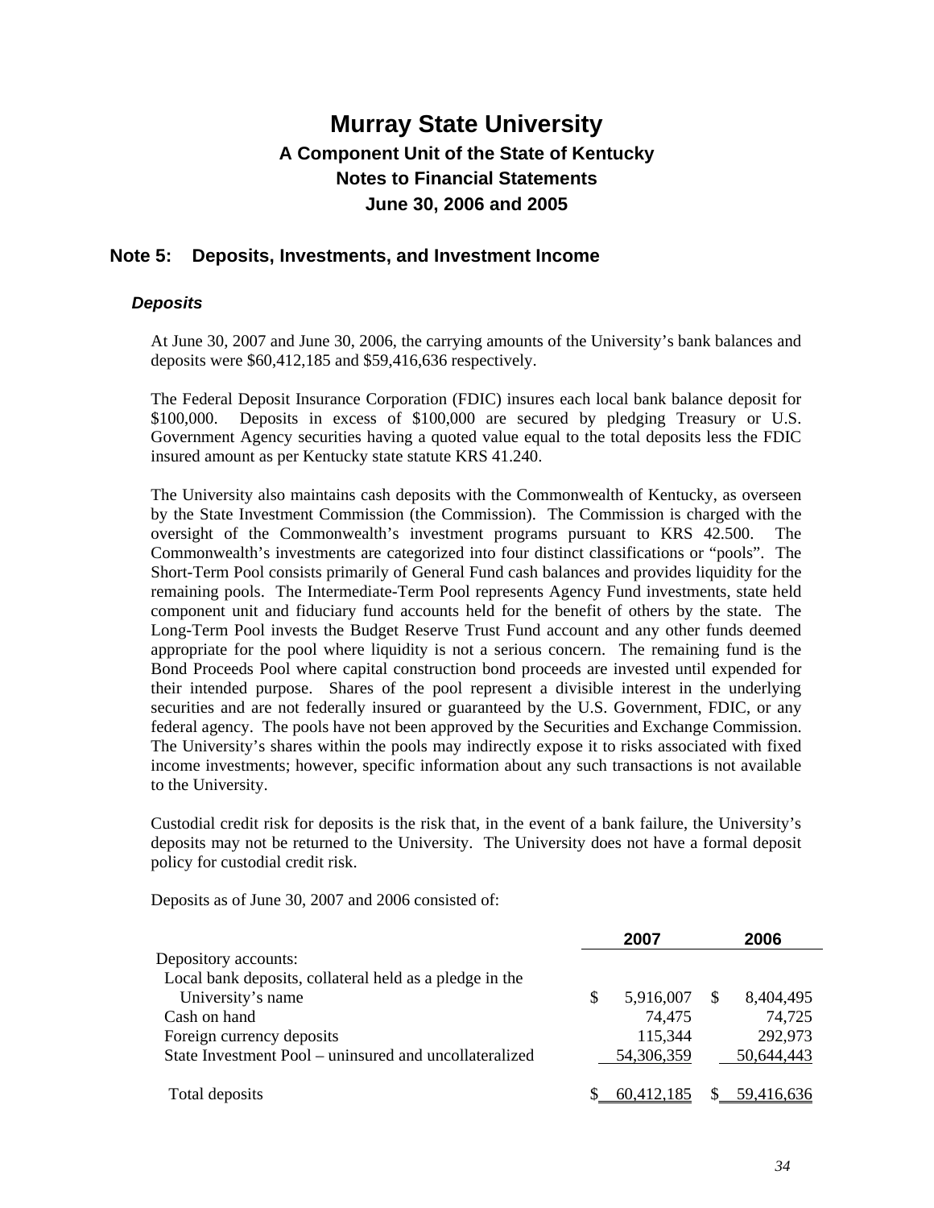# Murray State University

### A Component Unit of the State of Kentucky

### Notes to Financial Statements

### June 30, 2006 and 2005

## Note 5: Deposits, Investments, and Investment Income

### *Deposits*

At June 30, 2007 and June 30, 2006, the carrying amounts of the University's bank balances and deposits were $60,412,185 and $59,416,636 respectively.

The Federal Deposit Insurance Corporation (FDIC) insures each local bank balance deposit for $100,000. Deposits in excess of $100,000 are secured by pledging Treasury or U.S. Government Agency securities having a quoted value equal to the total deposits less the FDIC insured amount as per Kentucky state statute KRS 41.240.

The University also maintains cash deposits with the Commonwealth of Kentucky, as overseen by the State Investment Commission (the Commission). The Commission is charged with the oversight of the Commonwealth's investment programs pursuant to KRS 42.500. The Commonwealth's investments are categorized into four distinct classifications or "pools". The Short-Term Pool consists primarily of General Fund cash balances and provides liquidity for the remaining pools. The Intermediate-Term Pool represents Agency Fund investments, state held component unit and fiduciary fund accounts held for the benefit of others by the state. The Long-Term Pool invests the Budget Reserve Trust Fund account and any other funds deemed appropriate for the pool where liquidity is not a serious concern. The remaining fund is the Bond Proceeds Pool where capital construction bond proceeds are invested until expended for their intended purpose. Shares of the pool represent a divisible interest in the underlying securities and are not federally insured or guaranteed by the U.S. Government, FDIC, or any federal agency. The pools have not been approved by the Securities and Exchange Commission. The University's shares within the pools may indirectly expose it to risks associated with fixed income investments; however, specific information about any such transactions is not available to the University.

Custodial credit risk for deposits is the risk that, in the event of a bank failure, the University's deposits may not be returned to the University. The University does not have a formal deposit policy for custodial credit risk.

Deposits as of June 30, 2007 and 2006 consisted of:

| | 2007 | 2006 |
|---|---|---|
| Depository accounts: | | |
| Local bank deposits, collateral held as a pledge in the University's name | $ 5,916,007 | $ 8,404,495 |
| Cash on hand | 74,475 | 74,725 |
| Foreign currency deposits | 115,344 | 292,973 |
| State Investment Pool – uninsured and uncollateralized | 54,306,359 | 50,644,443 |
| Total deposits | $ 60,412,185 | $ 59,416,636 |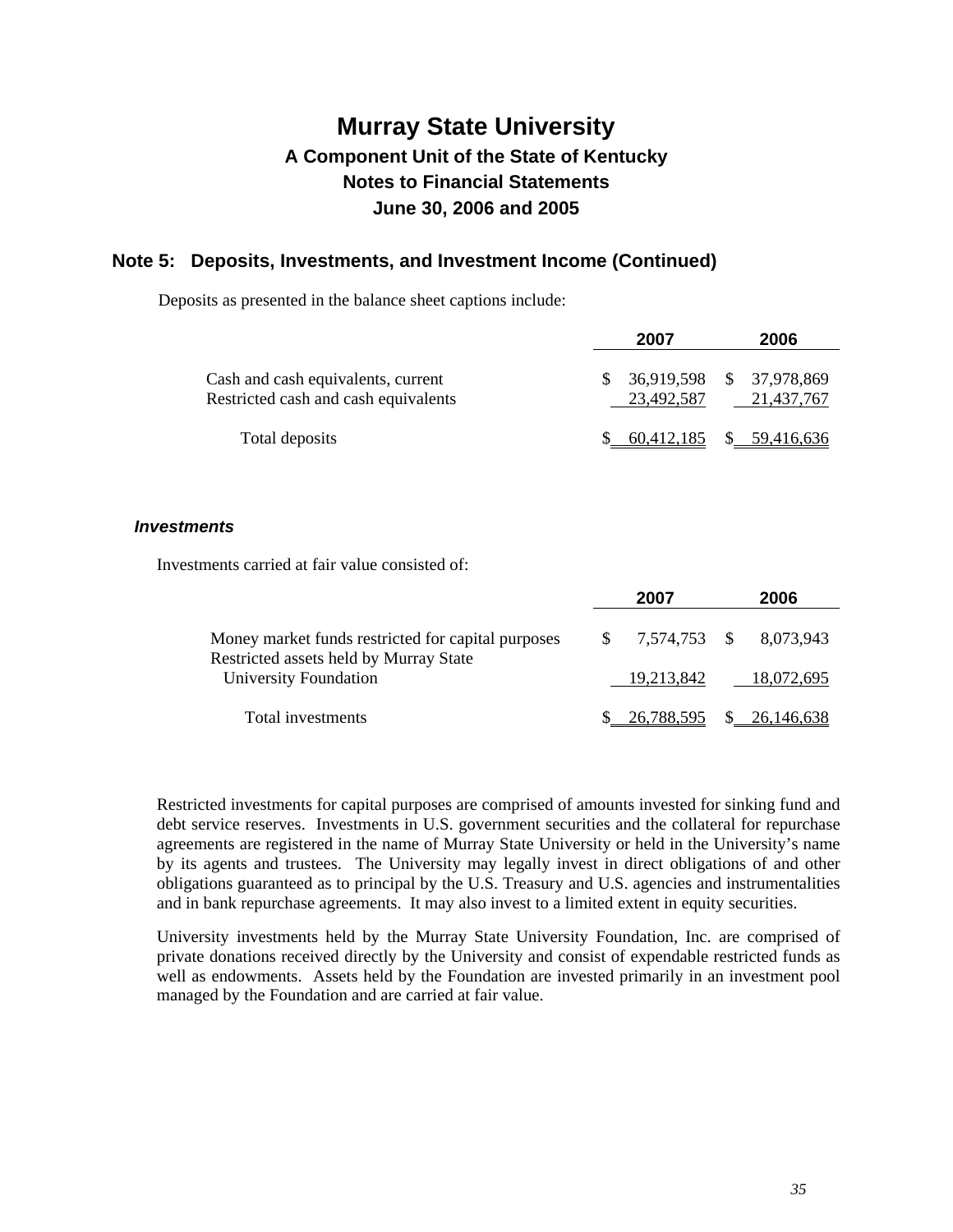# Murray State University

## A Component Unit of the State of Kentucky

## Notes to Financial Statements

## June 30, 2006 and 2005

### Note 5: Deposits, Investments, and Investment Income (Continued)

Deposits as presented in the balance sheet captions include:

| | 2007 | 2006 |
|---|---|---|
| Cash and cash equivalents, current | $ 36,919,598 | $ 37,978,869 |
| Restricted cash and cash equivalents | 23,492,587 | 21,437,767 |
| Total deposits | $ 60,412,185 | $ 59,416,636 |

#### *Investments*

Investments carried at fair value consisted of:

| | 2007 | 2006 |
|---|---|---|
| Money market funds restricted for capital purposes | $ 7,574,753 | $ 8,073,943 |
| Restricted assets held by Murray State University Foundation | 19,213,842 | 18,072,695 |
| Total investments | $ 26,788,595 | $ 26,146,638 |

Restricted investments for capital purposes are comprised of amounts invested for sinking fund and debt service reserves. Investments in U.S. government securities and the collateral for repurchase agreements are registered in the name of Murray State University or held in the University's name by its agents and trustees. The University may legally invest in direct obligations of and other obligations guaranteed as to principal by the U.S. Treasury and U.S. agencies and instrumentalities and in bank repurchase agreements. It may also invest to a limited extent in equity securities.

University investments held by the Murray State University Foundation, Inc. are comprised of private donations received directly by the University and consist of expendable restricted funds as well as endowments. Assets held by the Foundation are invested primarily in an investment pool managed by the Foundation and are carried at fair value.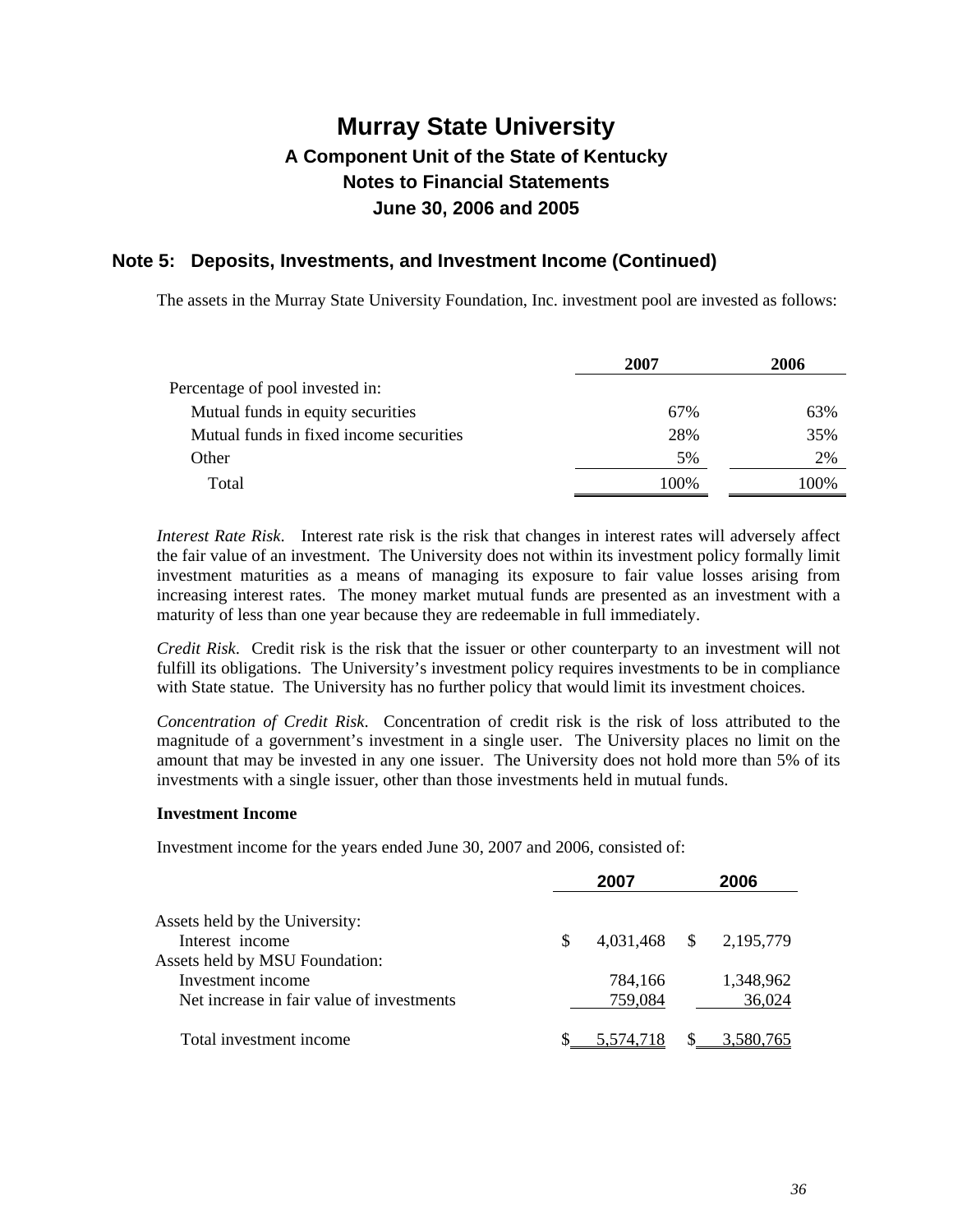# Murray State University

### A Component Unit of the State of Kentucky
### Notes to Financial Statements
### June 30, 2006 and 2005

## Note 5: Deposits, Investments, and Investment Income (Continued)

The assets in the Murray State University Foundation, Inc. investment pool are invested as follows:

| | 2007 | 2006 |
|---|---|---|
| Percentage of pool invested in: | | |
| Mutual funds in equity securities | 67% | 63% |
| Mutual funds in fixed income securities | 28% | 35% |
| Other | 5% | 2% |
| Total | 100% | 100% |

*Interest Rate Risk*. Interest rate risk is the risk that changes in interest rates will adversely affect the fair value of an investment. The University does not within its investment policy formally limit investment maturities as a means of managing its exposure to fair value losses arising from increasing interest rates. The money market mutual funds are presented as an investment with a maturity of less than one year because they are redeemable in full immediately.

*Credit Risk*. Credit risk is the risk that the issuer or other counterparty to an investment will not fulfill its obligations. The University's investment policy requires investments to be in compliance with State statue. The University has no further policy that would limit its investment choices.

*Concentration of Credit Risk*. Concentration of credit risk is the risk of loss attributed to the magnitude of a government's investment in a single user. The University places no limit on the amount that may be invested in any one issuer. The University does not hold more than 5% of its investments with a single issuer, other than those investments held in mutual funds.

**Investment Income**

Investment income for the years ended June 30, 2007 and 2006, consisted of:

| | 2007 | 2006 |
|---|---|---|
| Assets held by the University: | | |
| Interest income | $ 4,031,468 | $ 2,195,779 |
| Assets held by MSU Foundation: | | |
| Investment income | 784,166 | 1,348,962 |
| Net increase in fair value of investments | 759,084 | 36,024 |
| Total investment income | $ 5,574,718 | $ 3,580,765 |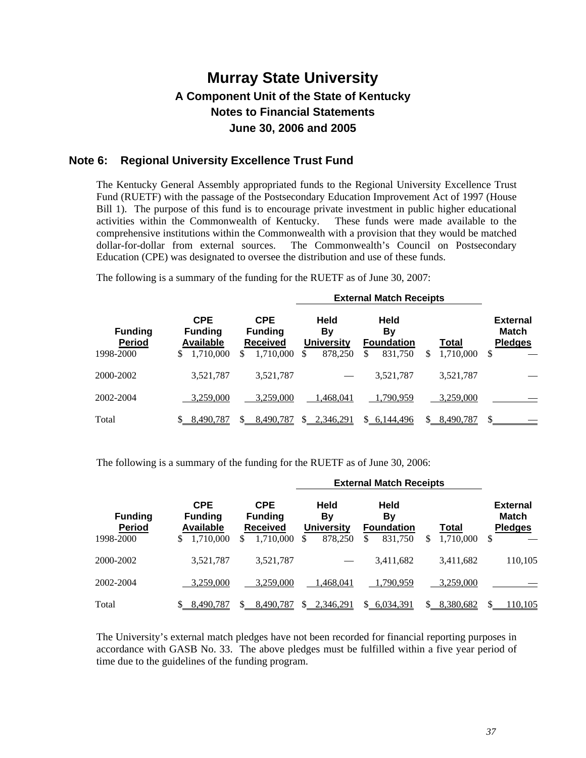# Murray State University

## A Component Unit of the State of Kentucky
## Notes to Financial Statements
## June 30, 2006 and 2005

## Note 6: Regional University Excellence Trust Fund

The Kentucky General Assembly appropriated funds to the Regional University Excellence Trust Fund (RUETF) with the passage of the Postsecondary Education Improvement Act of 1997 (House Bill 1). The purpose of this fund is to encourage private investment in public higher educational activities within the Commonwealth of Kentucky. These funds were made available to the comprehensive institutions within the Commonwealth with a provision that they would be matched dollar-for-dollar from external sources. The Commonwealth's Council on Postsecondary Education (CPE) was designated to oversee the distribution and use of these funds.

The following is a summary of the funding for the RUETF as of June 30, 2007:

| | | | External Match Receipts | | | |
|---|---|---|---|---|---|---|
| **Funding Period** | **CPE Funding Available** | **CPE Funding Received** | **Held By University** | **Held By Foundation** | **Total** | **External Match Pledges** |
| 1998-2000 | $ 1,710,000 | $ 1,710,000 | $ 878,250 | $ 831,750 | $ 1,710,000 | $ — |
| 2000-2002 | 3,521,787 | 3,521,787 | — | 3,521,787 | 3,521,787 | — |
| 2002-2004 | 3,259,000 | 3,259,000 | 1,468,041 | 1,790,959 | 3,259,000 | — |
| Total | $ 8,490,787 | $ 8,490,787 | $ 2,346,291 | $ 6,144,496 | $ 8,490,787 | $ — |

The following is a summary of the funding for the RUETF as of June 30, 2006:

| | | | External Match Receipts | | | |
|---|---|---|---|---|---|---|
| **Funding Period** | **CPE Funding Available** | **CPE Funding Received** | **Held By University** | **Held By Foundation** | **Total** | **External Match Pledges** |
| 1998-2000 | $ 1,710,000 | $ 1,710,000 | $ 878,250 | $ 831,750 | $ 1,710,000 | $ — |
| 2000-2002 | 3,521,787 | 3,521,787 | — | 3,411,682 | 3,411,682 | 110,105 |
| 2002-2004 | 3,259,000 | 3,259,000 | 1,468,041 | 1,790,959 | 3,259,000 | — |
| Total | $ 8,490,787 | $ 8,490,787 | $ 2,346,291 | $ 6,034,391 | $ 8,380,682 | $ 110,105 |

The University's external match pledges have not been recorded for financial reporting purposes in accordance with GASB No. 33. The above pledges must be fulfilled within a five year period of time due to the guidelines of the funding program.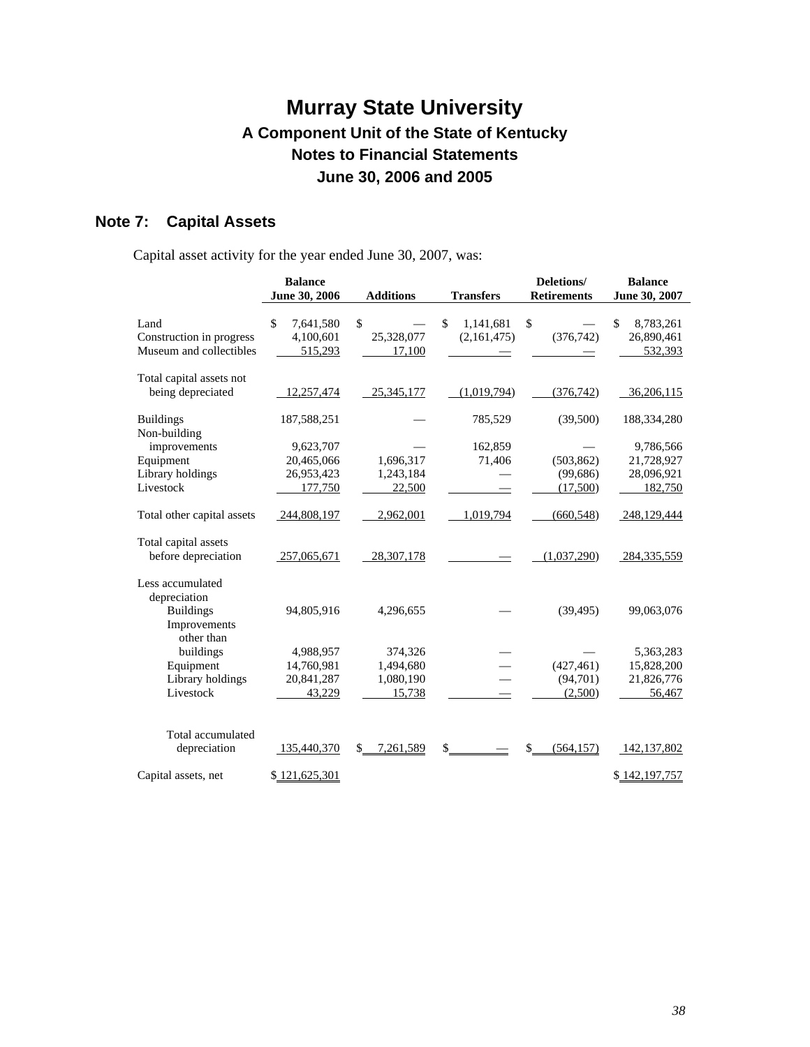# Murray State University

## A Component Unit of the State of Kentucky

## Notes to Financial Statements

## June 30, 2006 and 2005

### Note 7: Capital Assets

Capital asset activity for the year ended June 30, 2007, was:

| | Balance June 30, 2006 | Additions | Transfers | Deletions/ Retirements | Balance June 30, 2007 |
|---|---|---|---|---|---|
| Land | $ 7,641,580 | $ — | $ 1,141,681 | $ — | $ 8,783,261 |
| Construction in progress | 4,100,601 | 25,328,077 | (2,161,475) | (376,742) | 26,890,461 |
| Museum and collectibles | 515,293 | 17,100 | — | — | 532,393 |
| Total capital assets not being depreciated | 12,257,474 | 25,345,177 | (1,019,794) | (376,742) | 36,206,115 |
| Buildings | 187,588,251 | — | 785,529 | (39,500) | 188,334,280 |
| Non-building improvements | 9,623,707 | — | 162,859 | — | 9,786,566 |
| Equipment | 20,465,066 | 1,696,317 | 71,406 | (503,862) | 21,728,927 |
| Library holdings | 26,953,423 | 1,243,184 | — | (99,686) | 28,096,921 |
| Livestock | 177,750 | 22,500 | — | (17,500) | 182,750 |
| Total other capital assets | 244,808,197 | 2,962,001 | 1,019,794 | (660,548) | 248,129,444 |
| Total capital assets before depreciation | 257,065,671 | 28,307,178 | — | (1,037,290) | 284,335,559 |
| Less accumulated depreciation | | | | | |
| Buildings | 94,805,916 | 4,296,655 | — | (39,495) | 99,063,076 |
| Improvements other than buildings | 4,988,957 | 374,326 | — | — | 5,363,283 |
| Equipment | 14,760,981 | 1,494,680 | — | (427,461) | 15,828,200 |
| Library holdings | 20,841,287 | 1,080,190 | — | (94,701) | 21,826,776 |
| Livestock | 43,229 | 15,738 | — | (2,500) | 56,467 |
| Total accumulated depreciation | 135,440,370 | $ 7,261,589 | $ — | $ (564,157) | 142,137,802 |
| Capital assets, net | $ 121,625,301 | | | | $ 142,197,757 |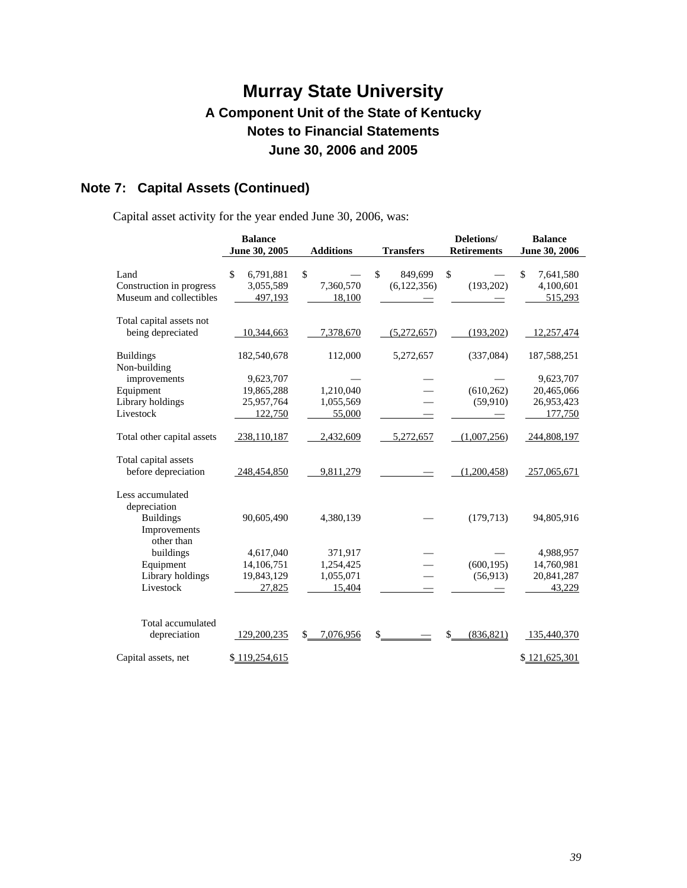# Murray State University

## A Component Unit of the State of Kentucky

## Notes to Financial Statements

## June 30, 2006 and 2005

## Note 7: Capital Assets (Continued)

Capital asset activity for the year ended June 30, 2006, was:

| | Balance June 30, 2005 | Additions | Transfers | Deletions/ Retirements | Balance June 30, 2006 |
|---|---|---|---|---|---|
| Land | $ 6,791,881 | $ — | $ 849,699 | $ — | $ 7,641,580 |
| Construction in progress | 3,055,589 | 7,360,570 | (6,122,356) | (193,202) | 4,100,601 |
| Museum and collectibles | 497,193 | 18,100 | — | — | 515,293 |
| Total capital assets not being depreciated | 10,344,663 | 7,378,670 | (5,272,657) | (193,202) | 12,257,474 |
| Buildings | 182,540,678 | 112,000 | 5,272,657 | (337,084) | 187,588,251 |
| Non-building improvements | 9,623,707 | — | — | — | 9,623,707 |
| Equipment | 19,865,288 | 1,210,040 | — | (610,262) | 20,465,066 |
| Library holdings | 25,957,764 | 1,055,569 | — | (59,910) | 26,953,423 |
| Livestock | 122,750 | 55,000 | — | — | 177,750 |
| Total other capital assets | 238,110,187 | 2,432,609 | 5,272,657 | (1,007,256) | 244,808,197 |
| Total capital assets before depreciation | 248,454,850 | 9,811,279 | — | (1,200,458) | 257,065,671 |
| Less accumulated depreciation | | | | | |
| Buildings | 90,605,490 | 4,380,139 | — | (179,713) | 94,805,916 |
| Improvements other than buildings | 4,617,040 | 371,917 | — | — | 4,988,957 |
| Equipment | 14,106,751 | 1,254,425 | — | (600,195) | 14,760,981 |
| Library holdings | 19,843,129 | 1,055,071 | — | (56,913) | 20,841,287 |
| Livestock | 27,825 | 15,404 | — | — | 43,229 |
| Total accumulated depreciation | 129,200,235 | $ 7,076,956 | $ — | $ (836,821) | 135,440,370 |
| Capital assets, net | $ 119,254,615 | | | | $ 121,625,301 |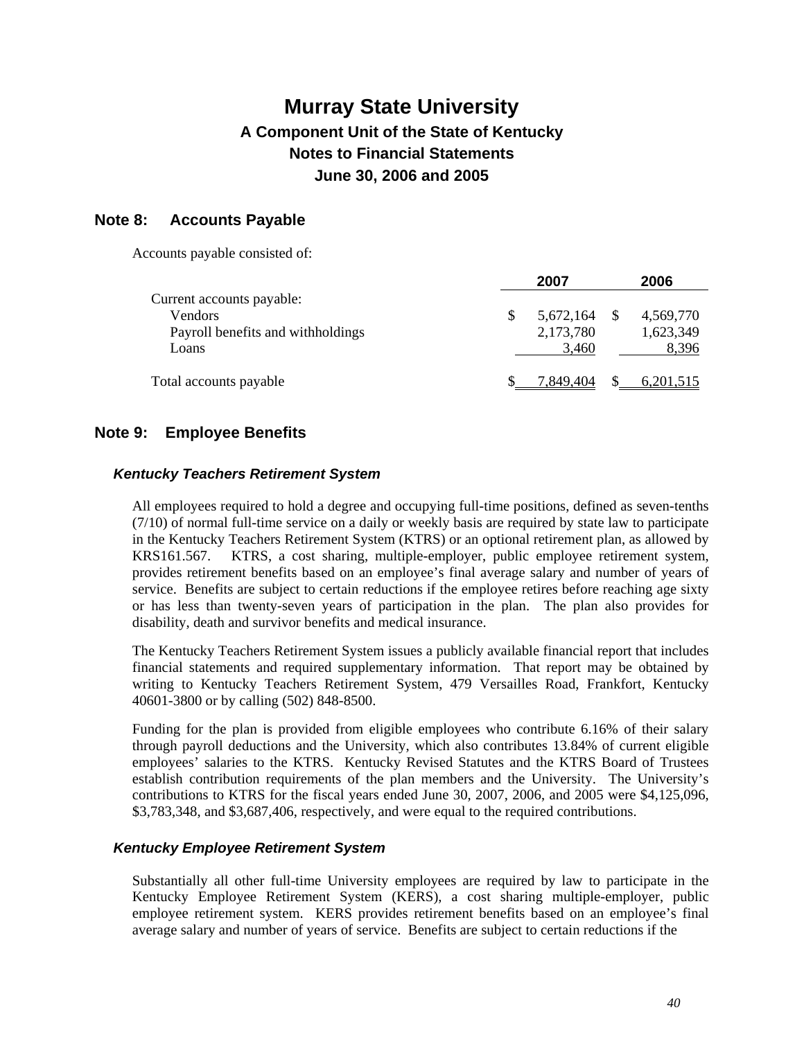# Murray State University

## A Component Unit of the State of Kentucky

## Notes to Financial Statements

## June 30, 2006 and 2005

## Note 8: Accounts Payable

Accounts payable consisted of:

| | 2007 | 2006 |
|---|---|---|
| Current accounts payable: | | |
| Vendors | $ 5,672,164 | $ 4,569,770 |
| Payroll benefits and withholdings | 2,173,780 | 1,623,349 |
| Loans | 3,460 | 8,396 |
| Total accounts payable | $ 7,849,404 | $ 6,201,515 |

## Note 9: Employee Benefits

### *Kentucky Teachers Retirement System*

All employees required to hold a degree and occupying full-time positions, defined as seven-tenths (7/10) of normal full-time service on a daily or weekly basis are required by state law to participate in the Kentucky Teachers Retirement System (KTRS) or an optional retirement plan, as allowed by KRS161.567. KTRS, a cost sharing, multiple-employer, public employee retirement system, provides retirement benefits based on an employee's final average salary and number of years of service. Benefits are subject to certain reductions if the employee retires before reaching age sixty or has less than twenty-seven years of participation in the plan. The plan also provides for disability, death and survivor benefits and medical insurance.

The Kentucky Teachers Retirement System issues a publicly available financial report that includes financial statements and required supplementary information. That report may be obtained by writing to Kentucky Teachers Retirement System, 479 Versailles Road, Frankfort, Kentucky 40601-3800 or by calling (502) 848-8500.

Funding for the plan is provided from eligible employees who contribute 6.16% of their salary through payroll deductions and the University, which also contributes 13.84% of current eligible employees' salaries to the KTRS. Kentucky Revised Statutes and the KTRS Board of Trustees establish contribution requirements of the plan members and the University. The University's contributions to KTRS for the fiscal years ended June 30, 2007, 2006, and 2005 were $4,125,096, $3,783,348, and $3,687,406, respectively, and were equal to the required contributions.

### *Kentucky Employee Retirement System*

Substantially all other full-time University employees are required by law to participate in the Kentucky Employee Retirement System (KERS), a cost sharing multiple-employer, public employee retirement system. KERS provides retirement benefits based on an employee's final average salary and number of years of service. Benefits are subject to certain reductions if the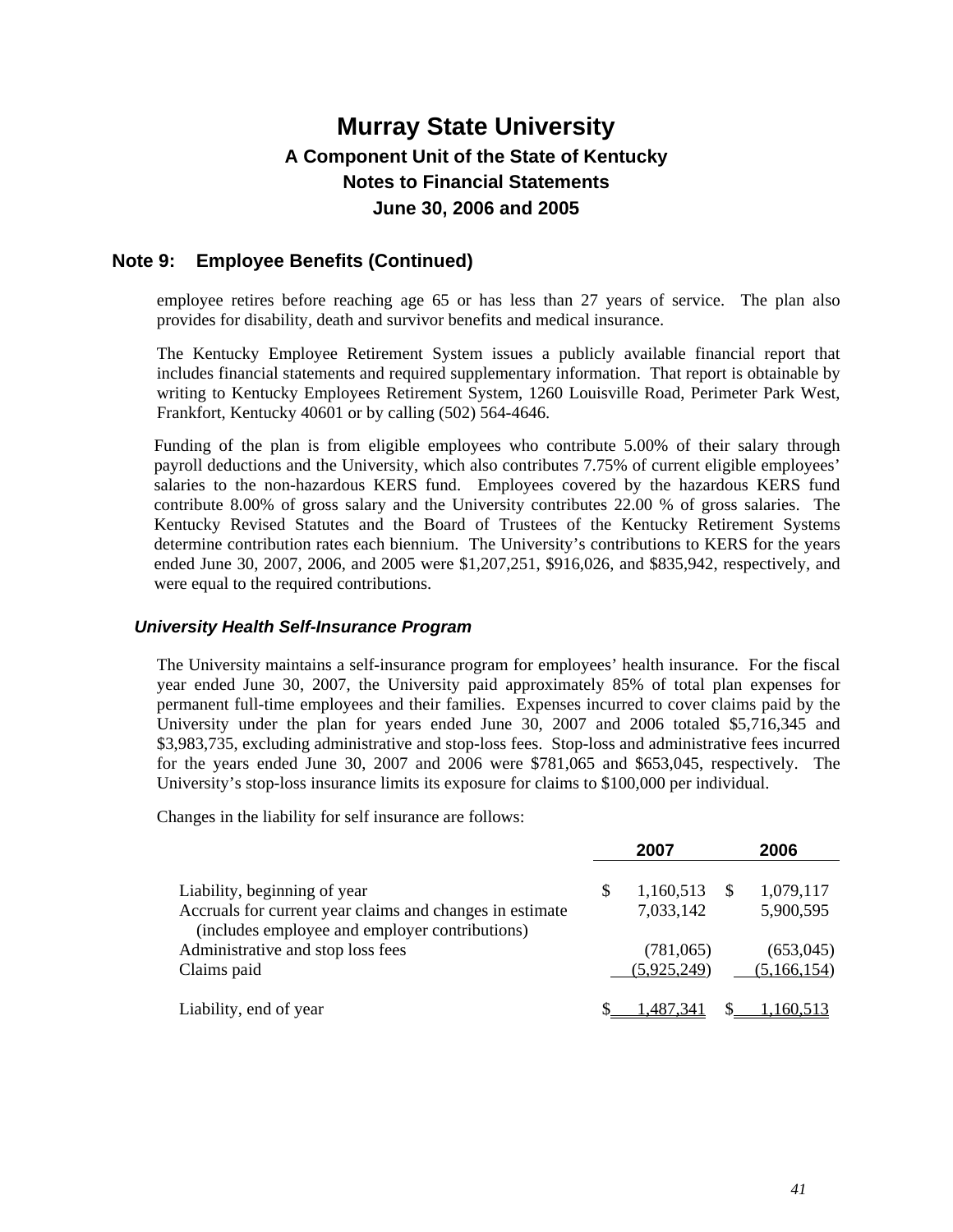# Murray State University

## A Component Unit of the State of Kentucky

## Notes to Financial Statements

## June 30, 2006 and 2005

## Note 9: Employee Benefits (Continued)

employee retires before reaching age 65 or has less than 27 years of service. The plan also provides for disability, death and survivor benefits and medical insurance.

The Kentucky Employee Retirement System issues a publicly available financial report that includes financial statements and required supplementary information. That report is obtainable by writing to Kentucky Employees Retirement System, 1260 Louisville Road, Perimeter Park West, Frankfort, Kentucky 40601 or by calling (502) 564-4646.

Funding of the plan is from eligible employees who contribute 5.00% of their salary through payroll deductions and the University, which also contributes 7.75% of current eligible employees' salaries to the non-hazardous KERS fund. Employees covered by the hazardous KERS fund contribute 8.00% of gross salary and the University contributes 22.00 % of gross salaries. The Kentucky Revised Statutes and the Board of Trustees of the Kentucky Retirement Systems determine contribution rates each biennium. The University's contributions to KERS for the years ended June 30, 2007, 2006, and 2005 were $1,207,251, $916,026, and $835,942, respectively, and were equal to the required contributions.

### *University Health Self-Insurance Program*

The University maintains a self-insurance program for employees' health insurance. For the fiscal year ended June 30, 2007, the University paid approximately 85% of total plan expenses for permanent full-time employees and their families. Expenses incurred to cover claims paid by the University under the plan for years ended June 30, 2007 and 2006 totaled $5,716,345 and $3,983,735, excluding administrative and stop-loss fees. Stop-loss and administrative fees incurred for the years ended June 30, 2007 and 2006 were $781,065 and $653,045, respectively. The University's stop-loss insurance limits its exposure for claims to $100,000 per individual.

Changes in the liability for self insurance are follows:

| | 2007 | 2006 |
|---|---|---|
| Liability, beginning of year | $ 1,160,513 | $ 1,079,117 |
| Accruals for current year claims and changes in estimate (includes employee and employer contributions) | 7,033,142 | 5,900,595 |
| Administrative and stop loss fees | (781,065) | (653,045) |
| Claims paid | (5,925,249) | (5,166,154) |
| Liability, end of year | $ 1,487,341 | $ 1,160,513 |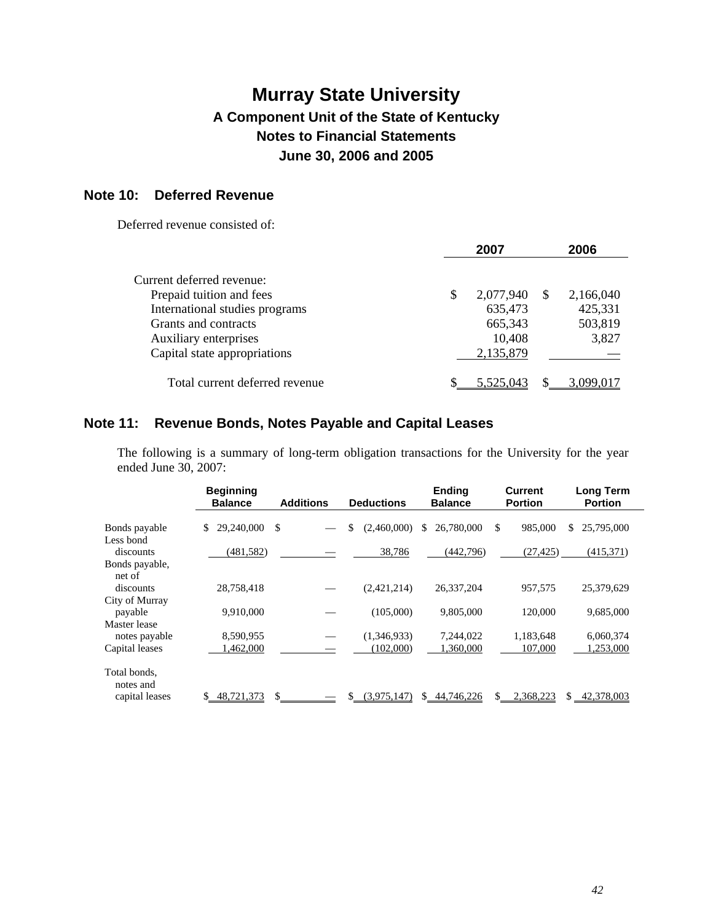# Murray State University

## A Component Unit of the State of Kentucky

## Notes to Financial Statements

## June 30, 2006 and 2005

### Note 10: Deferred Revenue

Deferred revenue consisted of:

| | 2007 | 2006 |
|---|---|---|
| Current deferred revenue: | | |
| Prepaid tuition and fees | $ 2,077,940 | $ 2,166,040 |
| International studies programs | 635,473 | 425,331 |
| Grants and contracts | 665,343 | 503,819 |
| Auxiliary enterprises | 10,408 | 3,827 |
| Capital state appropriations | 2,135,879 | — |
| Total current deferred revenue | $ 5,525,043 | $ 3,099,017 |

### Note 11: Revenue Bonds, Notes Payable and Capital Leases

The following is a summary of long-term obligation transactions for the University for the year ended June 30, 2007:

| | Beginning Balance | Additions | Deductions | Ending Balance | Current Portion | Long Term Portion |
|---|---|---|---|---|---|---|
| Bonds payable | $ 29,240,000 | $ — | $ (2,460,000) | $ 26,780,000 | $ 985,000 | $ 25,795,000 |
| Less bond discounts | (481,582) | — | 38,786 | (442,796) | (27,425) | (415,371) |
| Bonds payable, net of discounts | 28,758,418 | — | (2,421,214) | 26,337,204 | 957,575 | 25,379,629 |
| City of Murray payable | 9,910,000 | — | (105,000) | 9,805,000 | 120,000 | 9,685,000 |
| Master lease notes payable | 8,590,955 | — | (1,346,933) | 7,244,022 | 1,183,648 | 6,060,374 |
| Capital leases | 1,462,000 | — | (102,000) | 1,360,000 | 107,000 | 1,253,000 |
| Total bonds, notes and capital leases | $ 48,721,373 | $ — | $ (3,975,147) | $ 44,746,226 | $ 2,368,223 | $ 42,378,003 |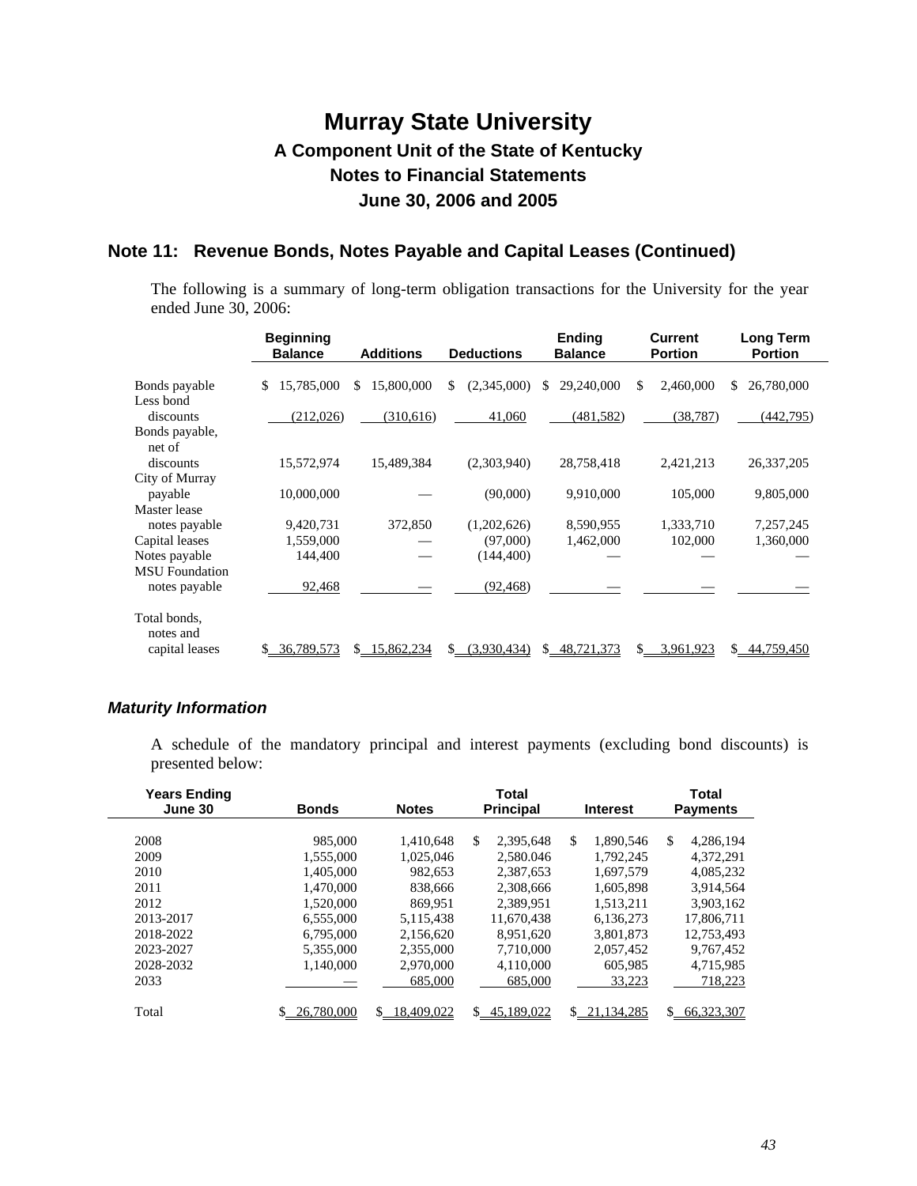# Murray State University

## A Component Unit of the State of Kentucky

## Notes to Financial Statements

## June 30, 2006 and 2005

### Note 11: Revenue Bonds, Notes Payable and Capital Leases (Continued)

The following is a summary of long-term obligation transactions for the University for the year ended June 30, 2006:

| | Beginning Balance | Additions | Deductions | Ending Balance | Current Portion | Long Term Portion |
|---|---|---|---|---|---|---|
| Bonds payable | $ 15,785,000 | $ 15,800,000 | $ (2,345,000) | $ 29,240,000 | $ 2,460,000 | $ 26,780,000 |
| Less bond discounts | (212,026) | (310,616) | 41,060 | (481,582) | (38,787) | (442,795) |
| Bonds payable, net of discounts | 15,572,974 | 15,489,384 | (2,303,940) | 28,758,418 | 2,421,213 | 26,337,205 |
| City of Murray payable | 10,000,000 | — | (90,000) | 9,910,000 | 105,000 | 9,805,000 |
| Master lease notes payable | 9,420,731 | 372,850 | (1,202,626) | 8,590,955 | 1,333,710 | 7,257,245 |
| Capital leases | 1,559,000 | — | (97,000) | 1,462,000 | 102,000 | 1,360,000 |
| Notes payable | 144,400 | — | (144,400) | — | — | — |
| MSU Foundation notes payable | 92,468 | — | (92,468) | — | — | — |
| Total bonds, notes and capital leases | $ 36,789,573 | $ 15,862,234 | $ (3,930,434) | $ 48,721,373 | $ 3,961,923 | $ 44,759,450 |

### *Maturity Information*

A schedule of the mandatory principal and interest payments (excluding bond discounts) is presented below:

| Years Ending June 30 | Bonds | Notes | Total Principal | Interest | Total Payments |
|---|---|---|---|---|---|
| 2008 | 985,000 | 1,410,648 | $ 2,395,648 | $ 1,890,546 | $ 4,286,194 |
| 2009 | 1,555,000 | 1,025,046 | 2,580.046 | 1,792,245 | 4,372,291 |
| 2010 | 1,405,000 | 982,653 | 2,387,653 | 1,697,579 | 4,085,232 |
| 2011 | 1,470,000 | 838,666 | 2,308,666 | 1,605,898 | 3,914,564 |
| 2012 | 1,520,000 | 869,951 | 2,389,951 | 1,513,211 | 3,903,162 |
| 2013-2017 | 6,555,000 | 5,115,438 | 11,670,438 | 6,136,273 | 17,806,711 |
| 2018-2022 | 6,795,000 | 2,156,620 | 8,951,620 | 3,801,873 | 12,753,493 |
| 2023-2027 | 5,355,000 | 2,355,000 | 7,710,000 | 2,057,452 | 9,767,452 |
| 2028-2032 | 1,140,000 | 2,970,000 | 4,110,000 | 605,985 | 4,715,985 |
| 2033 | — | 685,000 | 685,000 | 33,223 | 718,223 |
| Total | $ 26,780,000 | $ 18,409,022 | $ 45,189,022 | $ 21,134,285 | $ 66,323,307 |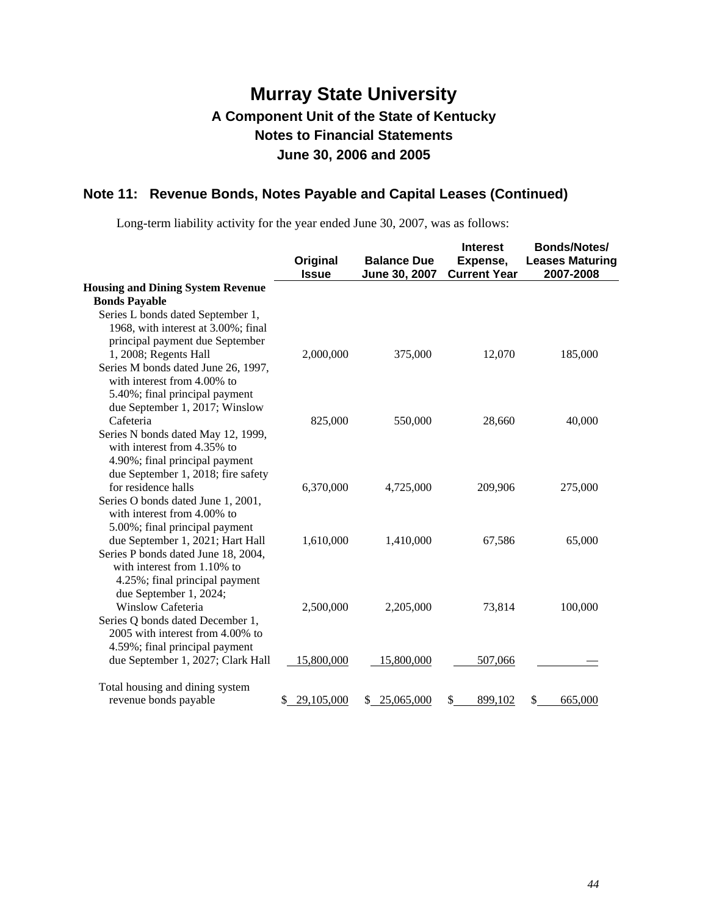# Murray State University

## A Component Unit of the State of Kentucky

## Notes to Financial Statements

## June 30, 2006 and 2005

### Note 11: Revenue Bonds, Notes Payable and Capital Leases (Continued)

Long-term liability activity for the year ended June 30, 2007, was as follows:

| | Original Issue | Balance Due June 30, 2007 | Interest Expense, Current Year | Bonds/Notes/ Leases Maturing 2007-2008 |
|---|---|---|---|---|
| **Housing and Dining System Revenue Bonds Payable** | | | | |
| Series L bonds dated September 1, 1968, with interest at 3.00%; final principal payment due September 1, 2008; Regents Hall | 2,000,000 | 375,000 | 12,070 | 185,000 |
| Series M bonds dated June 26, 1997, with interest from 4.00% to 5.40%; final principal payment due September 1, 2017; Winslow Cafeteria | 825,000 | 550,000 | 28,660 | 40,000 |
| Series N bonds dated May 12, 1999, with interest from 4.35% to 4.90%; final principal payment due September 1, 2018; fire safety for residence halls | 6,370,000 | 4,725,000 | 209,906 | 275,000 |
| Series O bonds dated June 1, 2001, with interest from 4.00% to 5.00%; final principal payment due September 1, 2021; Hart Hall | 1,610,000 | 1,410,000 | 67,586 | 65,000 |
| Series P bonds dated June 18, 2004, with interest from 1.10% to 4.25%; final principal payment due September 1, 2024; Winslow Cafeteria | 2,500,000 | 2,205,000 | 73,814 | 100,000 |
| Series Q bonds dated December 1, 2005 with interest from 4.00% to 4.59%; final principal payment due September 1, 2027; Clark Hall | 15,800,000 | 15,800,000 | 507,066 | — |
| Total housing and dining system revenue bonds payable | $ 29,105,000 | $ 25,065,000 | $ 899,102 | $ 665,000 |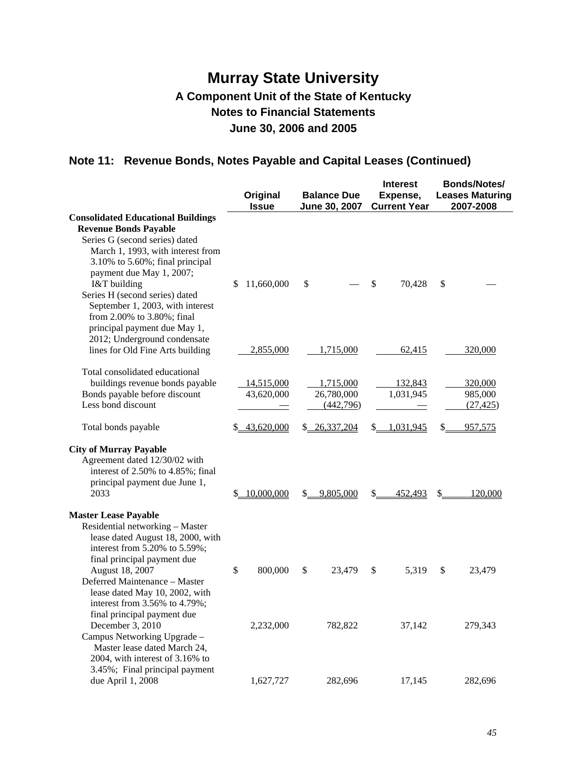# Murray State University

## A Component Unit of the State of Kentucky

## Notes to Financial Statements

## June 30, 2006 and 2005

### Note 11: Revenue Bonds, Notes Payable and Capital Leases (Continued)

| | Original Issue | Balance Due June 30, 2007 | Interest Expense, Current Year | Bonds/Notes/ Leases Maturing 2007-2008 |
|---|---|---|---|---|
| **Consolidated Educational Buildings Revenue Bonds Payable** | | | | |
| Series G (second series) dated March 1, 1993, with interest from 3.10% to 5.60%; final principal payment due May 1, 2007; I&T building | $ 11,660,000 | $ — | $ 70,428 | $ — |
| Series H (second series) dated September 1, 2003, with interest from 2.00% to 3.80%; final principal payment due May 1, 2012; Underground condensate lines for Old Fine Arts building | 2,855,000 | 1,715,000 | 62,415 | 320,000 |
| Total consolidated educational buildings revenue bonds payable | 14,515,000 | 1,715,000 | 132,843 | 320,000 |
| Bonds payable before discount | 43,620,000 | 26,780,000 | 1,031,945 | 985,000 |
| Less bond discount | — | (442,796) | — | (27,425) |
| Total bonds payable | $ 43,620,000 | $ 26,337,204 | $ 1,031,945 | $ 957,575 |
| **City of Murray Payable** | | | | |
| Agreement dated 12/30/02 with interest of 2.50% to 4.85%; final principal payment due June 1, 2033 | $ 10,000,000 | $ 9,805,000 | $ 452,493 | $ 120,000 |
| **Master Lease Payable** | | | | |
| Residential networking – Master lease dated August 18, 2000, with interest from 5.20% to 5.59%; final principal payment due August 18, 2007 | $ 800,000 | $ 23,479 | $ 5,319 | $ 23,479 |
| Deferred Maintenance – Master lease dated May 10, 2002, with interest from 3.56% to 4.79%; final principal payment due December 3, 2010 | 2,232,000 | 782,822 | 37,142 | 279,343 |
| Campus Networking Upgrade – Master lease dated March 24, 2004, with interest of 3.16% to 3.45%; Final principal payment due April 1, 2008 | 1,627,727 | 282,696 | 17,145 | 282,696 |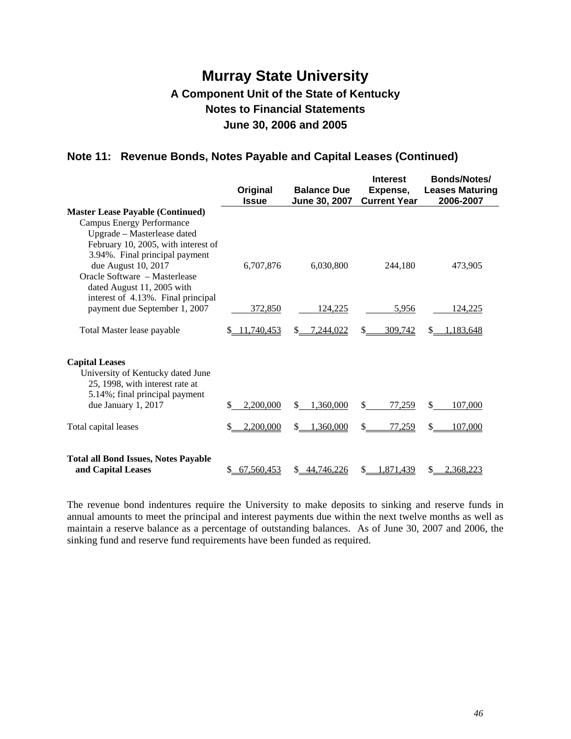# Murray State University

## A Component Unit of the State of Kentucky

## Notes to Financial Statements

## June 30, 2006 and 2005

### Note 11: Revenue Bonds, Notes Payable and Capital Leases (Continued)

| | Original Issue | Balance Due June 30, 2007 | Interest Expense, Current Year | Bonds/Notes/ Leases Maturing 2006-2007 |
|---|---|---|---|---|
| **Master Lease Payable (Continued)** | | | | |
| Campus Energy Performance Upgrade – Masterlease dated February 10, 2005, with interest of 3.94%. Final principal payment due August 10, 2017 | 6,707,876 | 6,030,800 | 244,180 | 473,905 |
| Oracle Software – Masterlease dated August 11, 2005 with interest of 4.13%. Final principal payment due September 1, 2007 | 372,850 | 124,225 | 5,956 | 124,225 |
| Total Master lease payable | $ 11,740,453 | $ 7,244,022 | $ 309,742 | $ 1,183,648 |
| **Capital Leases** | | | | |
| University of Kentucky dated June 25, 1998, with interest rate at 5.14%; final principal payment due January 1, 2017 | $ 2,200,000 | $ 1,360,000 | $ 77,259 | $ 107,000 |
| Total capital leases | $ 2,200,000 | $ 1,360,000 | $ 77,259 | $ 107,000 |
| **Total all Bond Issues, Notes Payable and Capital Leases** | $ 67,560,453 | $ 44,746,226 | $ 1,871,439 | $ 2,368,223 |

The revenue bond indentures require the University to make deposits to sinking and reserve funds in annual amounts to meet the principal and interest payments due within the next twelve months as well as maintain a reserve balance as a percentage of outstanding balances. As of June 30, 2007 and 2006, the sinking fund and reserve fund requirements have been funded as required.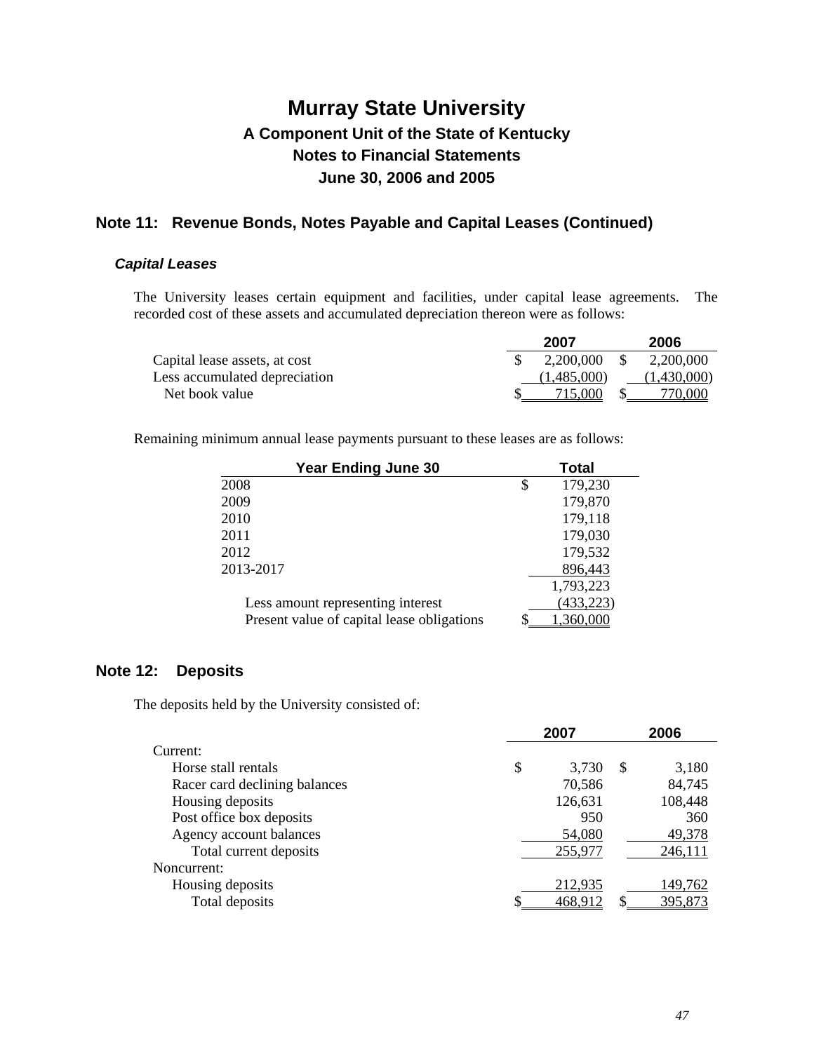# Murray State University

## A Component Unit of the State of Kentucky
## Notes to Financial Statements
## June 30, 2006 and 2005

## Note 11: Revenue Bonds, Notes Payable and Capital Leases (Continued)

### *Capital Leases*

The University leases certain equipment and facilities, under capital lease agreements. The recorded cost of these assets and accumulated depreciation thereon were as follows:

| | 2007 | 2006 |
|---|---|---|
| Capital lease assets, at cost | $ 2,200,000 | $ 2,200,000 |
| Less accumulated depreciation | (1,485,000) | (1,430,000) |
| Net book value | $ 715,000 | $ 770,000 |

Remaining minimum annual lease payments pursuant to these leases are as follows:

| Year Ending June 30 | Total |
|---|---|
| 2008 | $ 179,230 |
| 2009 | 179,870 |
| 2010 | 179,118 |
| 2011 | 179,030 |
| 2012 | 179,532 |
| 2013-2017 | 896,443 |
| | 1,793,223 |
| Less amount representing interest | (433,223) |
| Present value of capital lease obligations | $ 1,360,000 |

## Note 12: Deposits

The deposits held by the University consisted of:

| | 2007 | 2006 |
|---|---|---|
| Current: | | |
| Horse stall rentals | $ 3,730 | $ 3,180 |
| Racer card declining balances | 70,586 | 84,745 |
| Housing deposits | 126,631 | 108,448 |
| Post office box deposits | 950 | 360 |
| Agency account balances | 54,080 | 49,378 |
| Total current deposits | 255,977 | 246,111 |
| Noncurrent: | | |
| Housing deposits | 212,935 | 149,762 |
| Total deposits | $ 468,912 | $ 395,873 |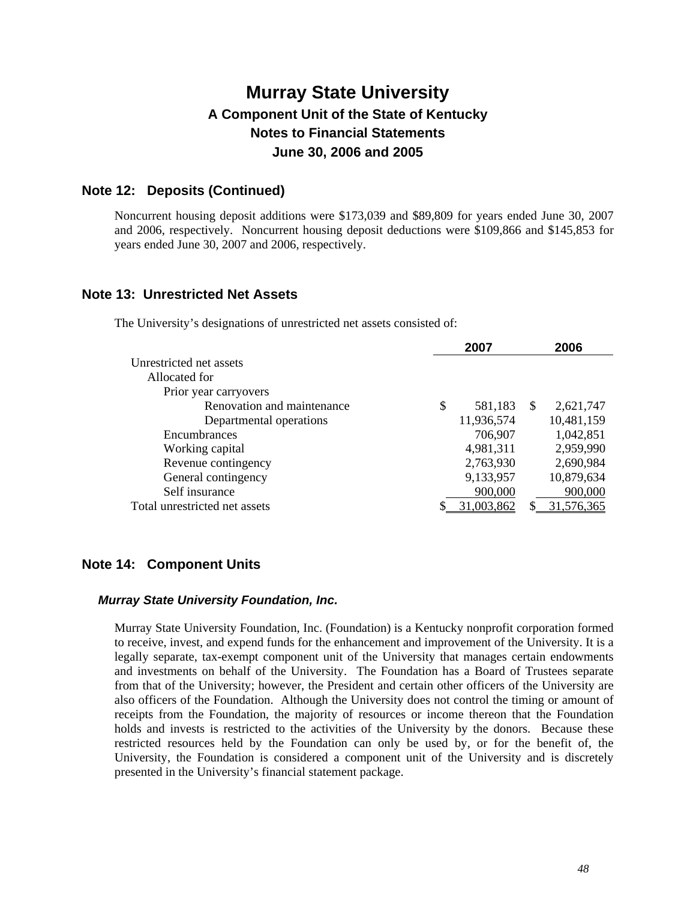# Murray State University

## A Component Unit of the State of Kentucky

## Notes to Financial Statements

## June 30, 2006 and 2005

### Note 12: Deposits (Continued)

Noncurrent housing deposit additions were $173,039 and $89,809 for years ended June 30, 2007 and 2006, respectively. Noncurrent housing deposit deductions were $109,866 and $145,853 for years ended June 30, 2007 and 2006, respectively.

### Note 13: Unrestricted Net Assets

The University's designations of unrestricted net assets consisted of:

| | 2007 | 2006 |
|---|---|---|
| Unrestricted net assets | | |
| Allocated for | | |
| Prior year carryovers | | |
| Renovation and maintenance | $ 581,183 | $ 2,621,747 |
| Departmental operations | 11,936,574 | 10,481,159 |
| Encumbrances | 706,907 | 1,042,851 |
| Working capital | 4,981,311 | 2,959,990 |
| Revenue contingency | 2,763,930 | 2,690,984 |
| General contingency | 9,133,957 | 10,879,634 |
| Self insurance | 900,000 | 900,000 |
| Total unrestricted net assets | $ 31,003,862 | $ 31,576,365 |

### Note 14: Component Units

#### *Murray State University Foundation, Inc.*

Murray State University Foundation, Inc. (Foundation) is a Kentucky nonprofit corporation formed to receive, invest, and expend funds for the enhancement and improvement of the University. It is a legally separate, tax-exempt component unit of the University that manages certain endowments and investments on behalf of the University. The Foundation has a Board of Trustees separate from that of the University; however, the President and certain other officers of the University are also officers of the Foundation. Although the University does not control the timing or amount of receipts from the Foundation, the majority of resources or income thereon that the Foundation holds and invests is restricted to the activities of the University by the donors. Because these restricted resources held by the Foundation can only be used by, or for the benefit of, the University, the Foundation is considered a component unit of the University and is discretely presented in the University's financial statement package.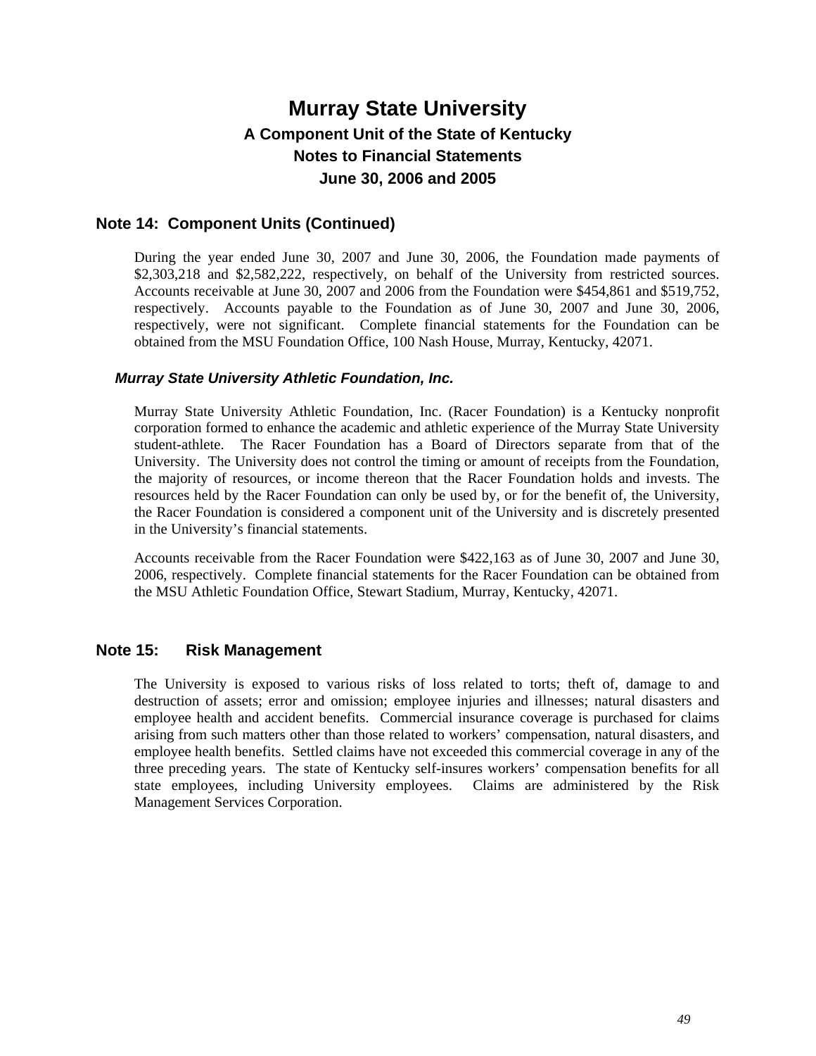# Murray State University

## A Component Unit of the State of Kentucky

## Notes to Financial Statements

## June 30, 2006 and 2005

## Note 14: Component Units (Continued)

During the year ended June 30, 2007 and June 30, 2006, the Foundation made payments of $2,303,218 and $2,582,222, respectively, on behalf of the University from restricted sources. Accounts receivable at June 30, 2007 and 2006 from the Foundation were $454,861 and $519,752, respectively. Accounts payable to the Foundation as of June 30, 2007 and June 30, 2006, respectively, were not significant. Complete financial statements for the Foundation can be obtained from the MSU Foundation Office, 100 Nash House, Murray, Kentucky, 42071.

### *Murray State University Athletic Foundation, Inc.*

Murray State University Athletic Foundation, Inc. (Racer Foundation) is a Kentucky nonprofit corporation formed to enhance the academic and athletic experience of the Murray State University student-athlete. The Racer Foundation has a Board of Directors separate from that of the University. The University does not control the timing or amount of receipts from the Foundation, the majority of resources, or income thereon that the Racer Foundation holds and invests. The resources held by the Racer Foundation can only be used by, or for the benefit of, the University, the Racer Foundation is considered a component unit of the University and is discretely presented in the University's financial statements.

Accounts receivable from the Racer Foundation were $422,163 as of June 30, 2007 and June 30, 2006, respectively. Complete financial statements for the Racer Foundation can be obtained from the MSU Athletic Foundation Office, Stewart Stadium, Murray, Kentucky, 42071.

## Note 15: Risk Management

The University is exposed to various risks of loss related to torts; theft of, damage to and destruction of assets; error and omission; employee injuries and illnesses; natural disasters and employee health and accident benefits. Commercial insurance coverage is purchased for claims arising from such matters other than those related to workers' compensation, natural disasters, and employee health benefits. Settled claims have not exceeded this commercial coverage in any of the three preceding years. The state of Kentucky self-insures workers' compensation benefits for all state employees, including University employees. Claims are administered by the Risk Management Services Corporation.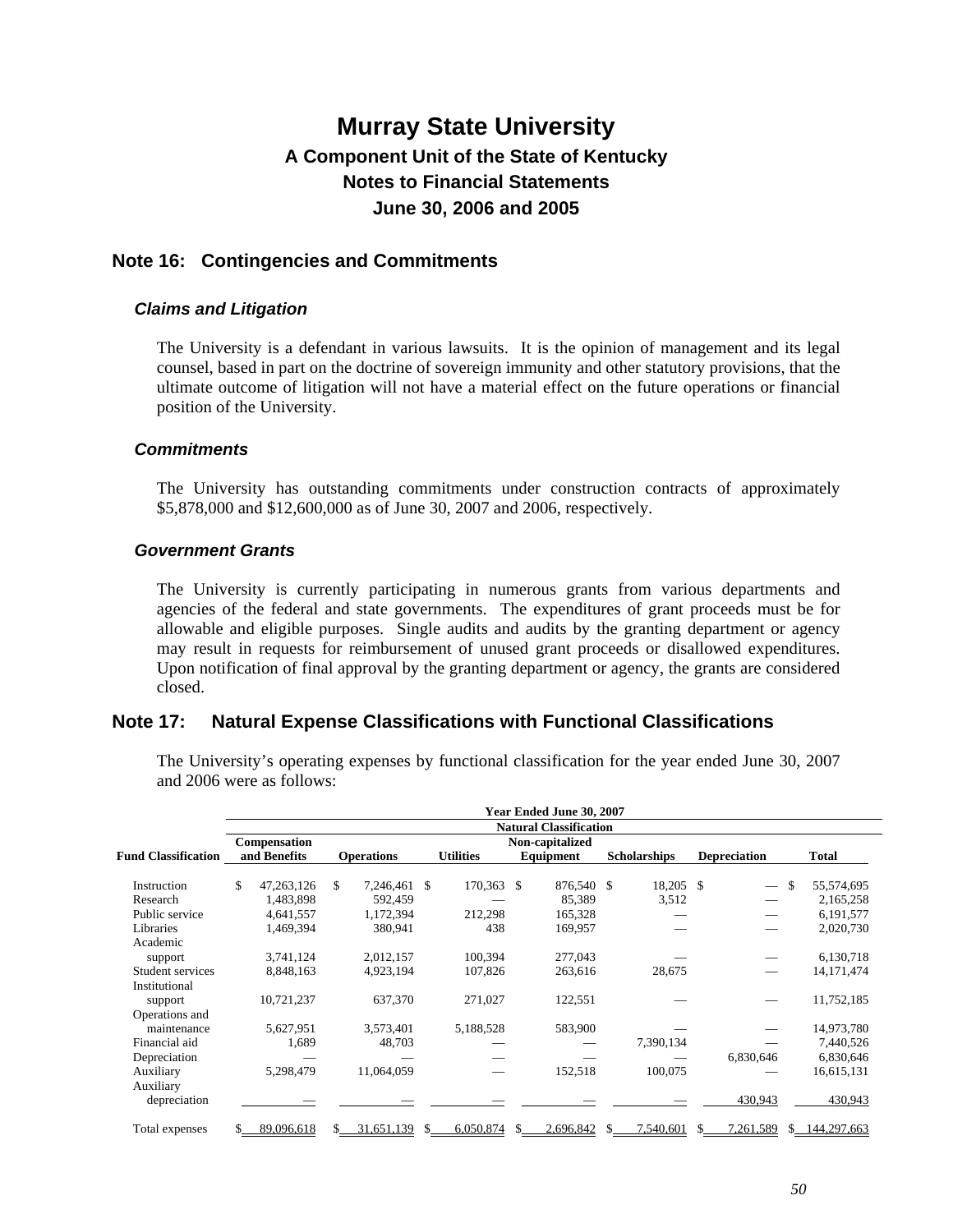# Murray State University

## A Component Unit of the State of Kentucky

## Notes to Financial Statements

## June 30, 2006 and 2005

## Note 16: Contingencies and Commitments

### *Claims and Litigation*

The University is a defendant in various lawsuits. It is the opinion of management and its legal counsel, based in part on the doctrine of sovereign immunity and other statutory provisions, that the ultimate outcome of litigation will not have a material effect on the future operations or financial position of the University.

### *Commitments*

The University has outstanding commitments under construction contracts of approximately $5,878,000 and $12,600,000 as of June 30, 2007 and 2006, respectively.

### *Government Grants*

The University is currently participating in numerous grants from various departments and agencies of the federal and state governments. The expenditures of grant proceeds must be for allowable and eligible purposes. Single audits and audits by the granting department or agency may result in requests for reimbursement of unused grant proceeds or disallowed expenditures. Upon notification of final approval by the granting department or agency, the grants are considered closed.

## Note 17: Natural Expense Classifications with Functional Classifications

The University's operating expenses by functional classification for the year ended June 30, 2007 and 2006 were as follows:

| | Year Ended June 30, 2007 | | | | | | |
|---|---|---|---|---|---|---|---|
| | Natural Classification | | | | | | |
| Fund Classification | Compensation and Benefits | Operations | Utilities | Non-capitalized Equipment | Scholarships | Depreciation | Total |
| Instruction | $ 47,263,126 | $ 7,246,461 | $ 170,363 | $ 876,540 | $ 18,205 | $ — | $ 55,574,695 |
| Research | 1,483,898 | 592,459 | — | 85,389 | 3,512 | — | 2,165,258 |
| Public service | 4,641,557 | 1,172,394 | 212,298 | 165,328 | — | — | 6,191,577 |
| Libraries | 1,469,394 | 380,941 | 438 | 169,957 | — | — | 2,020,730 |
| Academic support | 3,741,124 | 2,012,157 | 100,394 | 277,043 | — | — | 6,130,718 |
| Student services | 8,848,163 | 4,923,194 | 107,826 | 263,616 | 28,675 | — | 14,171,474 |
| Institutional support | 10,721,237 | 637,370 | 271,027 | 122,551 | — | — | 11,752,185 |
| Operations and maintenance | 5,627,951 | 3,573,401 | 5,188,528 | 583,900 | — | — | 14,973,780 |
| Financial aid | 1,689 | 48,703 | — | — | 7,390,134 | — | 7,440,526 |
| Depreciation | — | — | — | — | — | 6,830,646 | 6,830,646 |
| Auxiliary | 5,298,479 | 11,064,059 | — | 152,518 | 100,075 | — | 16,615,131 |
| Auxiliary depreciation | — | — | — | — | — | 430,943 | 430,943 |
| Total expenses | $ 89,096,618 | $ 31,651,139 | $ 6,050,874 | $ 2,696,842 | $ 7,540,601 | $ 7,261,589 | $ 144,297,663 |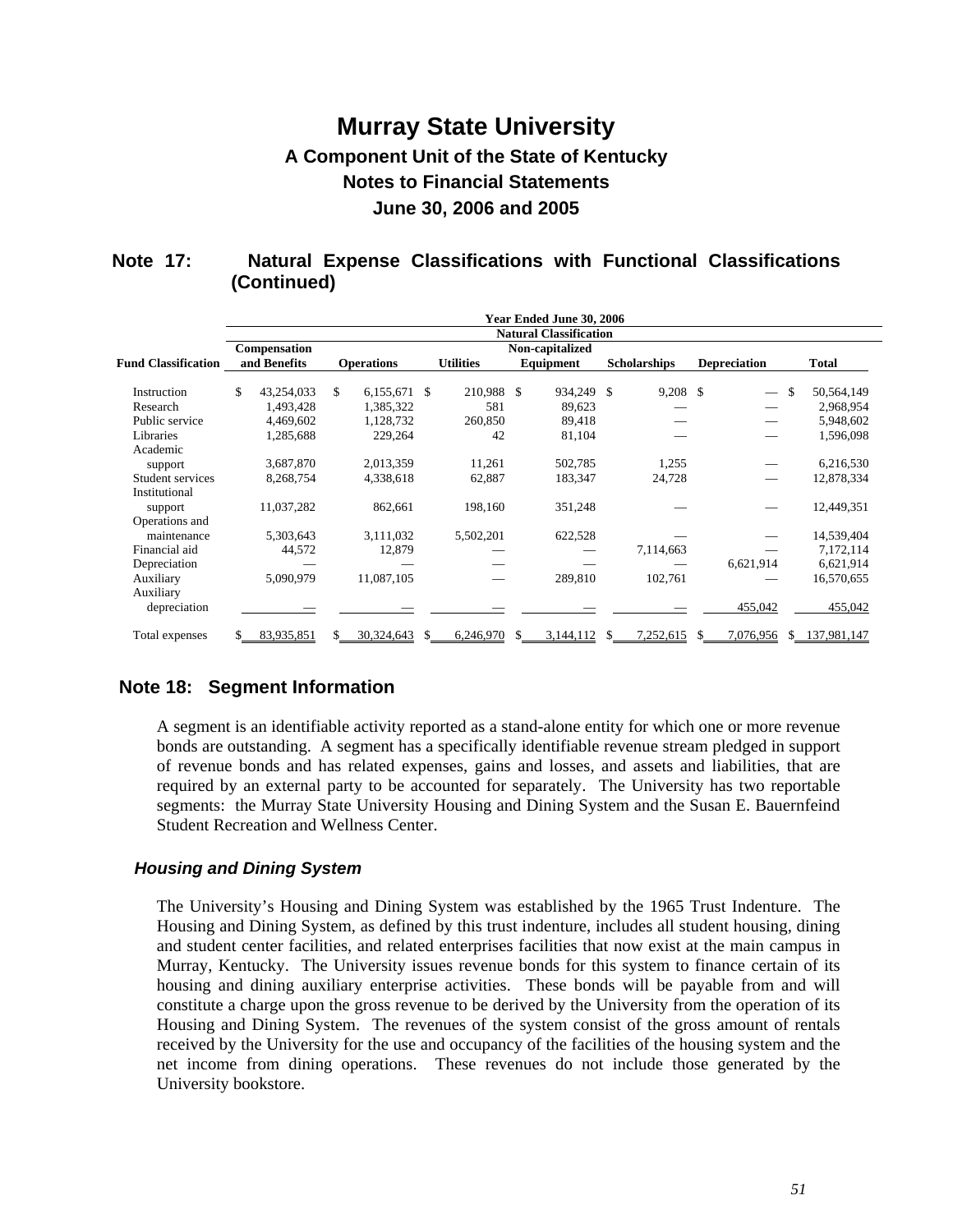# Murray State University

## A Component Unit of the State of Kentucky
## Notes to Financial Statements
## June 30, 2006 and 2005

## Note 17: Natural Expense Classifications with Functional Classifications (Continued)

| | Year Ended June 30, 2006 | | | | | | |
|---|---|---|---|---|---|---|---|
| | Natural Classification | | | | | | |
| Fund Classification | Compensation and Benefits | Operations | Utilities | Non-capitalized Equipment | Scholarships | Depreciation | Total |
| Instruction | $ 43,254,033 | $ 6,155,671 | $ 210,988 | $ 934,249 | $ 9,208 | $ — | $ 50,564,149 |
| Research | 1,493,428 | 1,385,322 | 581 | 89,623 | — | — | 2,968,954 |
| Public service | 4,469,602 | 1,128,732 | 260,850 | 89,418 | — | — | 5,948,602 |
| Libraries | 1,285,688 | 229,264 | 42 | 81,104 | — | — | 1,596,098 |
| Academic support | 3,687,870 | 2,013,359 | 11,261 | 502,785 | 1,255 | — | 6,216,530 |
| Student services | 8,268,754 | 4,338,618 | 62,887 | 183,347 | 24,728 | — | 12,878,334 |
| Institutional support | 11,037,282 | 862,661 | 198,160 | 351,248 | — | — | 12,449,351 |
| Operations and maintenance | 5,303,643 | 3,111,032 | 5,502,201 | 622,528 | — | — | 14,539,404 |
| Financial aid | 44,572 | 12,879 | — | — | 7,114,663 | — | 7,172,114 |
| Depreciation | — | — | — | — | — | 6,621,914 | 6,621,914 |
| Auxiliary | 5,090,979 | 11,087,105 | — | 289,810 | 102,761 | — | 16,570,655 |
| Auxiliary depreciation | — | — | — | — | — | 455,042 | 455,042 |
| Total expenses | $ 83,935,851 | $ 30,324,643 | $ 6,246,970 | $ 3,144,112 | $ 7,252,615 | $ 7,076,956 | $ 137,981,147 |

## Note 18: Segment Information

A segment is an identifiable activity reported as a stand-alone entity for which one or more revenue bonds are outstanding. A segment has a specifically identifiable revenue stream pledged in support of revenue bonds and has related expenses, gains and losses, and assets and liabilities, that are required by an external party to be accounted for separately. The University has two reportable segments: the Murray State University Housing and Dining System and the Susan E. Bauernfeind Student Recreation and Wellness Center.

### *Housing and Dining System*

The University's Housing and Dining System was established by the 1965 Trust Indenture. The Housing and Dining System, as defined by this trust indenture, includes all student housing, dining and student center facilities, and related enterprises facilities that now exist at the main campus in Murray, Kentucky. The University issues revenue bonds for this system to finance certain of its housing and dining auxiliary enterprise activities. These bonds will be payable from and will constitute a charge upon the gross revenue to be derived by the University from the operation of its Housing and Dining System. The revenues of the system consist of the gross amount of rentals received by the University for the use and occupancy of the facilities of the housing system and the net income from dining operations. These revenues do not include those generated by the University bookstore.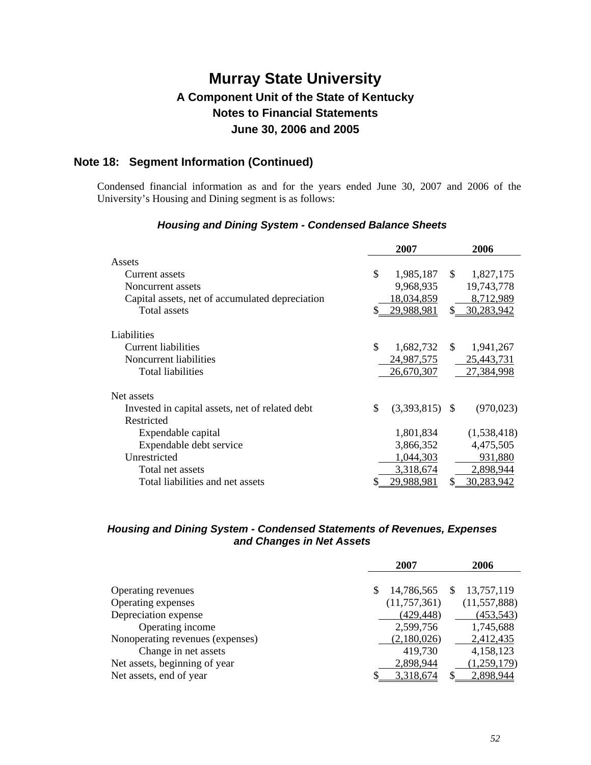# Murray State University

### A Component Unit of the State of Kentucky
### Notes to Financial Statements
### June 30, 2006 and 2005

## Note 18: Segment Information (Continued)

Condensed financial information as and for the years ended June 30, 2007 and 2006 of the University's Housing and Dining segment is as follows:

### *Housing and Dining System - Condensed Balance Sheets*

| | 2007 | 2006 |
|---|---|---|
| Assets | | |
| Current assets | $ 1,985,187 | $ 1,827,175 |
| Noncurrent assets | 9,968,935 | 19,743,778 |
| Capital assets, net of accumulated depreciation | 18,034,859 | 8,712,989 |
| Total assets | $ 29,988,981 | $ 30,283,942 |
| | | |
| Liabilities | | |
| Current liabilities | $ 1,682,732 | $ 1,941,267 |
| Noncurrent liabilities | 24,987,575 | 25,443,731 |
| Total liabilities | 26,670,307 | 27,384,998 |
| | | |
| Net assets | | |
| Invested in capital assets, net of related debt | $ (3,393,815) | $ (970,023) |
| Restricted | | |
| Expendable capital | 1,801,834 | (1,538,418) |
| Expendable debt service | 3,866,352 | 4,475,505 |
| Unrestricted | 1,044,303 | 931,880 |
| Total net assets | 3,318,674 | 2,898,944 |
| Total liabilities and net assets | $ 29,988,981 | $ 30,283,942 |

### *Housing and Dining System - Condensed Statements of Revenues, Expenses and Changes in Net Assets*

| | 2007 | 2006 |
|---|---|---|
| Operating revenues | $ 14,786,565 | $ 13,757,119 |
| Operating expenses | (11,757,361) | (11,557,888) |
| Depreciation expense | (429,448) | (453,543) |
| Operating income | 2,599,756 | 1,745,688 |
| Nonoperating revenues (expenses) | (2,180,026) | 2,412,435 |
| Change in net assets | 419,730 | 4,158,123 |
| Net assets, beginning of year | 2,898,944 | (1,259,179) |
| Net assets, end of year | $ 3,318,674 | $ 2,898,944 |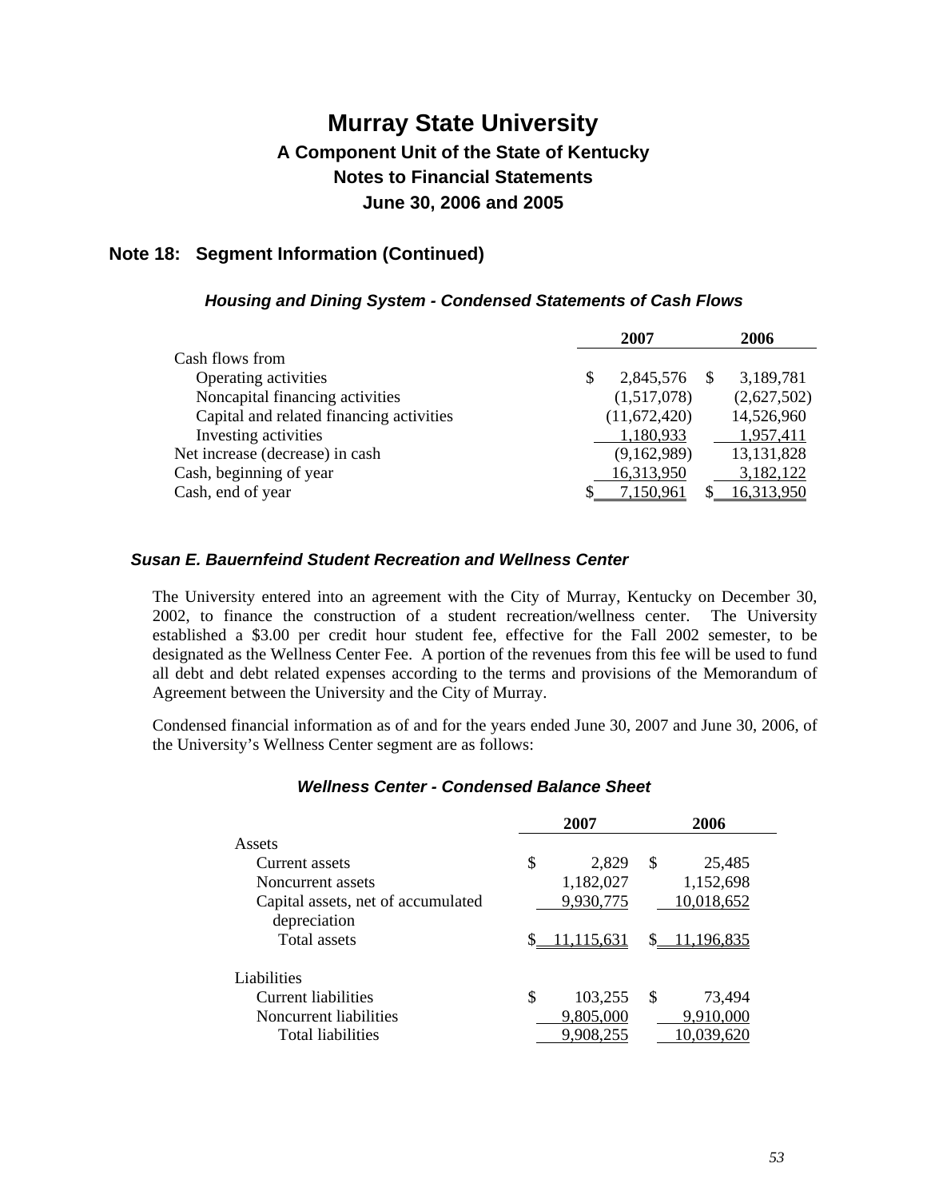# Murray State University

## A Component Unit of the State of Kentucky

## Notes to Financial Statements

## June 30, 2006 and 2005

## Note 18: Segment Information (Continued)

### *Housing and Dining System - Condensed Statements of Cash Flows*

| | 2007 | 2006 |
|---|---|---|
| Cash flows from | | |
| Operating activities | $ 2,845,576 | $ 3,189,781 |
| Noncapital financing activities | (1,517,078) | (2,627,502) |
| Capital and related financing activities | (11,672,420) | 14,526,960 |
| Investing activities | 1,180,933 | 1,957,411 |
| Net increase (decrease) in cash | (9,162,989) | 13,131,828 |
| Cash, beginning of year | 16,313,950 | 3,182,122 |
| Cash, end of year | $ 7,150,961 | $ 16,313,950 |

### *Susan E. Bauernfeind Student Recreation and Wellness Center*

The University entered into an agreement with the City of Murray, Kentucky on December 30, 2002, to finance the construction of a student recreation/wellness center. The University established a $3.00 per credit hour student fee, effective for the Fall 2002 semester, to be designated as the Wellness Center Fee. A portion of the revenues from this fee will be used to fund all debt and debt related expenses according to the terms and provisions of the Memorandum of Agreement between the University and the City of Murray.

Condensed financial information as of and for the years ended June 30, 2007 and June 30, 2006, of the University's Wellness Center segment are as follows:

### *Wellness Center - Condensed Balance Sheet*

| | 2007 | 2006 |
|---|---|---|
| Assets | | |
| Current assets | $ 2,829 | $ 25,485 |
| Noncurrent assets | 1,182,027 | 1,152,698 |
| Capital assets, net of accumulated depreciation | 9,930,775 | 10,018,652 |
| Total assets | $ 11,115,631 | $ 11,196,835 |
| Liabilities | | |
| Current liabilities | $ 103,255 | $ 73,494 |
| Noncurrent liabilities | 9,805,000 | 9,910,000 |
| Total liabilities | 9,908,255 | 10,039,620 |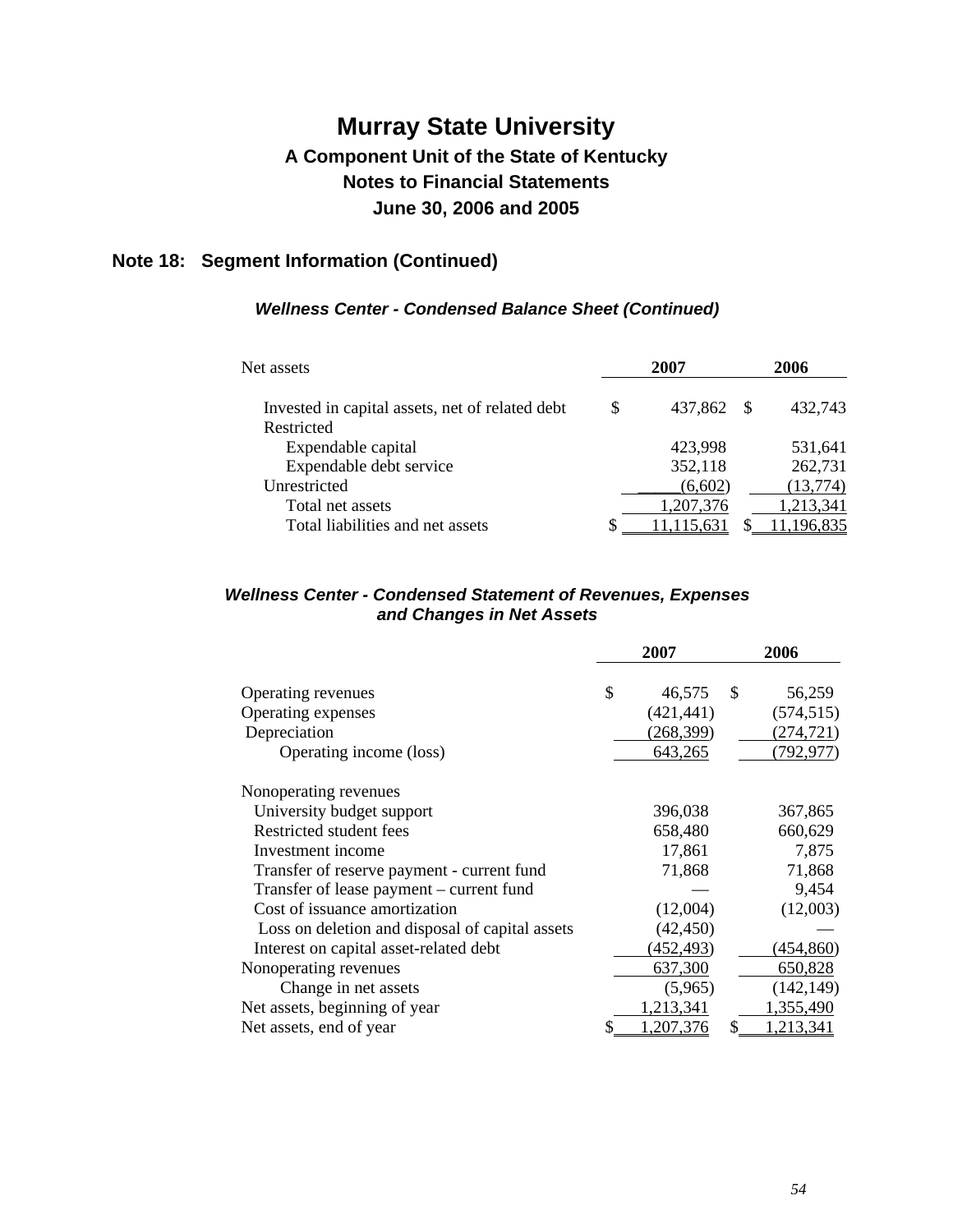# Murray State University

## A Component Unit of the State of Kentucky

## Notes to Financial Statements

## June 30, 2006 and 2005

### Note 18: Segment Information (Continued)

#### *Wellness Center - Condensed Balance Sheet (Continued)*

| Net assets | 2007 | 2006 |
|---|---|---|
| Invested in capital assets, net of related debt | $ 437,862 | $ 432,743 |
| Restricted | | |
| Expendable capital | 423,998 | 531,641 |
| Expendable debt service | 352,118 | 262,731 |
| Unrestricted | (6,602) | (13,774) |
| Total net assets | 1,207,376 | 1,213,341 |
| Total liabilities and net assets | $ 11,115,631 | $ 11,196,835 |

#### *Wellness Center - Condensed Statement of Revenues, Expenses and Changes in Net Assets*

| | 2007 | 2006 |
|---|---|---|
| Operating revenues | $ 46,575 | $ 56,259 |
| Operating expenses | (421,441) | (574,515) |
| Depreciation | (268,399) | (274,721) |
| Operating income (loss) | 643,265 | (792,977) |
| Nonoperating revenues | | |
| University budget support | 396,038 | 367,865 |
| Restricted student fees | 658,480 | 660,629 |
| Investment income | 17,861 | 7,875 |
| Transfer of reserve payment - current fund | 71,868 | 71,868 |
| Transfer of lease payment – current fund | — | 9,454 |
| Cost of issuance amortization | (12,004) | (12,003) |
| Loss on deletion and disposal of capital assets | (42,450) | — |
| Interest on capital asset-related debt | (452,493) | (454,860) |
| Nonoperating revenues | 637,300 | 650,828 |
| Change in net assets | (5,965) | (142,149) |
| Net assets, beginning of year | 1,213,341 | 1,355,490 |
| Net assets, end of year | $ 1,207,376 | $ 1,213,341 |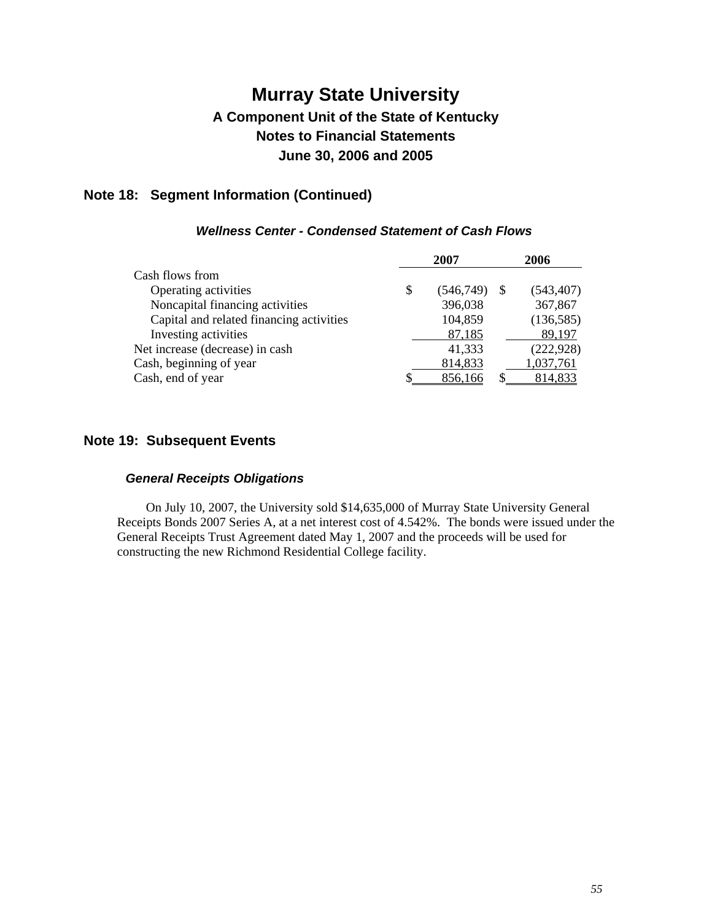# Murray State University

## A Component Unit of the State of Kentucky

## Notes to Financial Statements

## June 30, 2006 and 2005

### Note 18: Segment Information (Continued)

***Wellness Center - Condensed Statement of Cash Flows***

| | 2007 | 2006 |
|---|---|---|
| Cash flows from | | |
| Operating activities | $ (546,749) | $ (543,407) |
| Noncapital financing activities | 396,038 | 367,867 |
| Capital and related financing activities | 104,859 | (136,585) |
| Investing activities | 87,185 | 89,197 |
| Net increase (decrease) in cash | 41,333 | (222,928) |
| Cash, beginning of year | 814,833 | 1,037,761 |
| Cash, end of year | $ 856,166 | $ 814,833 |

### Note 19: Subsequent Events

***General Receipts Obligations***

On July 10, 2007, the University sold $14,635,000 of Murray State University General Receipts Bonds 2007 Series A, at a net interest cost of 4.542%. The bonds were issued under the General Receipts Trust Agreement dated May 1, 2007 and the proceeds will be used for constructing the new Richmond Residential College facility.